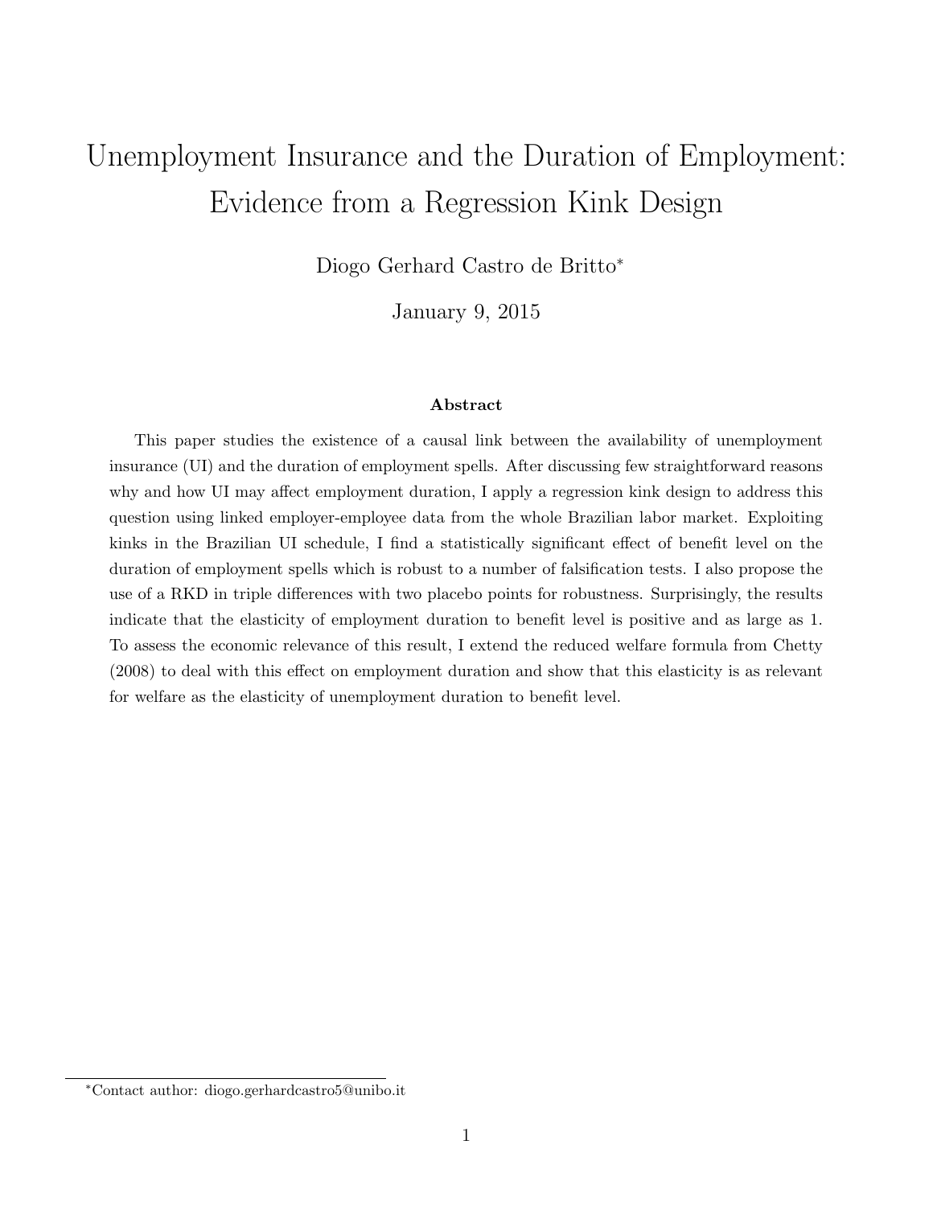# Unemployment Insurance and the Duration of Employment: Evidence from a Regression Kink Design

Diogo Gerhard Castro de Britto[*]

January 9, 2015

### Abstract

This paper studies the existence of a causal link between the availability of unemployment insurance (UI) and the duration of employment spells. After discussing few straightforward reasons why and how UI may affect employment duration, I apply a regression kink design to address this question using linked employer-employee data from the whole Brazilian labor market. Exploiting kinks in the Brazilian UI schedule, I find a statistically significant effect of benefit level on the duration of employment spells which is robust to a number of falsification tests. I also propose the use of a RKD in triple differences with two placebo points for robustness. Surprisingly, the results indicate that the elasticity of employment duration to benefit level is positive and as large as 1. To assess the economic relevance of this result, I extend the reduced welfare formula from Chetty (2008) to deal with this effect on employment duration and show that this elasticity is as relevant for welfare as the elasticity of unemployment duration to benefit level.

[*]Contact author: diogo.gerhardcastro5@unibo.it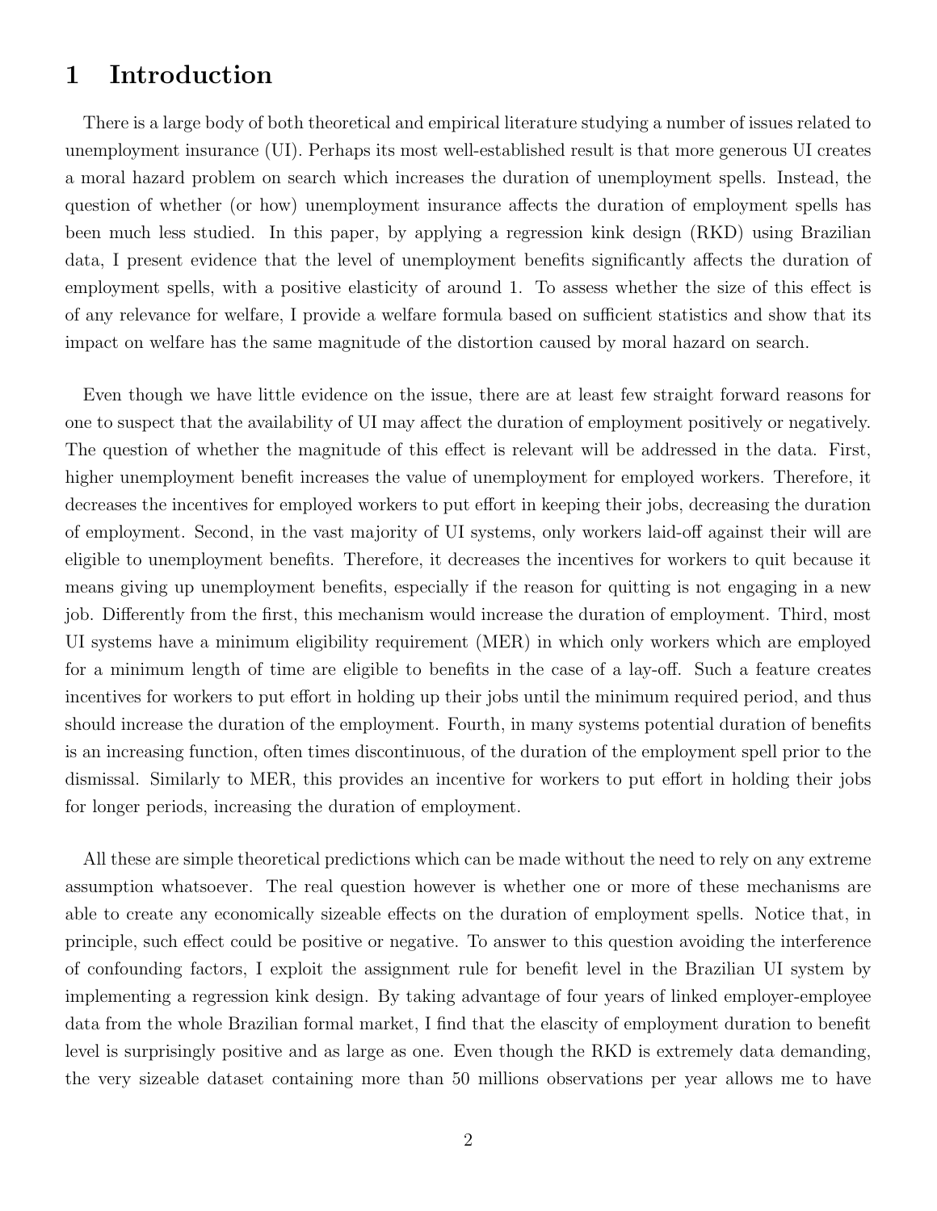# 1 Introduction

There is a large body of both theoretical and empirical literature studying a number of issues related to unemployment insurance (UI). Perhaps its most well-established result is that more generous UI creates a moral hazard problem on search which increases the duration of unemployment spells. Instead, the question of whether (or how) unemployment insurance affects the duration of employment spells has been much less studied. In this paper, by applying a regression kink design (RKD) using Brazilian data, I present evidence that the level of unemployment benefits significantly affects the duration of employment spells, with a positive elasticity of around 1. To assess whether the size of this effect is of any relevance for welfare, I provide a welfare formula based on sufficient statistics and show that its impact on welfare has the same magnitude of the distortion caused by moral hazard on search.

Even though we have little evidence on the issue, there are at least few straight forward reasons for one to suspect that the availability of UI may affect the duration of employment positively or negatively. The question of whether the magnitude of this effect is relevant will be addressed in the data. First, higher unemployment benefit increases the value of unemployment for employed workers. Therefore, it decreases the incentives for employed workers to put effort in keeping their jobs, decreasing the duration of employment. Second, in the vast majority of UI systems, only workers laid-off against their will are eligible to unemployment benefits. Therefore, it decreases the incentives for workers to quit because it means giving up unemployment benefits, especially if the reason for quitting is not engaging in a new job. Differently from the first, this mechanism would increase the duration of employment. Third, most UI systems have a minimum eligibility requirement (MER) in which only workers which are employed for a minimum length of time are eligible to benefits in the case of a lay-off. Such a feature creates incentives for workers to put effort in holding up their jobs until the minimum required period, and thus should increase the duration of the employment. Fourth, in many systems potential duration of benefits is an increasing function, often times discontinuous, of the duration of the employment spell prior to the dismissal. Similarly to MER, this provides an incentive for workers to put effort in holding their jobs for longer periods, increasing the duration of employment.

All these are simple theoretical predictions which can be made without the need to rely on any extreme assumption whatsoever. The real question however is whether one or more of these mechanisms are able to create any economically sizeable effects on the duration of employment spells. Notice that, in principle, such effect could be positive or negative. To answer to this question avoiding the interference of confounding factors, I exploit the assignment rule for benefit level in the Brazilian UI system by implementing a regression kink design. By taking advantage of four years of linked employer-employee data from the whole Brazilian formal market, I find that the elascity of employment duration to benefit level is surprisingly positive and as large as one. Even though the RKD is extremely data demanding, the very sizeable dataset containing more than 50 millions observations per year allows me to have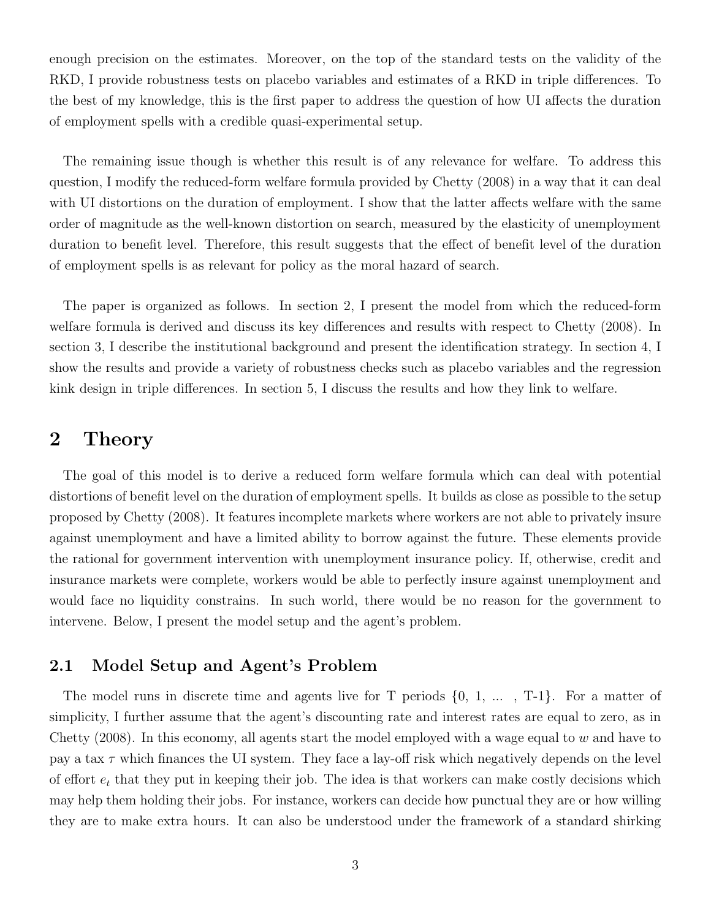enough precision on the estimates. Moreover, on the top of the standard tests on the validity of the RKD, I provide robustness tests on placebo variables and estimates of a RKD in triple differences. To the best of my knowledge, this is the first paper to address the question of how UI affects the duration of employment spells with a credible quasi-experimental setup.

The remaining issue though is whether this result is of any relevance for welfare. To address this question, I modify the reduced-form welfare formula provided by Chetty (2008) in a way that it can deal with UI distortions on the duration of employment. I show that the latter affects welfare with the same order of magnitude as the well-known distortion on search, measured by the elasticity of unemployment duration to benefit level. Therefore, this result suggests that the effect of benefit level of the duration of employment spells is as relevant for policy as the moral hazard of search.

The paper is organized as follows. In section 2, I present the model from which the reduced-form welfare formula is derived and discuss its key differences and results with respect to Chetty (2008). In section 3, I describe the institutional background and present the identification strategy. In section 4, I show the results and provide a variety of robustness checks such as placebo variables and the regression kink design in triple differences. In section 5, I discuss the results and how they link to welfare.

# 2 Theory

The goal of this model is to derive a reduced form welfare formula which can deal with potential distortions of benefit level on the duration of employment spells. It builds as close as possible to the setup proposed by Chetty (2008). It features incomplete markets where workers are not able to privately insure against unemployment and have a limited ability to borrow against the future. These elements provide the rational for government intervention with unemployment insurance policy. If, otherwise, credit and insurance markets were complete, workers would be able to perfectly insure against unemployment and would face no liquidity constrains. In such world, there would be no reason for the government to intervene. Below, I present the model setup and the agent's problem.

## 2.1 Model Setup and Agent's Problem

The model runs in discrete time and agents live for T periods $\{0, 1, \ldots , T\text{-}1\}$. For a matter of simplicity, I further assume that the agent's discounting rate and interest rates are equal to zero, as in Chetty (2008). In this economy, all agents start the model employed with a wage equal to $w$ and have to pay a tax $\tau$ which finances the UI system. They face a lay-off risk which negatively depends on the level of effort $e_t$ that they put in keeping their job. The idea is that workers can make costly decisions which may help them holding their jobs. For instance, workers can decide how punctual they are or how willing they are to make extra hours. It can also be understood under the framework of a standard shirking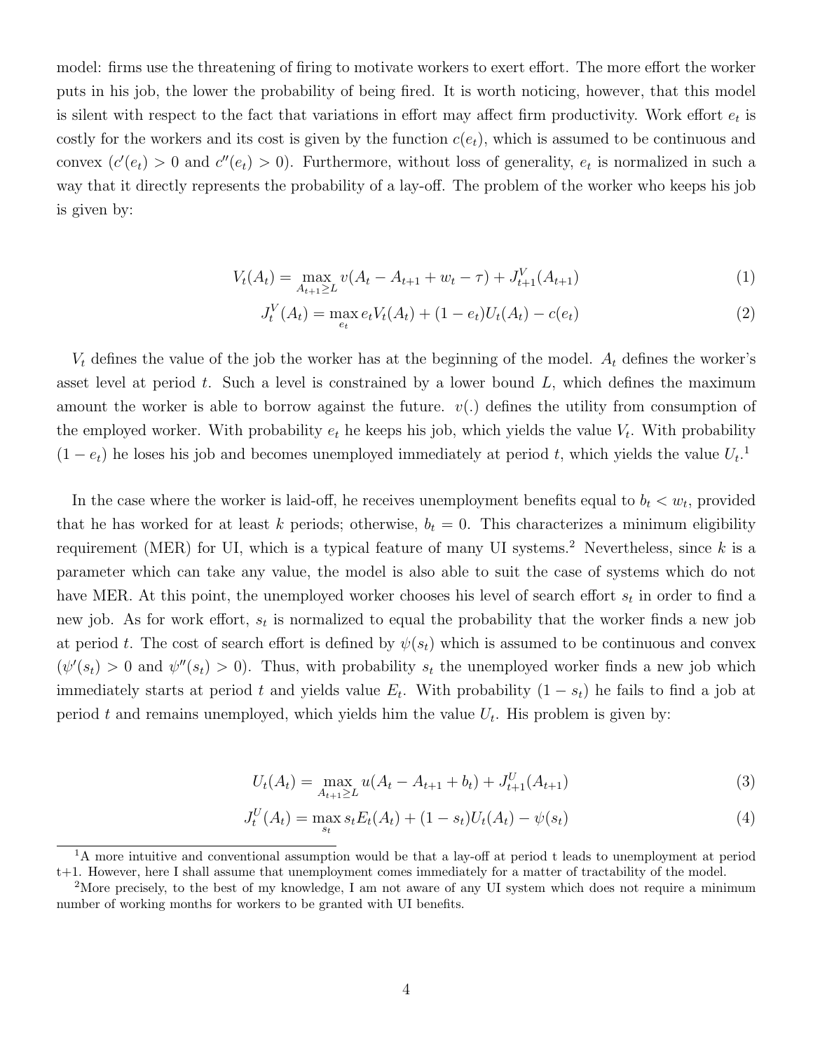model: firms use the threatening of firing to motivate workers to exert effort. The more effort the worker puts in his job, the lower the probability of being fired. It is worth noticing, however, that this model is silent with respect to the fact that variations in effort may affect firm productivity. Work effort $e_t$ is costly for the workers and its cost is given by the function $c(e_t)$, which is assumed to be continuous and convex ($c'(e_t) > 0$ and $c''(e_t) > 0$). Furthermore, without loss of generality, $e_t$ is normalized in such a way that it directly represents the probability of a lay-off. The problem of the worker who keeps his job is given by:

$$V_t(A_t) = \max_{A_{t+1} \geq L} v(A_t - A_{t+1} + w_t - \tau) + J^V_{t+1}(A_{t+1}) \tag{1}$$

$$J^V_t(A_t) = \max_{e_t} e_t V_t(A_t) + (1 - e_t) U_t(A_t) - c(e_t) \tag{2}$$

$V_t$ defines the value of the job the worker has at the beginning of the model. $A_t$ defines the worker's asset level at period $t$. Such a level is constrained by a lower bound $L$, which defines the maximum amount the worker is able to borrow against the future. $v(.)$ defines the utility from consumption of the employed worker. With probability $e_t$ he keeps his job, which yields the value $V_t$. With probability $(1 - e_t)$ he loses his job and becomes unemployed immediately at period $t$, which yields the value $U_t$.[1]

In the case where the worker is laid-off, he receives unemployment benefits equal to $b_t < w_t$, provided that he has worked for at least $k$ periods; otherwise, $b_t = 0$. This characterizes a minimum eligibility requirement (MER) for UI, which is a typical feature of many UI systems.[2] Nevertheless, since $k$ is a parameter which can take any value, the model is also able to suit the case of systems which do not have MER. At this point, the unemployed worker chooses his level of search effort $s_t$ in order to find a new job. As for work effort, $s_t$ is normalized to equal the probability that the worker finds a new job at period $t$. The cost of search effort is defined by $\psi(s_t)$ which is assumed to be continuous and convex ($\psi'(s_t) > 0$ and $\psi''(s_t) > 0$). Thus, with probability $s_t$ the unemployed worker finds a new job which immediately starts at period $t$ and yields value $E_t$. With probability $(1 - s_t)$ he fails to find a job at period $t$ and remains unemployed, which yields him the value $U_t$. His problem is given by:

$$U_t(A_t) = \max_{A_{t+1} \geq L} u(A_t - A_{t+1} + b_t) + J^U_{t+1}(A_{t+1}) \tag{3}$$

$$J^U_t(A_t) = \max_{s_t} s_t E_t(A_t) + (1 - s_t) U_t(A_t) - \psi(s_t) \tag{4}$$

[1] A more intuitive and conventional assumption would be that a lay-off at period t leads to unemployment at period t+1. However, here I shall assume that unemployment comes immediately for a matter of tractability of the model.

[2] More precisely, to the best of my knowledge, I am not aware of any UI system which does not require a minimum number of working months for workers to be granted with UI benefits.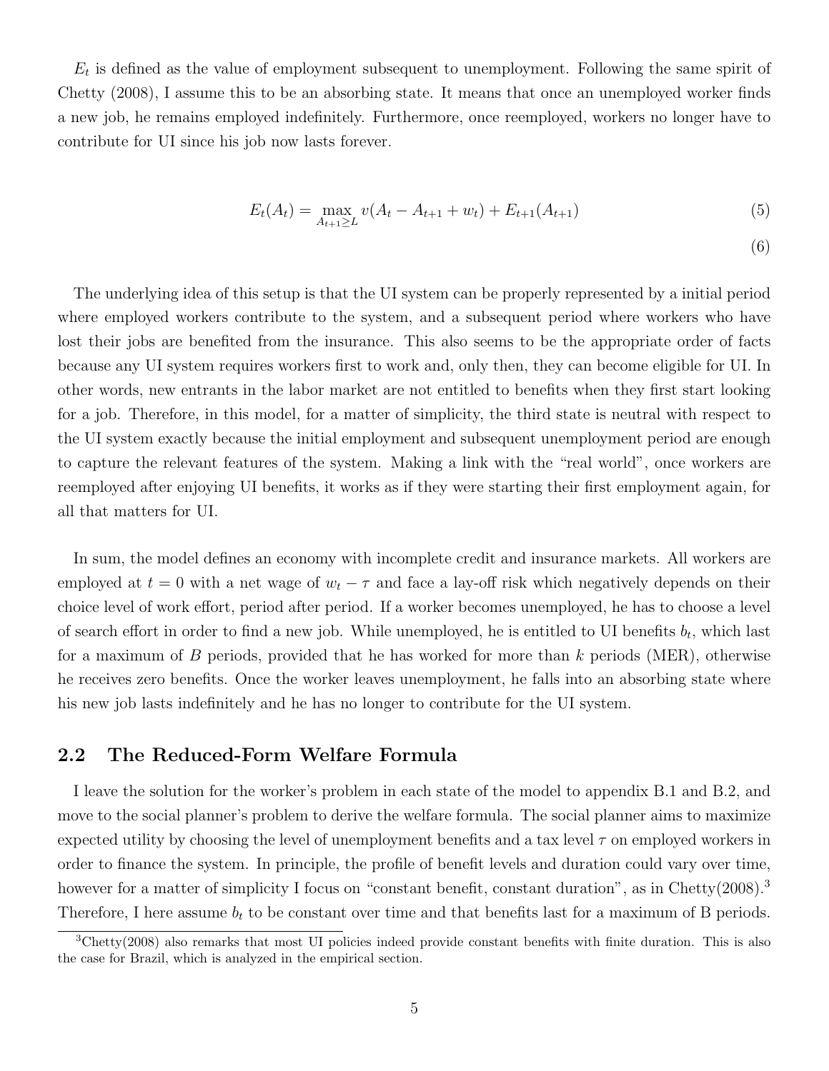$E_t$ is defined as the value of employment subsequent to unemployment. Following the same spirit of Chetty (2008), I assume this to be an absorbing state. It means that once an unemployed worker finds a new job, he remains employed indefinitely. Furthermore, once reemployed, workers no longer have to contribute for UI since his job now lasts forever.

$$E_t(A_t) = \max_{A_{t+1} \geq L} v(A_t - A_{t+1} + w_t) + E_{t+1}(A_{t+1}) \tag{5}$$

$$\tag{6}$$

The underlying idea of this setup is that the UI system can be properly represented by a initial period where employed workers contribute to the system, and a subsequent period where workers who have lost their jobs are benefited from the insurance. This also seems to be the appropriate order of facts because any UI system requires workers first to work and, only then, they can become eligible for UI. In other words, new entrants in the labor market are not entitled to benefits when they first start looking for a job. Therefore, in this model, for a matter of simplicity, the third state is neutral with respect to the UI system exactly because the initial employment and subsequent unemployment period are enough to capture the relevant features of the system. Making a link with the "real world", once workers are reemployed after enjoying UI benefits, it works as if they were starting their first employment again, for all that matters for UI.

In sum, the model defines an economy with incomplete credit and insurance markets. All workers are employed at $t = 0$ with a net wage of $w_t - \tau$ and face a lay-off risk which negatively depends on their choice level of work effort, period after period. If a worker becomes unemployed, he has to choose a level of search effort in order to find a new job. While unemployed, he is entitled to UI benefits $b_t$, which last for a maximum of $B$ periods, provided that he has worked for more than $k$ periods (MER), otherwise he receives zero benefits. Once the worker leaves unemployment, he falls into an absorbing state where his new job lasts indefinitely and he has no longer to contribute for the UI system.

## 2.2 The Reduced-Form Welfare Formula

I leave the solution for the worker's problem in each state of the model to appendix B.1 and B.2, and move to the social planner's problem to derive the welfare formula. The social planner aims to maximize expected utility by choosing the level of unemployment benefits and a tax level $\tau$ on employed workers in order to finance the system. In principle, the profile of benefit levels and duration could vary over time, however for a matter of simplicity I focus on "constant benefit, constant duration", as in Chetty(2008).[3] Therefore, I here assume $b_t$ to be constant over time and that benefits last for a maximum of B periods.

[3] Chetty(2008) also remarks that most UI policies indeed provide constant benefits with finite duration. This is also the case for Brazil, which is analyzed in the empirical section.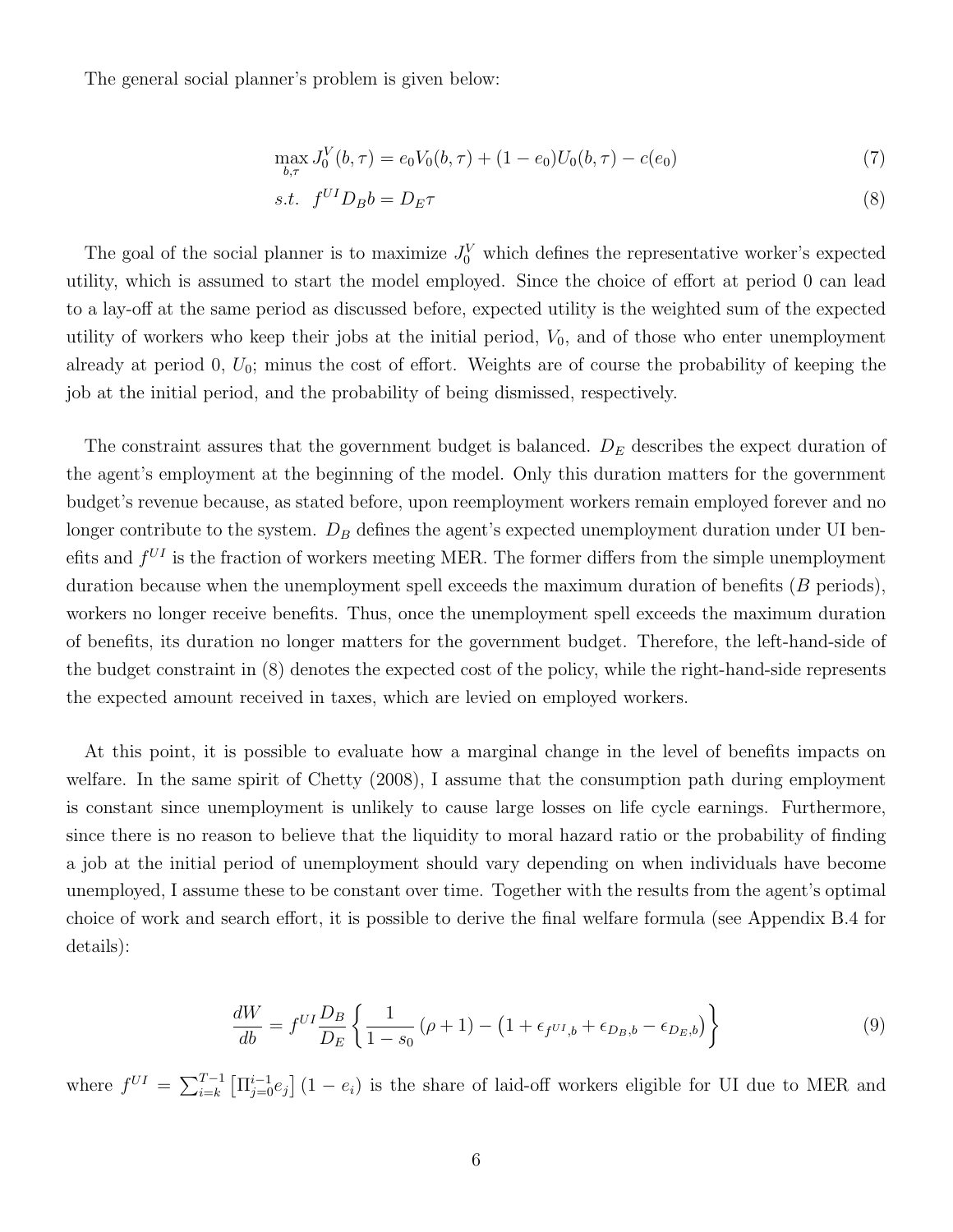The general social planner's problem is given below:

$$\max_{b,\tau} J_0^V(b,\tau) = e_0 V_0(b,\tau) + (1-e_0)U_0(b,\tau) - c(e_0) \tag{7}$$

$$s.t. \quad f^{UI} D_B b = D_E \tau \tag{8}$$

The goal of the social planner is to maximize $J_0^V$ which defines the representative worker's expected utility, which is assumed to start the model employed. Since the choice of effort at period 0 can lead to a lay-off at the same period as discussed before, expected utility is the weighted sum of the expected utility of workers who keep their jobs at the initial period, $V_0$, and of those who enter unemployment already at period 0, $U_0$; minus the cost of effort. Weights are of course the probability of keeping the job at the initial period, and the probability of being dismissed, respectively.

The constraint assures that the government budget is balanced. $D_E$ describes the expect duration of the agent's employment at the beginning of the model. Only this duration matters for the government budget's revenue because, as stated before, upon reemployment workers remain employed forever and no longer contribute to the system. $D_B$ defines the agent's expected unemployment duration under UI benefits and $f^{UI}$ is the fraction of workers meeting MER. The former differs from the simple unemployment duration because when the unemployment spell exceeds the maximum duration of benefits ($B$ periods), workers no longer receive benefits. Thus, once the unemployment spell exceeds the maximum duration of benefits, its duration no longer matters for the government budget. Therefore, the left-hand-side of the budget constraint in (8) denotes the expected cost of the policy, while the right-hand-side represents the expected amount received in taxes, which are levied on employed workers.

At this point, it is possible to evaluate how a marginal change in the level of benefits impacts on welfare. In the same spirit of Chetty (2008), I assume that the consumption path during employment is constant since unemployment is unlikely to cause large losses on life cycle earnings. Furthermore, since there is no reason to believe that the liquidity to moral hazard ratio or the probability of finding a job at the initial period of unemployment should vary depending on when individuals have become unemployed, I assume these to be constant over time. Together with the results from the agent's optimal choice of work and search effort, it is possible to derive the final welfare formula (see Appendix B.4 for details):

$$\frac{dW}{db} = f^{UI} \frac{D_B}{D_E} \left\{ \frac{1}{1-s_0}(\rho+1) - \left(1 + \epsilon_{f^{UI},b} + \epsilon_{D_B,b} - \epsilon_{D_E,b}\right) \right\} \tag{9}$$

where $f^{UI} = \sum_{i=k}^{T-1} \left[\Pi_{j=0}^{i-1} e_j\right](1-e_i)$ is the share of laid-off workers eligible for UI due to MER and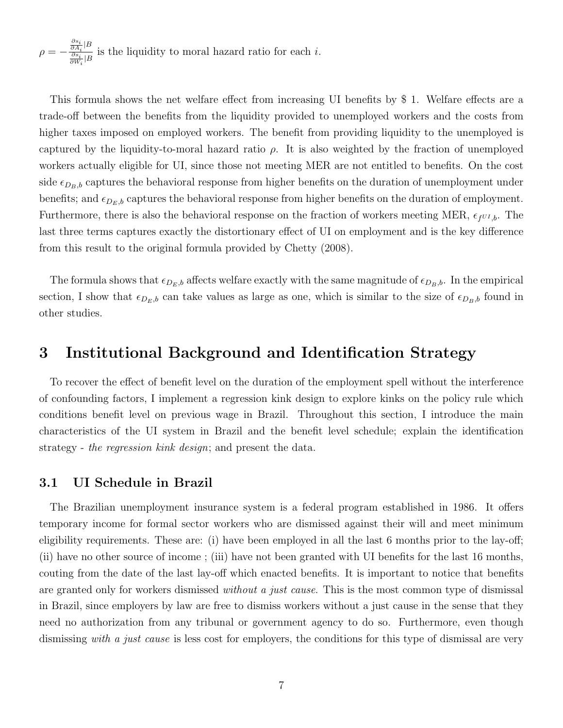$\rho = -\frac{\frac{\partial s_i}{\partial A_i}|B}{\frac{\partial s_i}{\partial W_i}|B}$ is the liquidity to moral hazard ratio for each $i$.

This formula shows the net welfare effect from increasing UI benefits by \$ 1. Welfare effects are a trade-off between the benefits from the liquidity provided to unemployed workers and the costs from higher taxes imposed on employed workers. The benefit from providing liquidity to the unemployed is captured by the liquidity-to-moral hazard ratio $\rho$. It is also weighted by the fraction of unemployed workers actually eligible for UI, since those not meeting MER are not entitled to benefits. On the cost side $\epsilon_{D_B,b}$ captures the behavioral response from higher benefits on the duration of unemployment under benefits; and $\epsilon_{D_E,b}$ captures the behavioral response from higher benefits on the duration of employment. Furthermore, there is also the behavioral response on the fraction of workers meeting MER, $\epsilon_{f^{UI},b}$. The last three terms captures exactly the distortionary effect of UI on employment and is the key difference from this result to the original formula provided by Chetty (2008).

The formula shows that $\epsilon_{D_E,b}$ affects welfare exactly with the same magnitude of $\epsilon_{D_B,b}$. In the empirical section, I show that $\epsilon_{D_E,b}$ can take values as large as one, which is similar to the size of $\epsilon_{D_B,b}$ found in other studies.

# 3 Institutional Background and Identification Strategy

To recover the effect of benefit level on the duration of the employment spell without the interference of confounding factors, I implement a regression kink design to explore kinks on the policy rule which conditions benefit level on previous wage in Brazil. Throughout this section, I introduce the main characteristics of the UI system in Brazil and the benefit level schedule; explain the identification strategy - *the regression kink design*; and present the data.

## 3.1 UI Schedule in Brazil

The Brazilian unemployment insurance system is a federal program established in 1986. It offers temporary income for formal sector workers who are dismissed against their will and meet minimum eligibility requirements. These are: (i) have been employed in all the last 6 months prior to the lay-off; (ii) have no other source of income ; (iii) have not been granted with UI benefits for the last 16 months, couting from the date of the last lay-off which enacted benefits. It is important to notice that benefits are granted only for workers dismissed *without a just cause*. This is the most common type of dismissal in Brazil, since employers by law are free to dismiss workers without a just cause in the sense that they need no authorization from any tribunal or government agency to do so. Furthermore, even though dismissing *with a just cause* is less cost for employers, the conditions for this type of dismissal are very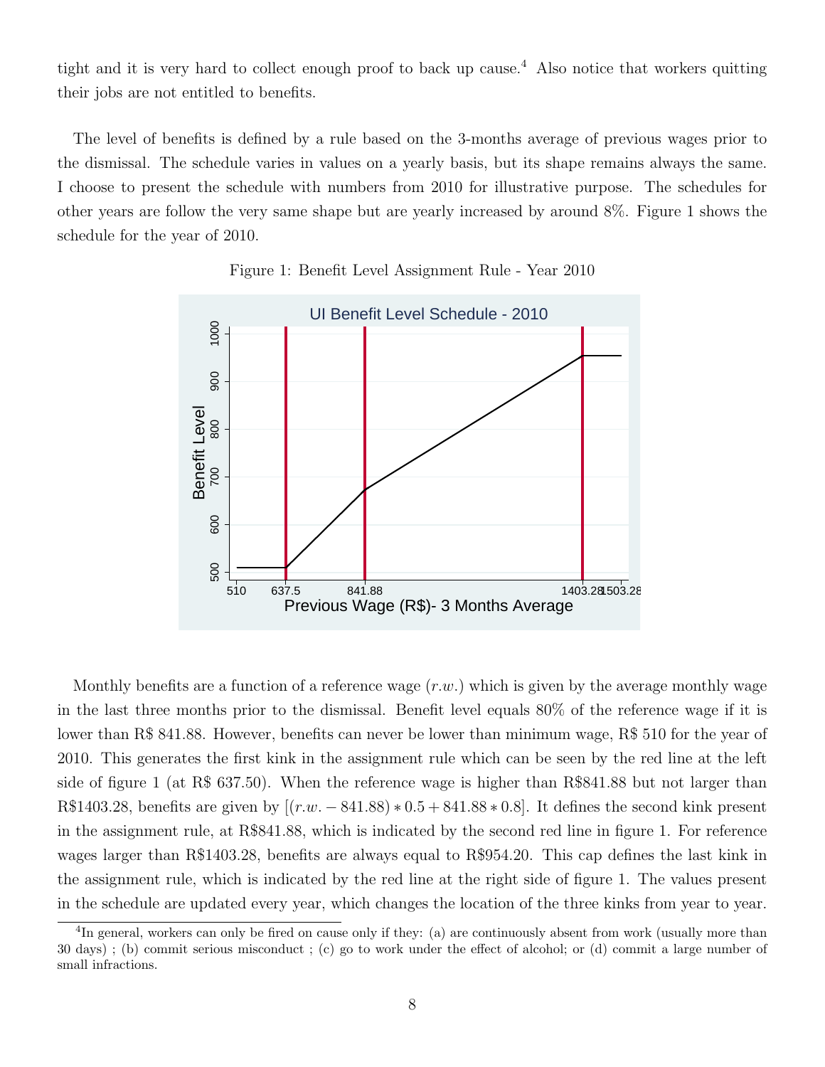tight and it is very hard to collect enough proof to back up cause.[4] Also notice that workers quitting their jobs are not entitled to benefits.

The level of benefits is defined by a rule based on the 3-months average of previous wages prior to the dismissal. The schedule varies in values on a yearly basis, but its shape remains always the same. I choose to present the schedule with numbers from 2010 for illustrative purpose. The schedules for other years are follow the very same shape but are yearly increased by around 8%. Figure 1 shows the schedule for the year of 2010.

Figure 1: Benefit Level Assignment Rule - Year 2010

Monthly benefits are a function of a reference wage ($r.w.$) which is given by the average monthly wage in the last three months prior to the dismissal. Benefit level equals 80% of the reference wage if it is lower than R$ 841.88. However, benefits can never be lower than minimum wage, R$ 510 for the year of 2010. This generates the first kink in the assignment rule which can be seen by the red line at the left side of figure 1 (at R$ 637.50). When the reference wage is higher than R$841.88 but not larger than R$1403.28, benefits are given by $[(r.w. - 841.88) * 0.5 + 841.88 * 0.8]$. It defines the second kink present in the assignment rule, at R$841.88, which is indicated by the second red line in figure 1. For reference wages larger than R$1403.28, benefits are always equal to R$954.20. This cap defines the last kink in the assignment rule, which is indicated by the red line at the right side of figure 1. The values present in the schedule are updated every year, which changes the location of the three kinks from year to year.

[4] In general, workers can only be fired on cause only if they: (a) are continuously absent from work (usually more than 30 days) ; (b) commit serious misconduct ; (c) go to work under the effect of alcohol; or (d) commit a large number of small infractions.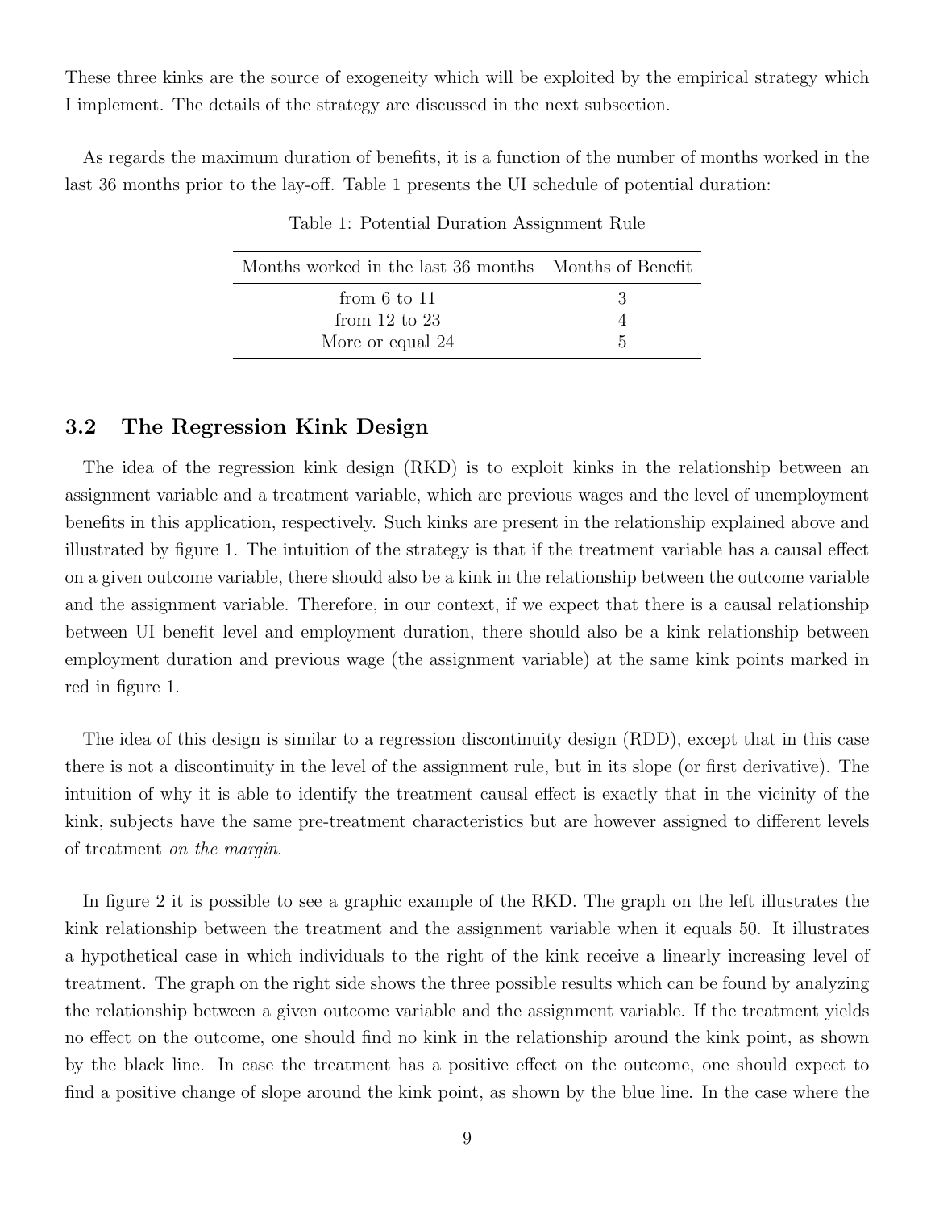These three kinks are the source of exogeneity which will be exploited by the empirical strategy which I implement. The details of the strategy are discussed in the next subsection.

As regards the maximum duration of benefits, it is a function of the number of months worked in the last 36 months prior to the lay-off. Table 1 presents the UI schedule of potential duration:

Table 1: Potential Duration Assignment Rule

| Months worked in the last 36 months | Months of Benefit |
|---|---|
| from 6 to 11 | 3 |
| from 12 to 23 | 4 |
| More or equal 24 | 5 |

### 3.2 The Regression Kink Design

The idea of the regression kink design (RKD) is to exploit kinks in the relationship between an assignment variable and a treatment variable, which are previous wages and the level of unemployment benefits in this application, respectively. Such kinks are present in the relationship explained above and illustrated by figure 1. The intuition of the strategy is that if the treatment variable has a causal effect on a given outcome variable, there should also be a kink in the relationship between the outcome variable and the assignment variable. Therefore, in our context, if we expect that there is a causal relationship between UI benefit level and employment duration, there should also be a kink relationship between employment duration and previous wage (the assignment variable) at the same kink points marked in red in figure 1.

The idea of this design is similar to a regression discontinuity design (RDD), except that in this case there is not a discontinuity in the level of the assignment rule, but in its slope (or first derivative). The intuition of why it is able to identify the treatment causal effect is exactly that in the vicinity of the kink, subjects have the same pre-treatment characteristics but are however assigned to different levels of treatment *on the margin.*

In figure 2 it is possible to see a graphic example of the RKD. The graph on the left illustrates the kink relationship between the treatment and the assignment variable when it equals 50. It illustrates a hypothetical case in which individuals to the right of the kink receive a linearly increasing level of treatment. The graph on the right side shows the three possible results which can be found by analyzing the relationship between a given outcome variable and the assignment variable. If the treatment yields no effect on the outcome, one should find no kink in the relationship around the kink point, as shown by the black line. In case the treatment has a positive effect on the outcome, one should expect to find a positive change of slope around the kink point, as shown by the blue line. In the case where the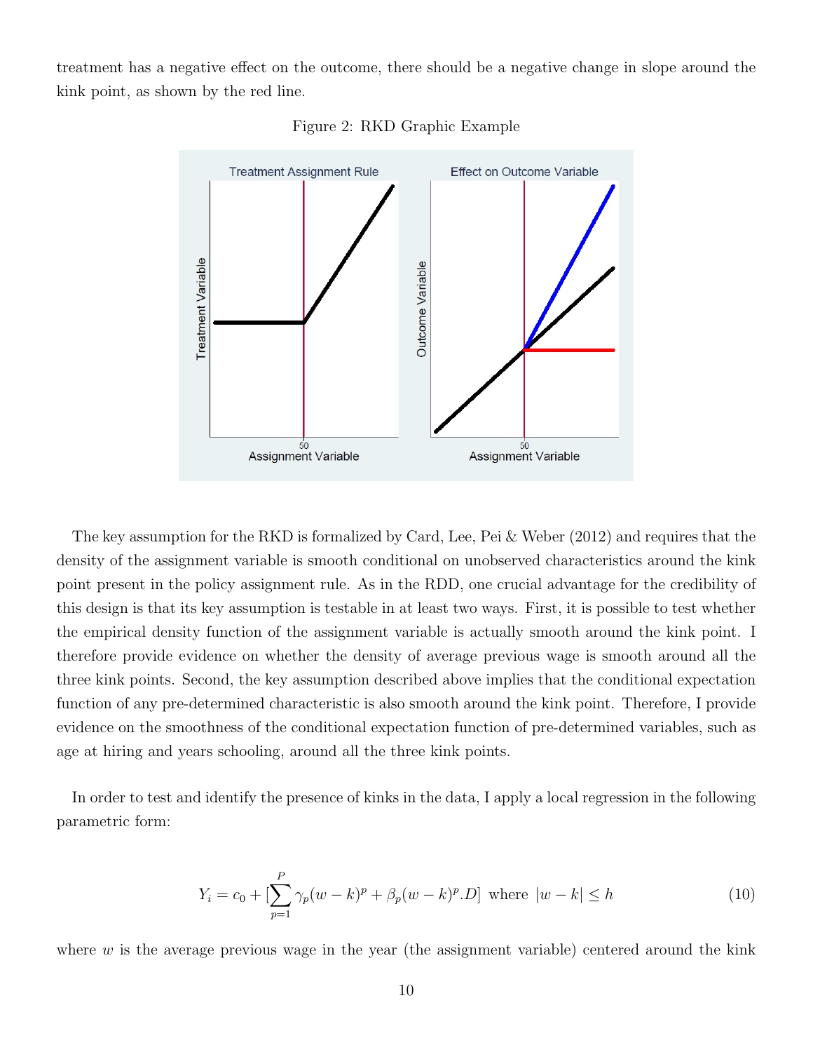treatment has a negative effect on the outcome, there should be a negative change in slope around the kink point, as shown by the red line.

Figure 2: RKD Graphic Example

The key assumption for the RKD is formalized by Card, Lee, Pei & Weber (2012) and requires that the density of the assignment variable is smooth conditional on unobserved characteristics around the kink point present in the policy assignment rule. As in the RDD, one crucial advantage for the credibility of this design is that its key assumption is testable in at least two ways. First, it is possible to test whether the empirical density function of the assignment variable is actually smooth around the kink point. I therefore provide evidence on whether the density of average previous wage is smooth around all the three kink points. Second, the key assumption described above implies that the conditional expectation function of any pre-determined characteristic is also smooth around the kink point. Therefore, I provide evidence on the smoothness of the conditional expectation function of pre-determined variables, such as age at hiring and years schooling, around all the three kink points.

In order to test and identify the presence of kinks in the data, I apply a local regression in the following parametric form:

$$Y_i = c_0 + [\sum_{p=1}^{P} \gamma_p (w-k)^p + \beta_p (w-k)^p.D] \text{ where } |w-k| \leq h \tag{10}$$

where $w$ is the average previous wage in the year (the assignment variable) centered around the kink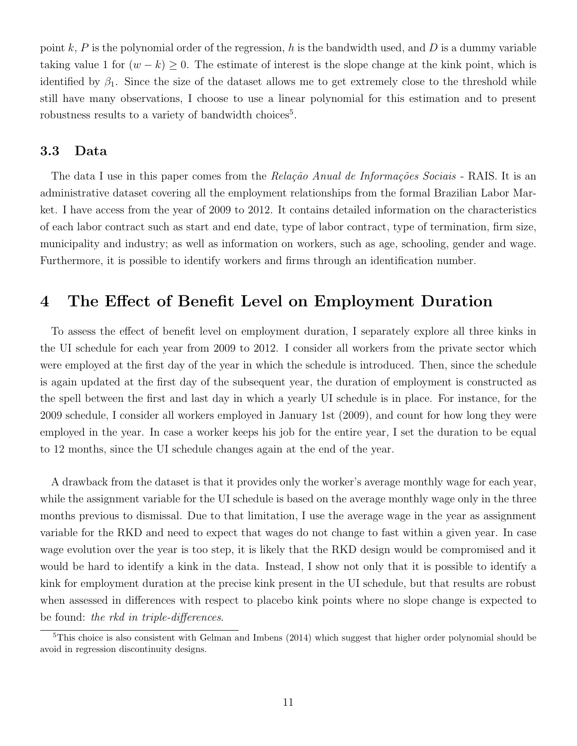point $k$, $P$ is the polynomial order of the regression, $h$ is the bandwidth used, and $D$ is a dummy variable taking value 1 for $(w - k) \geq 0$. The estimate of interest is the slope change at the kink point, which is identified by $\beta_1$. Since the size of the dataset allows me to get extremely close to the threshold while still have many observations, I choose to use a linear polynomial for this estimation and to present robustness results to a variety of bandwidth choices[5].

### 3.3 Data

The data I use in this paper comes from the *Relação Anual de Informações Sociais* - RAIS. It is an administrative dataset covering all the employment relationships from the formal Brazilian Labor Market. I have access from the year of 2009 to 2012. It contains detailed information on the characteristics of each labor contract such as start and end date, type of labor contract, type of termination, firm size, municipality and industry; as well as information on workers, such as age, schooling, gender and wage. Furthermore, it is possible to identify workers and firms through an identification number.

## 4 The Effect of Benefit Level on Employment Duration

To assess the effect of benefit level on employment duration, I separately explore all three kinks in the UI schedule for each year from 2009 to 2012. I consider all workers from the private sector which were employed at the first day of the year in which the schedule is introduced. Then, since the schedule is again updated at the first day of the subsequent year, the duration of employment is constructed as the spell between the first and last day in which a yearly UI schedule is in place. For instance, for the 2009 schedule, I consider all workers employed in January 1st (2009), and count for how long they were employed in the year. In case a worker keeps his job for the entire year, I set the duration to be equal to 12 months, since the UI schedule changes again at the end of the year.

A drawback from the dataset is that it provides only the worker's average monthly wage for each year, while the assignment variable for the UI schedule is based on the average monthly wage only in the three months previous to dismissal. Due to that limitation, I use the average wage in the year as assignment variable for the RKD and need to expect that wages do not change to fast within a given year. In case wage evolution over the year is too step, it is likely that the RKD design would be compromised and it would be hard to identify a kink in the data. Instead, I show not only that it is possible to identify a kink for employment duration at the precise kink present in the UI schedule, but that results are robust when assessed in differences with respect to placebo kink points where no slope change is expected to be found: *the rkd in triple-differences*.

[5] This choice is also consistent with Gelman and Imbens (2014) which suggest that higher order polynomial should be avoid in regression discontinuity designs.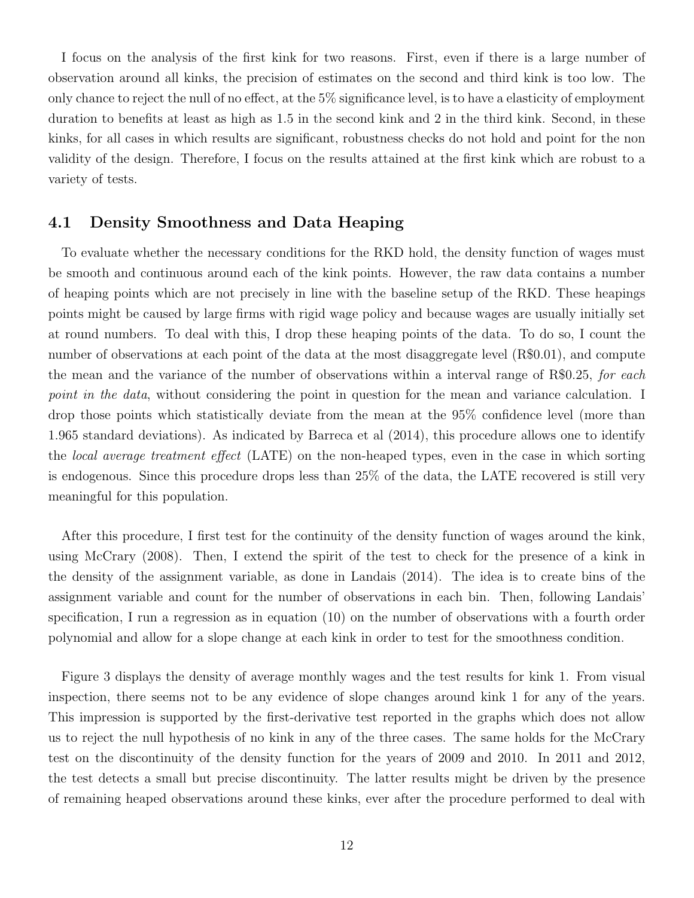I focus on the analysis of the first kink for two reasons. First, even if there is a large number of observation around all kinks, the precision of estimates on the second and third kink is too low. The only chance to reject the null of no effect, at the 5% significance level, is to have a elasticity of employment duration to benefits at least as high as 1.5 in the second kink and 2 in the third kink. Second, in these kinks, for all cases in which results are significant, robustness checks do not hold and point for the non validity of the design. Therefore, I focus on the results attained at the first kink which are robust to a variety of tests.

## 4.1 Density Smoothness and Data Heaping

To evaluate whether the necessary conditions for the RKD hold, the density function of wages must be smooth and continuous around each of the kink points. However, the raw data contains a number of heaping points which are not precisely in line with the baseline setup of the RKD. These heapings points might be caused by large firms with rigid wage policy and because wages are usually initially set at round numbers. To deal with this, I drop these heaping points of the data. To do so, I count the number of observations at each point of the data at the most disaggregate level (R$0.01), and compute the mean and the variance of the number of observations within a interval range of R$0.25, *for each point in the data*, without considering the point in question for the mean and variance calculation. I drop those points which statistically deviate from the mean at the 95% confidence level (more than 1.965 standard deviations). As indicated by Barreca et al (2014), this procedure allows one to identify the *local average treatment effect* (LATE) on the non-heaped types, even in the case in which sorting is endogenous. Since this procedure drops less than 25% of the data, the LATE recovered is still very meaningful for this population.

After this procedure, I first test for the continuity of the density function of wages around the kink, using McCrary (2008). Then, I extend the spirit of the test to check for the presence of a kink in the density of the assignment variable, as done in Landais (2014). The idea is to create bins of the assignment variable and count for the number of observations in each bin. Then, following Landais' specification, I run a regression as in equation (10) on the number of observations with a fourth order polynomial and allow for a slope change at each kink in order to test for the smoothness condition.

Figure 3 displays the density of average monthly wages and the test results for kink 1. From visual inspection, there seems not to be any evidence of slope changes around kink 1 for any of the years. This impression is supported by the first-derivative test reported in the graphs which does not allow us to reject the null hypothesis of no kink in any of the three cases. The same holds for the McCrary test on the discontinuity of the density function for the years of 2009 and 2010. In 2011 and 2012, the test detects a small but precise discontinuity. The latter results might be driven by the presence of remaining heaped observations around these kinks, ever after the procedure performed to deal with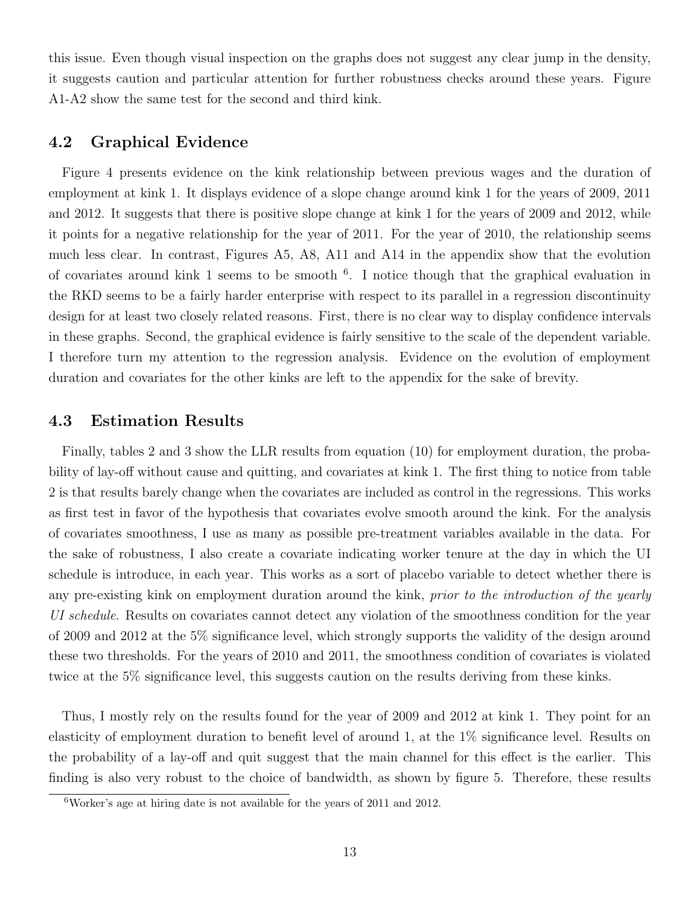this issue. Even though visual inspection on the graphs does not suggest any clear jump in the density, it suggests caution and particular attention for further robustness checks around these years. Figure A1-A2 show the same test for the second and third kink.

## 4.2 Graphical Evidence

Figure 4 presents evidence on the kink relationship between previous wages and the duration of employment at kink 1. It displays evidence of a slope change around kink 1 for the years of 2009, 2011 and 2012. It suggests that there is positive slope change at kink 1 for the years of 2009 and 2012, while it points for a negative relationship for the year of 2011. For the year of 2010, the relationship seems much less clear. In contrast, Figures A5, A8, A11 and A14 in the appendix show that the evolution of covariates around kink 1 seems to be smooth [6]. I notice though that the graphical evaluation in the RKD seems to be a fairly harder enterprise with respect to its parallel in a regression discontinuity design for at least two closely related reasons. First, there is no clear way to display confidence intervals in these graphs. Second, the graphical evidence is fairly sensitive to the scale of the dependent variable. I therefore turn my attention to the regression analysis. Evidence on the evolution of employment duration and covariates for the other kinks are left to the appendix for the sake of brevity.

## 4.3 Estimation Results

Finally, tables 2 and 3 show the LLR results from equation (10) for employment duration, the probability of lay-off without cause and quitting, and covariates at kink 1. The first thing to notice from table 2 is that results barely change when the covariates are included as control in the regressions. This works as first test in favor of the hypothesis that covariates evolve smooth around the kink. For the analysis of covariates smoothness, I use as many as possible pre-treatment variables available in the data. For the sake of robustness, I also create a covariate indicating worker tenure at the day in which the UI schedule is introduce, in each year. This works as a sort of placebo variable to detect whether there is any pre-existing kink on employment duration around the kink, *prior to the introduction of the yearly UI schedule*. Results on covariates cannot detect any violation of the smoothness condition for the year of 2009 and 2012 at the 5% significance level, which strongly supports the validity of the design around these two thresholds. For the years of 2010 and 2011, the smoothness condition of covariates is violated twice at the 5% significance level, this suggests caution on the results deriving from these kinks.

Thus, I mostly rely on the results found for the year of 2009 and 2012 at kink 1. They point for an elasticity of employment duration to benefit level of around 1, at the 1% significance level. Results on the probability of a lay-off and quit suggest that the main channel for this effect is the earlier. This finding is also very robust to the choice of bandwidth, as shown by figure 5. Therefore, these results

[6] Worker's age at hiring date is not available for the years of 2011 and 2012.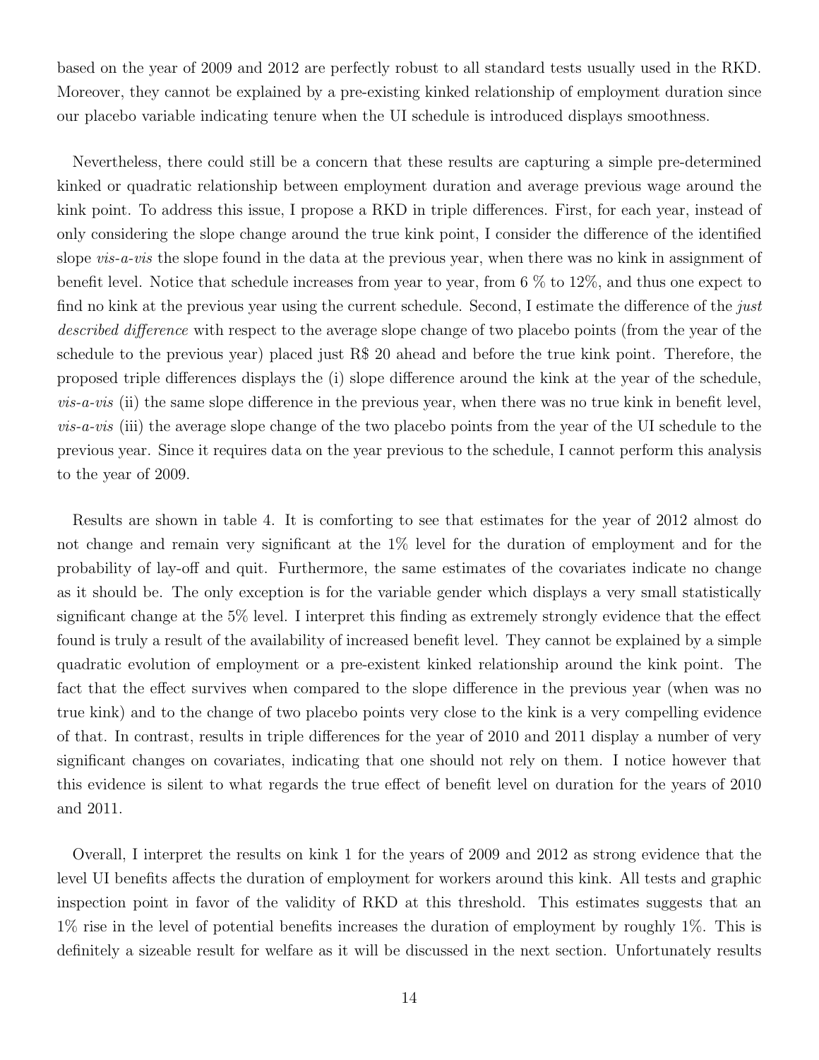based on the year of 2009 and 2012 are perfectly robust to all standard tests usually used in the RKD. Moreover, they cannot be explained by a pre-existing kinked relationship of employment duration since our placebo variable indicating tenure when the UI schedule is introduced displays smoothness.

Nevertheless, there could still be a concern that these results are capturing a simple pre-determined kinked or quadratic relationship between employment duration and average previous wage around the kink point. To address this issue, I propose a RKD in triple differences. First, for each year, instead of only considering the slope change around the true kink point, I consider the difference of the identified slope *vis-a-vis* the slope found in the data at the previous year, when there was no kink in assignment of benefit level. Notice that schedule increases from year to year, from 6 % to 12%, and thus one expect to find no kink at the previous year using the current schedule. Second, I estimate the difference of the *just described difference* with respect to the average slope change of two placebo points (from the year of the schedule to the previous year) placed just R$ 20 ahead and before the true kink point. Therefore, the proposed triple differences displays the (i) slope difference around the kink at the year of the schedule, *vis-a-vis* (ii) the same slope difference in the previous year, when there was no true kink in benefit level, *vis-a-vis* (iii) the average slope change of the two placebo points from the year of the UI schedule to the previous year. Since it requires data on the year previous to the schedule, I cannot perform this analysis to the year of 2009.

Results are shown in table 4. It is comforting to see that estimates for the year of 2012 almost do not change and remain very significant at the 1% level for the duration of employment and for the probability of lay-off and quit. Furthermore, the same estimates of the covariates indicate no change as it should be. The only exception is for the variable gender which displays a very small statistically significant change at the 5% level. I interpret this finding as extremely strongly evidence that the effect found is truly a result of the availability of increased benefit level. They cannot be explained by a simple quadratic evolution of employment or a pre-existent kinked relationship around the kink point. The fact that the effect survives when compared to the slope difference in the previous year (when was no true kink) and to the change of two placebo points very close to the kink is a very compelling evidence of that. In contrast, results in triple differences for the year of 2010 and 2011 display a number of very significant changes on covariates, indicating that one should not rely on them. I notice however that this evidence is silent to what regards the true effect of benefit level on duration for the years of 2010 and 2011.

Overall, I interpret the results on kink 1 for the years of 2009 and 2012 as strong evidence that the level UI benefits affects the duration of employment for workers around this kink. All tests and graphic inspection point in favor of the validity of RKD at this threshold. This estimates suggests that an 1% rise in the level of potential benefits increases the duration of employment by roughly 1%. This is definitely a sizeable result for welfare as it will be discussed in the next section. Unfortunately results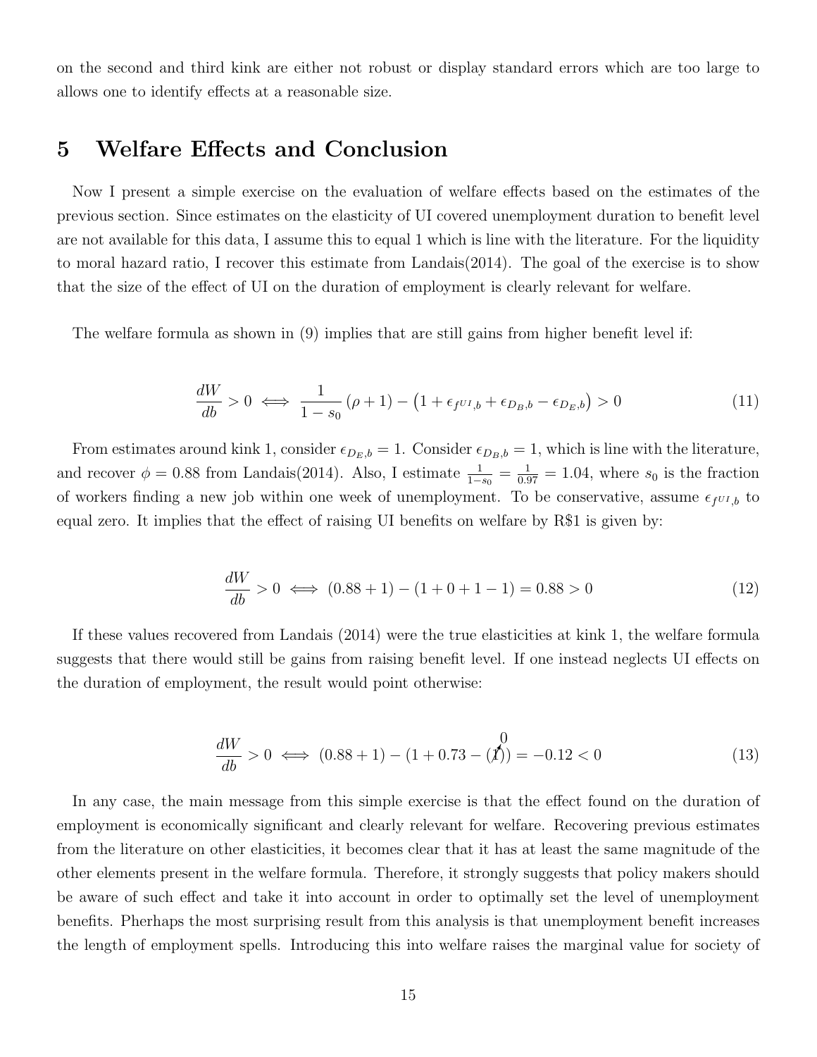on the second and third kink are either not robust or display standard errors which are too large to allows one to identify effects at a reasonable size.

# 5 Welfare Effects and Conclusion

Now I present a simple exercise on the evaluation of welfare effects based on the estimates of the previous section. Since estimates on the elasticity of UI covered unemployment duration to benefit level are not available for this data, I assume this to equal 1 which is line with the literature. For the liquidity to moral hazard ratio, I recover this estimate from Landais(2014). The goal of the exercise is to show that the size of the effect of UI on the duration of employment is clearly relevant for welfare.

The welfare formula as shown in (9) implies that are still gains from higher benefit level if:

$$\frac{dW}{db} > 0 \iff \frac{1}{1-s_0}(\rho+1) - \left(1 + \epsilon_{f^{UI},b} + \epsilon_{D_B,b} - \epsilon_{D_E,b}\right) > 0 \tag{11}$$

From estimates around kink 1, consider $\epsilon_{D_E,b} = 1$. Consider $\epsilon_{D_B,b} = 1$, which is line with the literature, and recover $\phi = 0.88$ from Landais(2014). Also, I estimate $\frac{1}{1-s_0} = \frac{1}{0.97} = 1.04$, where $s_0$ is the fraction of workers finding a new job within one week of unemployment. To be conservative, assume $\epsilon_{f^{UI},b}$ to equal zero. It implies that the effect of raising UI benefits on welfare by R$1 is given by:

$$\frac{dW}{db} > 0 \iff (0.88+1) - (1+0+1-1) = 0.88 > 0 \tag{12}$$

If these values recovered from Landais (2014) were the true elasticities at kink 1, the welfare formula suggests that there would still be gains from raising benefit level. If one instead neglects UI effects on the duration of employment, the result would point otherwise:

$$\frac{dW}{db} > 0 \iff (0.88+1) - (1+0.73-(\cancelto{0}{1})) = -0.12 < 0 \tag{13}$$

In any case, the main message from this simple exercise is that the effect found on the duration of employment is economically significant and clearly relevant for welfare. Recovering previous estimates from the literature on other elasticities, it becomes clear that it has at least the same magnitude of the other elements present in the welfare formula. Therefore, it strongly suggests that policy makers should be aware of such effect and take it into account in order to optimally set the level of unemployment benefits. Pherhaps the most surprising result from this analysis is that unemployment benefit increases the length of employment spells. Introducing this into welfare raises the marginal value for society of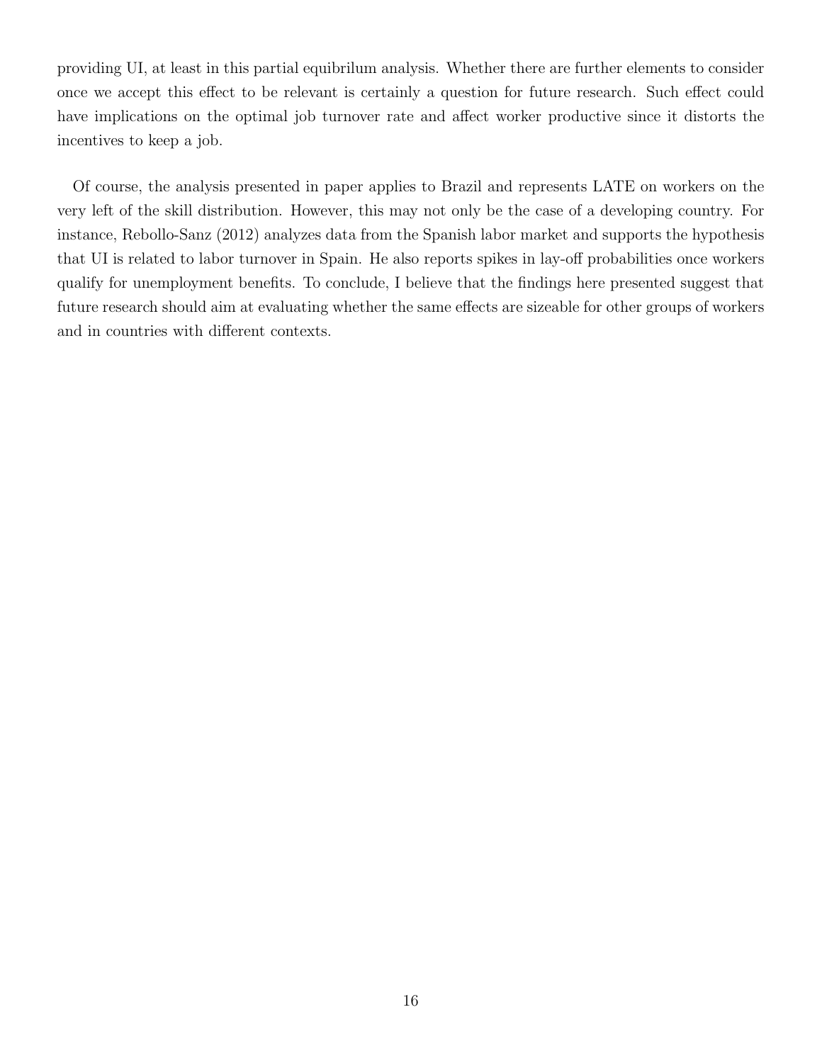providing UI, at least in this partial equibrilum analysis. Whether there are further elements to consider once we accept this effect to be relevant is certainly a question for future research. Such effect could have implications on the optimal job turnover rate and affect worker productive since it distorts the incentives to keep a job.

Of course, the analysis presented in paper applies to Brazil and represents LATE on workers on the very left of the skill distribution. However, this may not only be the case of a developing country. For instance, Rebollo-Sanz (2012) analyzes data from the Spanish labor market and supports the hypothesis that UI is related to labor turnover in Spain. He also reports spikes in lay-off probabilities once workers qualify for unemployment benefits. To conclude, I believe that the findings here presented suggest that future research should aim at evaluating whether the same effects are sizeable for other groups of workers and in countries with different contexts.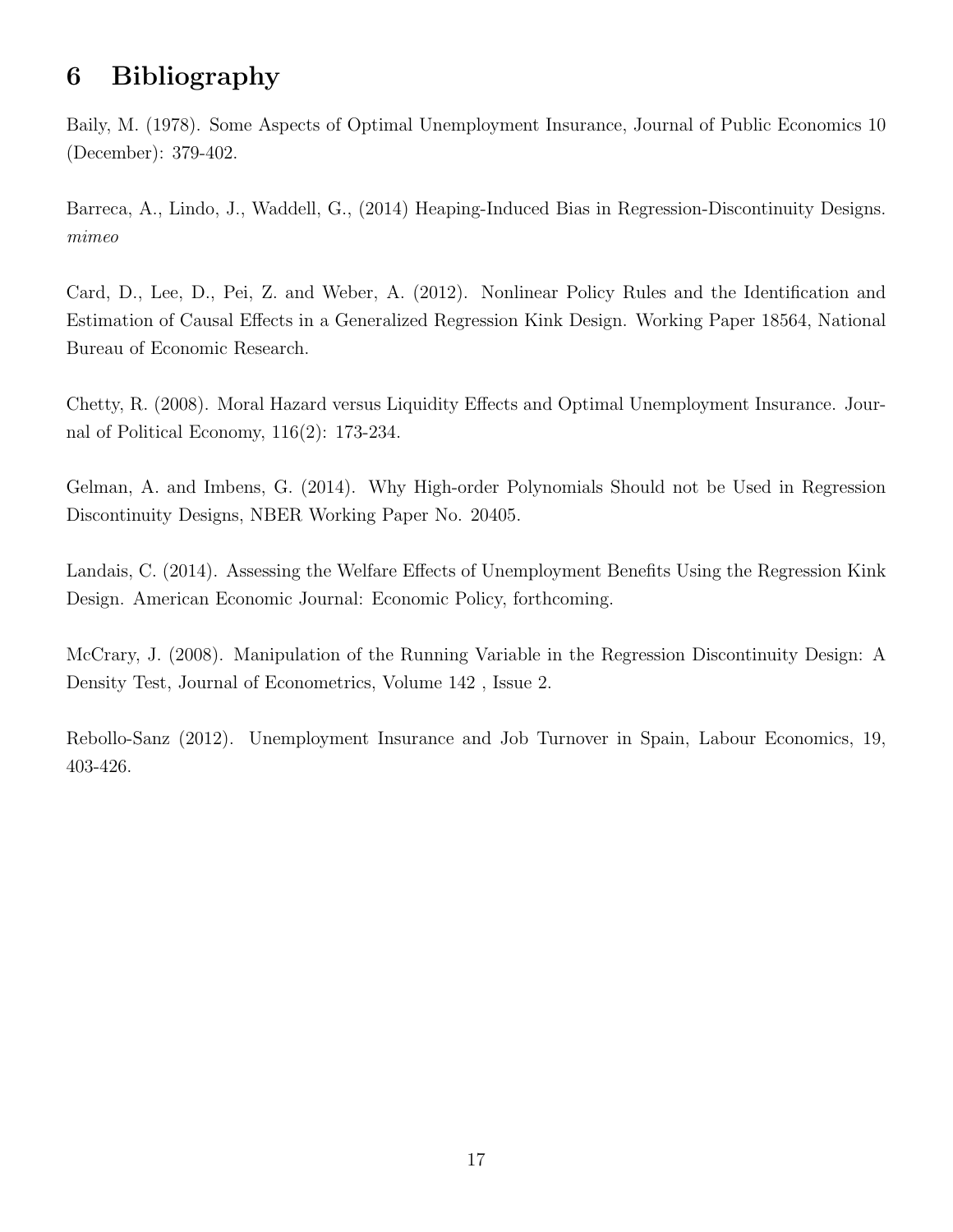# 6 Bibliography

Baily, M. (1978). Some Aspects of Optimal Unemployment Insurance, Journal of Public Economics 10 (December): 379-402.

Barreca, A., Lindo, J., Waddell, G., (2014) Heaping-Induced Bias in Regression-Discontinuity Designs. *mimeo*

Card, D., Lee, D., Pei, Z. and Weber, A. (2012). Nonlinear Policy Rules and the Identification and Estimation of Causal Effects in a Generalized Regression Kink Design. Working Paper 18564, National Bureau of Economic Research.

Chetty, R. (2008). Moral Hazard versus Liquidity Effects and Optimal Unemployment Insurance. Journal of Political Economy, 116(2): 173-234.

Gelman, A. and Imbens, G. (2014). Why High-order Polynomials Should not be Used in Regression Discontinuity Designs, NBER Working Paper No. 20405.

Landais, C. (2014). Assessing the Welfare Effects of Unemployment Benefits Using the Regression Kink Design. American Economic Journal: Economic Policy, forthcoming.

McCrary, J. (2008). Manipulation of the Running Variable in the Regression Discontinuity Design: A Density Test, Journal of Econometrics, Volume 142 , Issue 2.

Rebollo-Sanz (2012). Unemployment Insurance and Job Turnover in Spain, Labour Economics, 19, 403-426.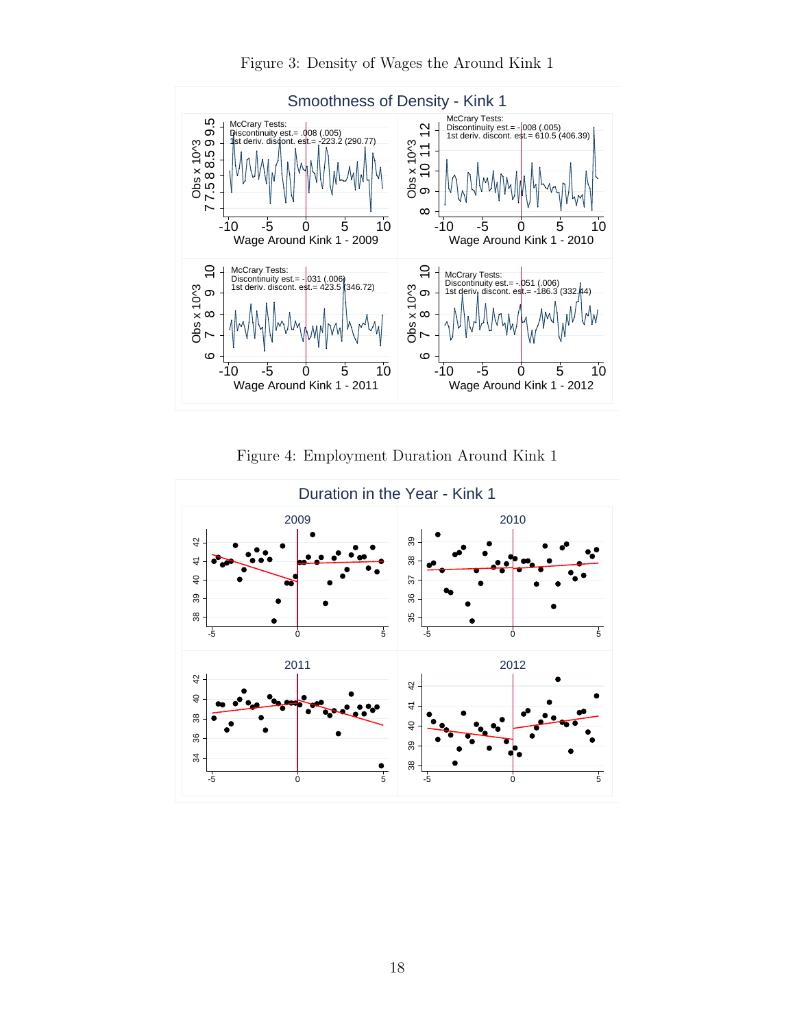Figure 3: Density of Wages the Around Kink 1

Figure 4: Employment Duration Around Kink 1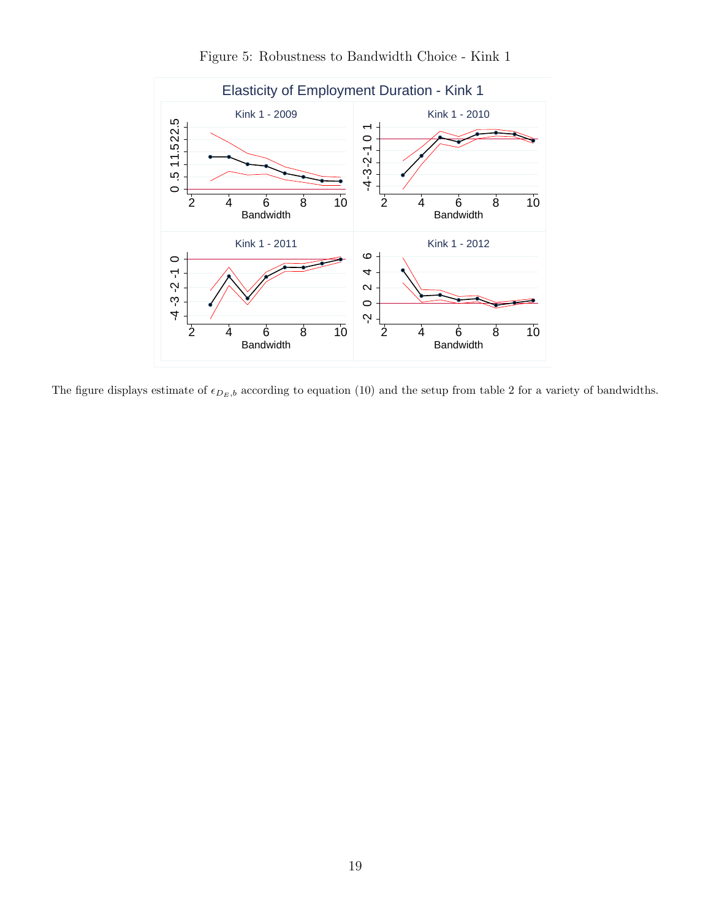Figure 5: Robustness to Bandwidth Choice - Kink 1

The figure displays estimate of $\epsilon_{D_E,b}$ according to equation (10) and the setup from table 2 for a variety of bandwidths.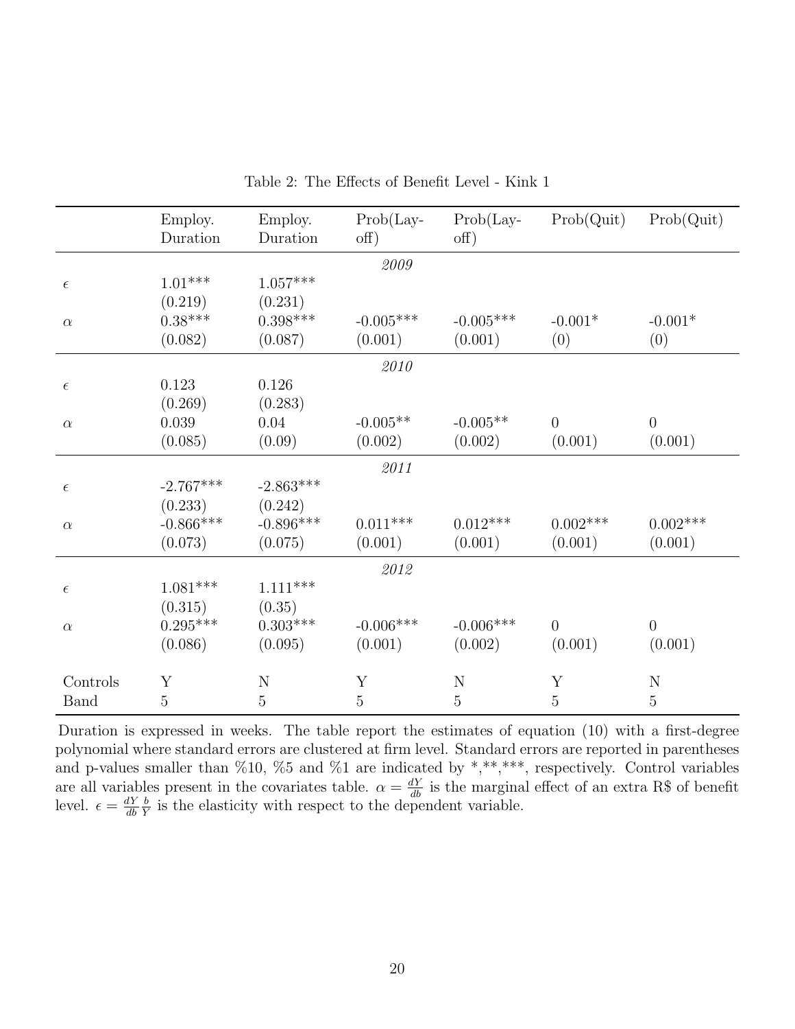Table 2: The Effects of Benefit Level - Kink 1

| | Employ. Duration | Employ. Duration | Prob(Lay-off) | Prob(Lay-off) | Prob(Quit) | Prob(Quit) |
|---|---|---|---|---|---|---|
| | | | *2009* | | | |
| $\epsilon$ | 1.01*** | 1.057*** | | | | |
| | (0.219) | (0.231) | | | | |
| $\alpha$ | 0.38*** | 0.398*** | -0.005*** | -0.005*** | -0.001* | -0.001* |
| | (0.082) | (0.087) | (0.001) | (0.001) | (0) | (0) |
| | | | *2010* | | | |
| $\epsilon$ | 0.123 | 0.126 | | | | |
| | (0.269) | (0.283) | | | | |
| $\alpha$ | 0.039 | 0.04 | -0.005** | -0.005** | 0 | 0 |
| | (0.085) | (0.09) | (0.002) | (0.002) | (0.001) | (0.001) |
| | | | *2011* | | | |
| $\epsilon$ | -2.767*** | -2.863*** | | | | |
| | (0.233) | (0.242) | | | | |
| $\alpha$ | -0.866*** | -0.896*** | 0.011*** | 0.012*** | 0.002*** | 0.002*** |
| | (0.073) | (0.075) | (0.001) | (0.001) | (0.001) | (0.001) |
| | | | *2012* | | | |
| $\epsilon$ | 1.081*** | 1.111*** | | | | |
| | (0.315) | (0.35) | | | | |
| $\alpha$ | 0.295*** | 0.303*** | -0.006*** | -0.006*** | 0 | 0 |
| | (0.086) | (0.095) | (0.001) | (0.002) | (0.001) | (0.001) |
| Controls | Y | N | Y | N | Y | N |
| Band | 5 | 5 | 5 | 5 | 5 | 5 |

Duration is expressed in weeks. The table report the estimates of equation (10) with a first-degree polynomial where standard errors are clustered at firm level. Standard errors are reported in parentheses and p-values smaller than %10, %5 and %1 are indicated by *,**,***, respectively. Control variables are all variables present in the covariates table. $\alpha = \frac{dY}{db}$ is the marginal effect of an extra R$ of benefit level. $\epsilon = \frac{dY}{db}\frac{b}{Y}$ is the elasticity with respect to the dependent variable.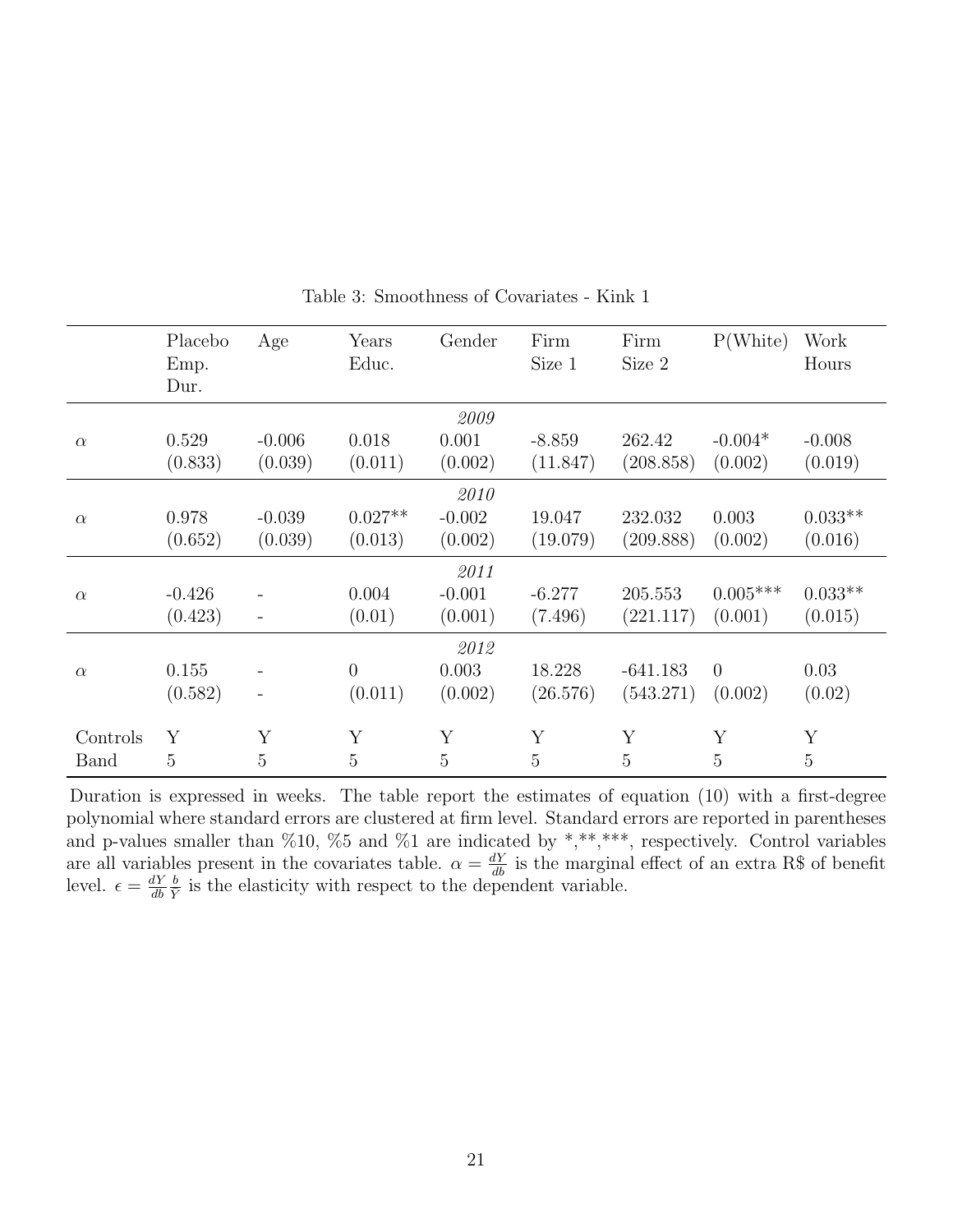Table 3: Smoothness of Covariates - Kink 1

| | Placebo Emp. Dur. | Age | Years Educ. | Gender | Firm Size 1 | Firm Size 2 | P(White) | Work Hours |
|---|---|---|---|---|---|---|---|---|
| | | | | *2009* | | | | |
| $\alpha$ | 0.529 | -0.006 | 0.018 | 0.001 | -8.859 | 262.42 | -0.004* | -0.008 |
| | (0.833) | (0.039) | (0.011) | (0.002) | (11.847) | (208.858) | (0.002) | (0.019) |
| | | | | *2010* | | | | |
| $\alpha$ | 0.978 | -0.039 | 0.027** | -0.002 | 19.047 | 232.032 | 0.003 | 0.033** |
| | (0.652) | (0.039) | (0.013) | (0.002) | (19.079) | (209.888) | (0.002) | (0.016) |
| | | | | *2011* | | | | |
| $\alpha$ | -0.426 | - | 0.004 | -0.001 | -6.277 | 205.553 | 0.005*** | 0.033** |
| | (0.423) | - | (0.01) | (0.001) | (7.496) | (221.117) | (0.001) | (0.015) |
| | | | | *2012* | | | | |
| $\alpha$ | 0.155 | - | 0 | 0.003 | 18.228 | -641.183 | 0 | 0.03 |
| | (0.582) | - | (0.011) | (0.002) | (26.576) | (543.271) | (0.002) | (0.02) |
| Controls | Y | Y | Y | Y | Y | Y | Y | Y |
| Band | 5 | 5 | 5 | 5 | 5 | 5 | 5 | 5 |

Duration is expressed in weeks. The table report the estimates of equation (10) with a first-degree polynomial where standard errors are clustered at firm level. Standard errors are reported in parentheses and p-values smaller than %10, %5 and %1 are indicated by *,**,***, respectively. Control variables are all variables present in the covariates table. $\alpha = \frac{dY}{db}$ is the marginal effect of an extra R$ of benefit level. $\epsilon = \frac{dY}{db}\frac{b}{Y}$ is the elasticity with respect to the dependent variable.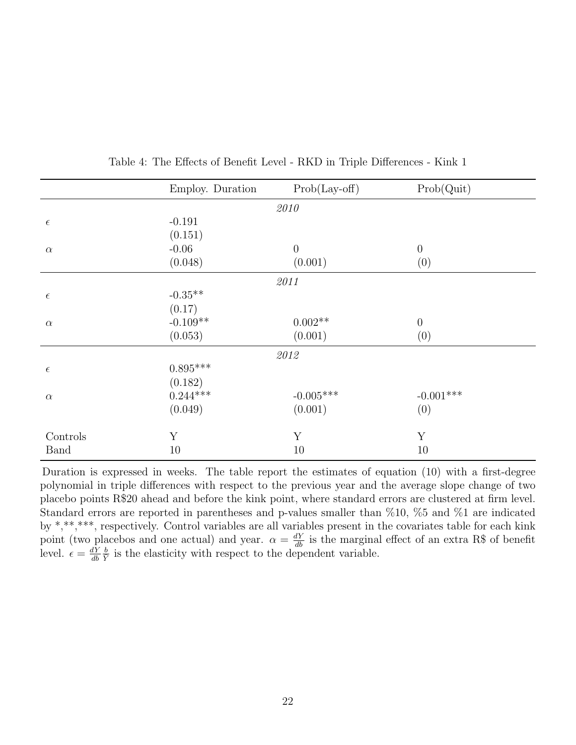Table 4: The Effects of Benefit Level - RKD in Triple Differences - Kink 1

| | Employ. Duration | Prob(Lay-off) | Prob(Quit) |
|---|---|---|---|
| | *2010* | | |
| $\epsilon$ | -0.191 | | |
| | (0.151) | | |
| $\alpha$ | -0.06 | 0 | 0 |
| | (0.048) | (0.001) | (0) |
| | *2011* | | |
| $\epsilon$ | -0.35** | | |
| | (0.17) | | |
| $\alpha$ | -0.109** | 0.002** | 0 |
| | (0.053) | (0.001) | (0) |
| | *2012* | | |
| $\epsilon$ | 0.895*** | | |
| | (0.182) | | |
| $\alpha$ | 0.244*** | -0.005*** | -0.001*** |
| | (0.049) | (0.001) | (0) |
| Controls | Y | Y | Y |
| Band | 10 | 10 | 10 |

Duration is expressed in weeks. The table report the estimates of equation (10) with a first-degree polynomial in triple differences with respect to the previous year and the average slope change of two placebo points R$20 ahead and before the kink point, where standard errors are clustered at firm level. Standard errors are reported in parentheses and p-values smaller than %10, %5 and %1 are indicated by *,**,***, respectively. Control variables are all variables present in the covariates table for each kink point (two placebos and one actual) and year. $\alpha = \frac{dY}{db}$ is the marginal effect of an extra R$ of benefit level. $\epsilon = \frac{dY}{db}\frac{b}{Y}$ is the elasticity with respect to the dependent variable.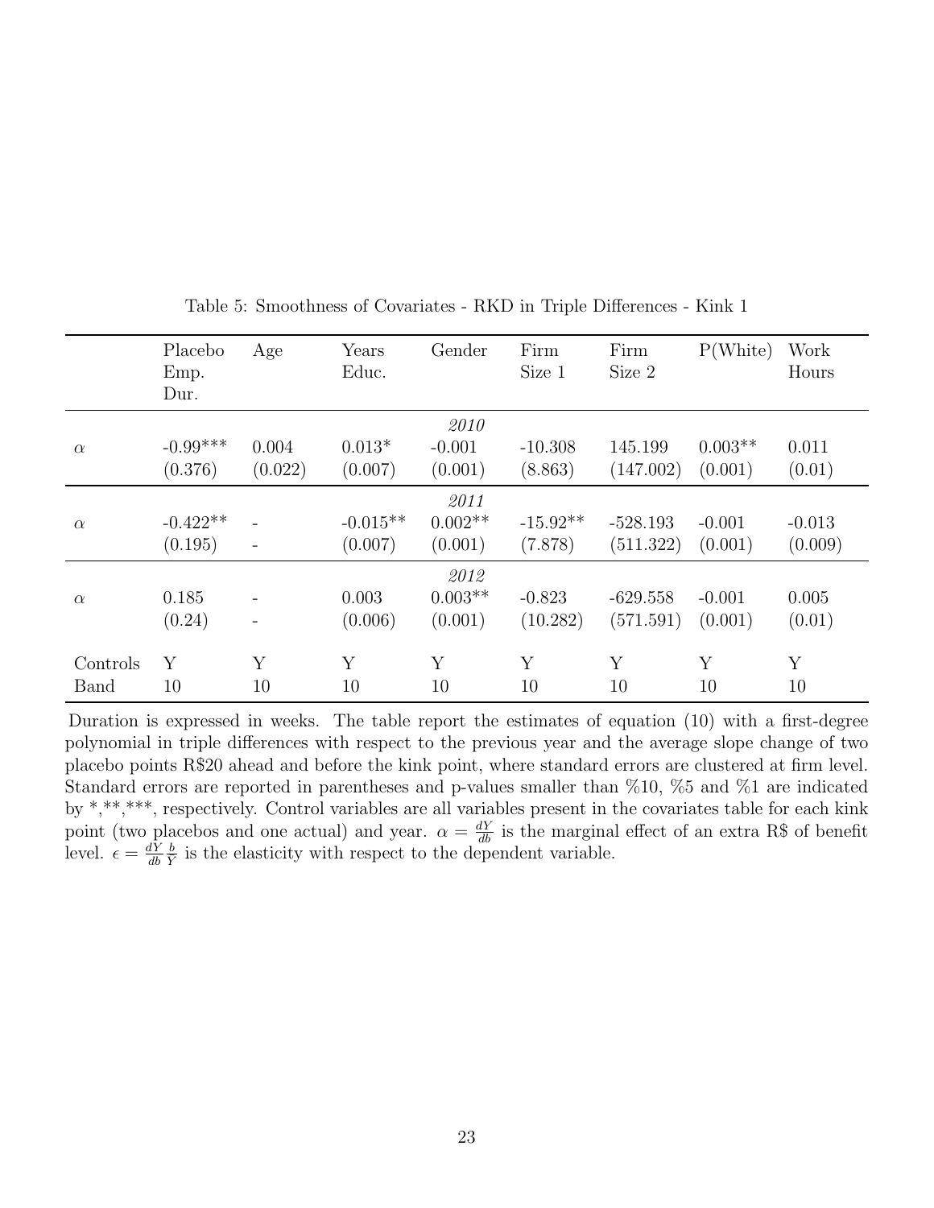Table 5: Smoothness of Covariates - RKD in Triple Differences - Kink 1

| | Placebo Emp. Dur. | Age | Years Educ. | Gender | Firm Size 1 | Firm Size 2 | P(White) | Work Hours |
|---|---|---|---|---|---|---|---|---|
| | | | | *2010* | | | | |
| $\alpha$ | -0.99*** | 0.004 | 0.013* | -0.001 | -10.308 | 145.199 | 0.003** | 0.011 |
| | (0.376) | (0.022) | (0.007) | (0.001) | (8.863) | (147.002) | (0.001) | (0.01) |
| | | | | *2011* | | | | |
| $\alpha$ | -0.422** | - | -0.015** | 0.002** | -15.92** | -528.193 | -0.001 | -0.013 |
| | (0.195) | - | (0.007) | (0.001) | (7.878) | (511.322) | (0.001) | (0.009) |
| | | | | *2012* | | | | |
| $\alpha$ | 0.185 | - | 0.003 | 0.003** | -0.823 | -629.558 | -0.001 | 0.005 |
| | (0.24) | - | (0.006) | (0.001) | (10.282) | (571.591) | (0.001) | (0.01) |
| Controls | Y | Y | Y | Y | Y | Y | Y | Y |
| Band | 10 | 10 | 10 | 10 | 10 | 10 | 10 | 10 |

Duration is expressed in weeks. The table report the estimates of equation (10) with a first-degree polynomial in triple differences with respect to the previous year and the average slope change of two placebo points R$20 ahead and before the kink point, where standard errors are clustered at firm level. Standard errors are reported in parentheses and p-values smaller than %10, %5 and %1 are indicated by *,**,***, respectively. Control variables are all variables present in the covariates table for each kink point (two placebos and one actual) and year. $\alpha = \frac{dY}{db}$ is the marginal effect of an extra R$ of benefit level. $\epsilon = \frac{dY}{db}\frac{b}{Y}$ is the elasticity with respect to the dependent variable.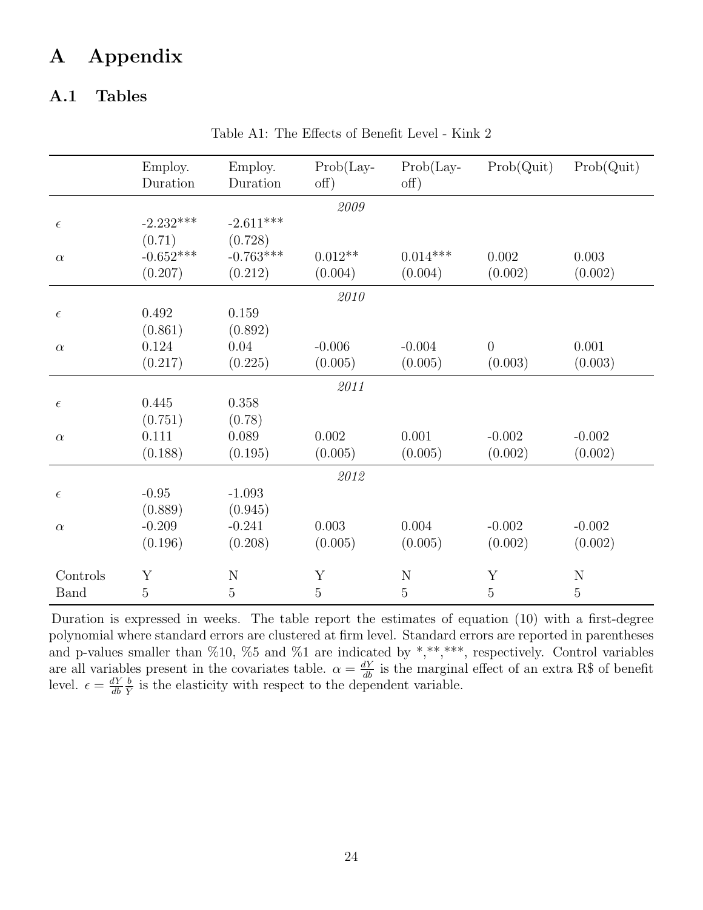# A Appendix

## A.1 Tables

Table A1: The Effects of Benefit Level - Kink 2

| | Employ. Duration | Employ. Duration | Prob(Lay-off) | Prob(Lay-off) | Prob(Quit) | Prob(Quit) |
|---|---|---|---|---|---|---|
| | | | *2009* | | | |
| $\epsilon$ | -2.232*** | -2.611*** | | | | |
| | (0.71) | (0.728) | | | | |
| $\alpha$ | -0.652*** | -0.763*** | 0.012** | 0.014*** | 0.002 | 0.003 |
| | (0.207) | (0.212) | (0.004) | (0.004) | (0.002) | (0.002) |
| | | | *2010* | | | |
| $\epsilon$ | 0.492 | 0.159 | | | | |
| | (0.861) | (0.892) | | | | |
| $\alpha$ | 0.124 | 0.04 | -0.006 | -0.004 | 0 | 0.001 |
| | (0.217) | (0.225) | (0.005) | (0.005) | (0.003) | (0.003) |
| | | | *2011* | | | |
| $\epsilon$ | 0.445 | 0.358 | | | | |
| | (0.751) | (0.78) | | | | |
| $\alpha$ | 0.111 | 0.089 | 0.002 | 0.001 | -0.002 | -0.002 |
| | (0.188) | (0.195) | (0.005) | (0.005) | (0.002) | (0.002) |
| | | | *2012* | | | |
| $\epsilon$ | -0.95 | -1.093 | | | | |
| | (0.889) | (0.945) | | | | |
| $\alpha$ | -0.209 | -0.241 | 0.003 | 0.004 | -0.002 | -0.002 |
| | (0.196) | (0.208) | (0.005) | (0.005) | (0.002) | (0.002) |
| Controls | Y | N | Y | N | Y | N |
| Band | 5 | 5 | 5 | 5 | 5 | 5 |

Duration is expressed in weeks. The table report the estimates of equation (10) with a first-degree polynomial where standard errors are clustered at firm level. Standard errors are reported in parentheses and p-values smaller than %10, %5 and %1 are indicated by *,**,***, respectively. Control variables are all variables present in the covariates table. $\alpha = \frac{dY}{db}$ is the marginal effect of an extra R$ of benefit level. $\epsilon = \frac{dY}{db}\frac{b}{Y}$ is the elasticity with respect to the dependent variable.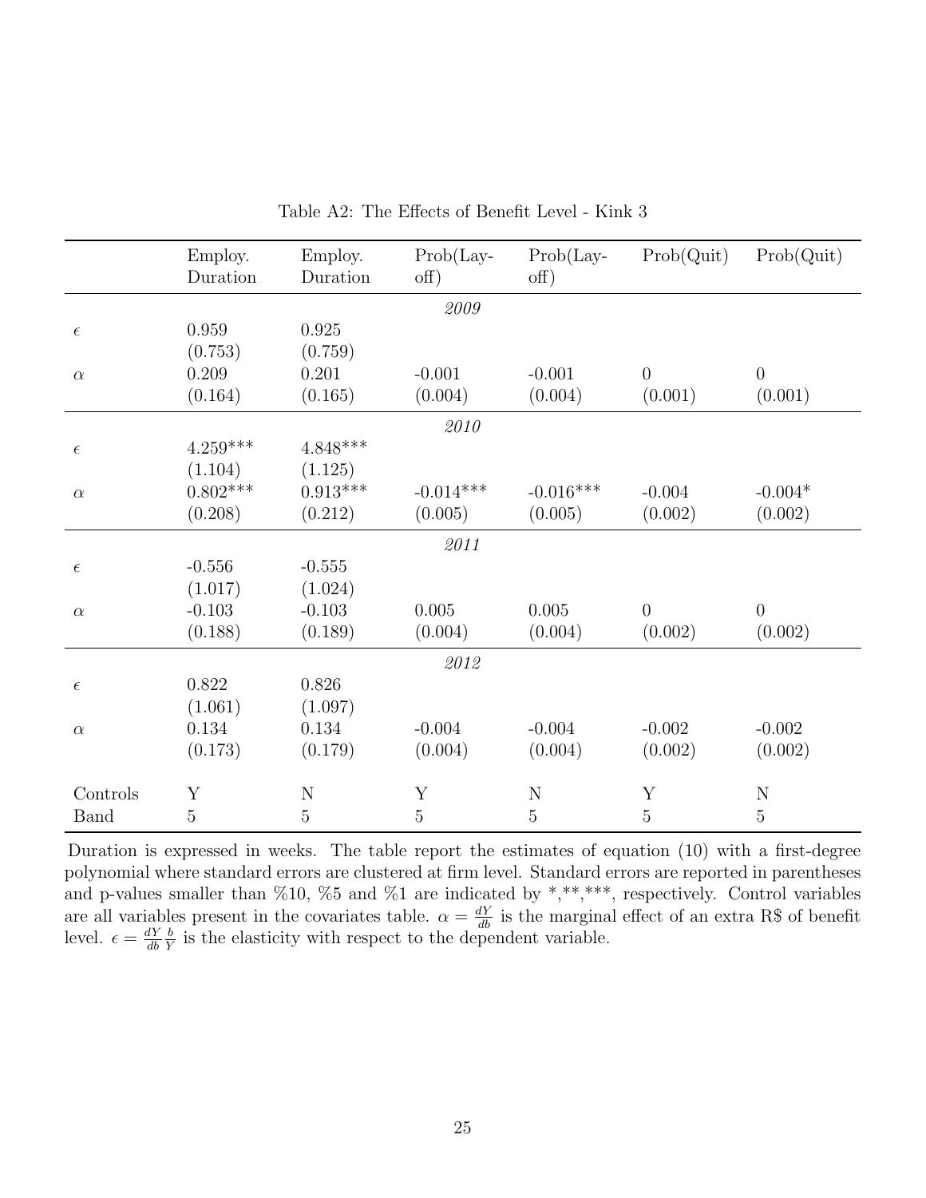Table A2: The Effects of Benefit Level - Kink 3

| | Employ. Duration | Employ. Duration | Prob(Lay-off) | Prob(Lay-off) | Prob(Quit) | Prob(Quit) |
|---|---|---|---|---|---|---|
| | | | *2009* | | | |
| $\epsilon$ | 0.959 | 0.925 | | | | |
| | (0.753) | (0.759) | | | | |
| $\alpha$ | 0.209 | 0.201 | -0.001 | -0.001 | 0 | 0 |
| | (0.164) | (0.165) | (0.004) | (0.004) | (0.001) | (0.001) |
| | | | *2010* | | | |
| $\epsilon$ | 4.259*** | 4.848*** | | | | |
| | (1.104) | (1.125) | | | | |
| $\alpha$ | 0.802*** | 0.913*** | -0.014*** | -0.016*** | -0.004 | -0.004* |
| | (0.208) | (0.212) | (0.005) | (0.005) | (0.002) | (0.002) |
| | | | *2011* | | | |
| $\epsilon$ | -0.556 | -0.555 | | | | |
| | (1.017) | (1.024) | | | | |
| $\alpha$ | -0.103 | -0.103 | 0.005 | 0.005 | 0 | 0 |
| | (0.188) | (0.189) | (0.004) | (0.004) | (0.002) | (0.002) |
| | | | *2012* | | | |
| $\epsilon$ | 0.822 | 0.826 | | | | |
| | (1.061) | (1.097) | | | | |
| $\alpha$ | 0.134 | 0.134 | -0.004 | -0.004 | -0.002 | -0.002 |
| | (0.173) | (0.179) | (0.004) | (0.004) | (0.002) | (0.002) |
| Controls | Y | N | Y | N | Y | N |
| Band | 5 | 5 | 5 | 5 | 5 | 5 |

Duration is expressed in weeks. The table report the estimates of equation (10) with a first-degree polynomial where standard errors are clustered at firm level. Standard errors are reported in parentheses and p-values smaller than %10, %5 and %1 are indicated by *,**,***, respectively. Control variables are all variables present in the covariates table. $\alpha = \frac{dY}{db}$ is the marginal effect of an extra R$ of benefit level. $\epsilon = \frac{dY}{db}\frac{b}{Y}$ is the elasticity with respect to the dependent variable.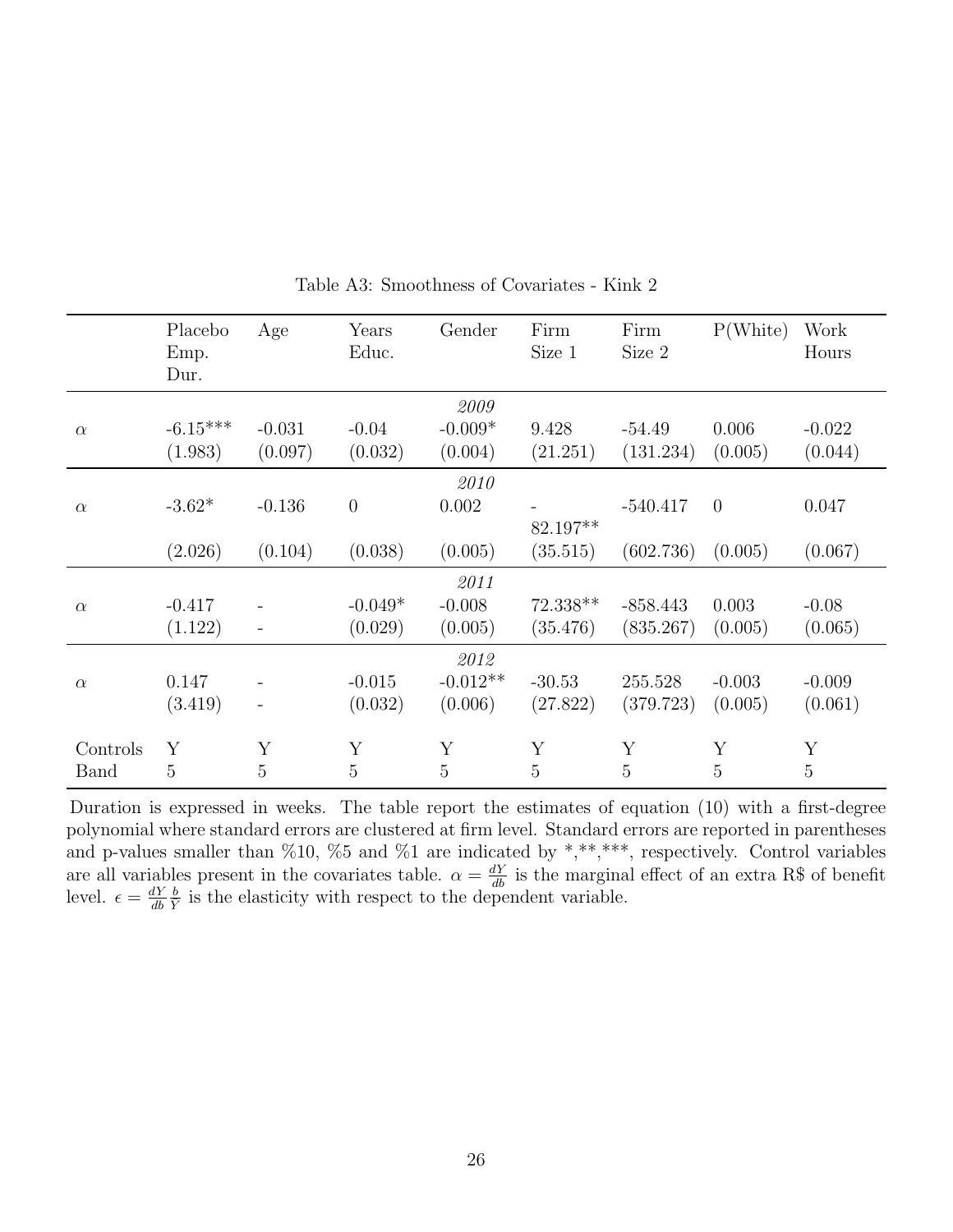Table A3: Smoothness of Covariates - Kink 2

| | Placebo Emp. Dur. | Age | Years Educ. | Gender | Firm Size 1 | Firm Size 2 | P(White) | Work Hours |
|---|---|---|---|---|---|---|---|---|
| | | | | *2009* | | | | |
| $\alpha$ | -6.15*** | -0.031 | -0.04 | -0.009* | 9.428 | -54.49 | 0.006 | -0.022 |
| | (1.983) | (0.097) | (0.032) | (0.004) | (21.251) | (131.234) | (0.005) | (0.044) |
| | | | | *2010* | | | | |
| $\alpha$ | -3.62* | -0.136 | 0 | 0.002 | -82.197** | -540.417 | 0 | 0.047 |
| | (2.026) | (0.104) | (0.038) | (0.005) | (35.515) | (602.736) | (0.005) | (0.067) |
| | | | | *2011* | | | | |
| $\alpha$ | -0.417 | - | -0.049* | -0.008 | 72.338** | -858.443 | 0.003 | -0.08 |
| | (1.122) | - | (0.029) | (0.005) | (35.476) | (835.267) | (0.005) | (0.065) |
| | | | | *2012* | | | | |
| $\alpha$ | 0.147 | - | -0.015 | -0.012** | -30.53 | 255.528 | -0.003 | -0.009 |
| | (3.419) | - | (0.032) | (0.006) | (27.822) | (379.723) | (0.005) | (0.061) |
| Controls | Y | Y | Y | Y | Y | Y | Y | Y |
| Band | 5 | 5 | 5 | 5 | 5 | 5 | 5 | 5 |

Duration is expressed in weeks. The table report the estimates of equation (10) with a first-degree polynomial where standard errors are clustered at firm level. Standard errors are reported in parentheses and p-values smaller than %10, %5 and %1 are indicated by *,**,***, respectively. Control variables are all variables present in the covariates table. $\alpha = \frac{dY}{db}$ is the marginal effect of an extra R$ of benefit level. $\epsilon = \frac{dY}{db}\frac{b}{Y}$ is the elasticity with respect to the dependent variable.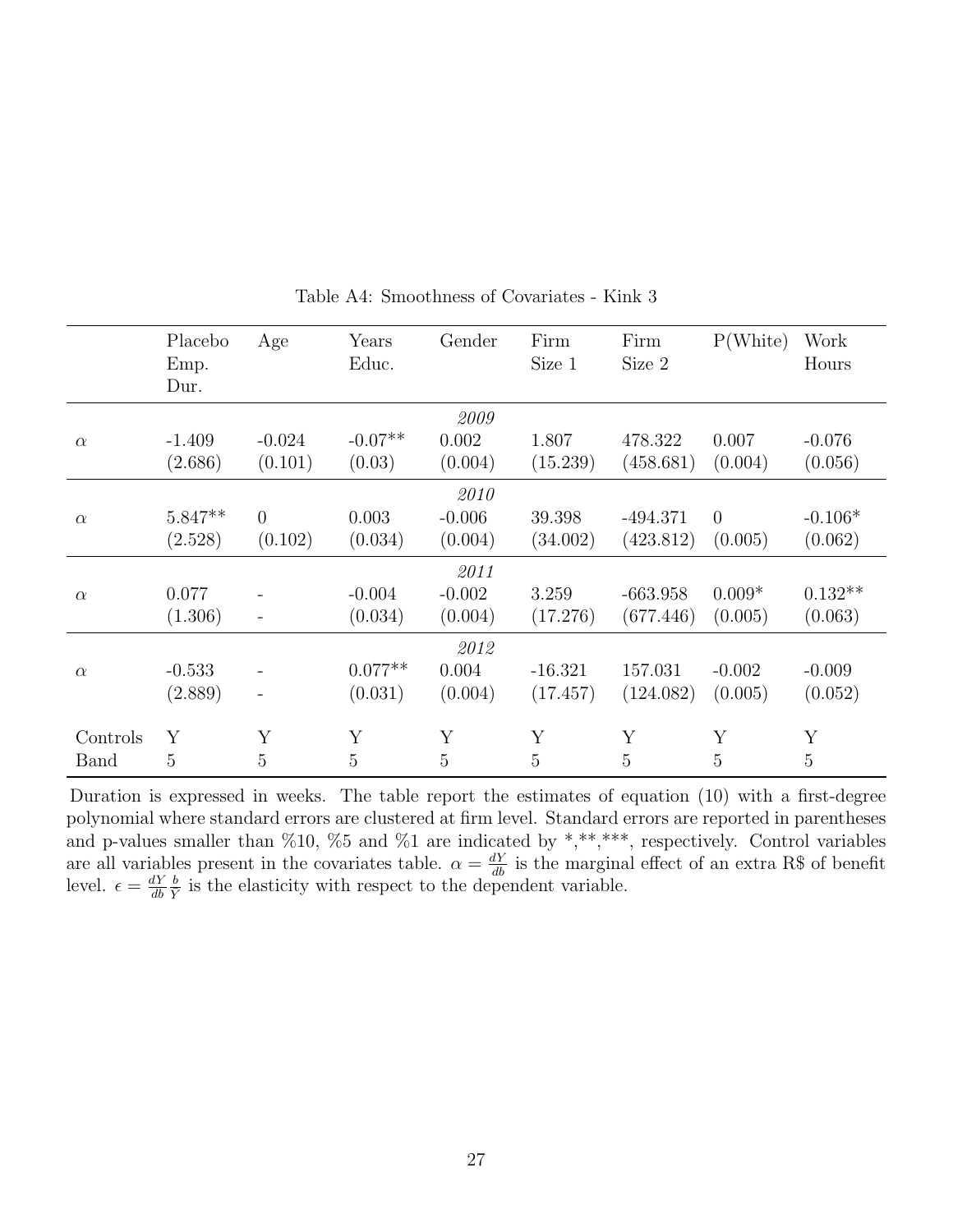Table A4: Smoothness of Covariates - Kink 3

| | Placebo Emp. Dur. | Age | Years Educ. | Gender | Firm Size 1 | Firm Size 2 | P(White) | Work Hours |
|---|---|---|---|---|---|---|---|---|
| | | | | *2009* | | | | |
| $\alpha$ | -1.409 | -0.024 | -0.07** | 0.002 | 1.807 | 478.322 | 0.007 | -0.076 |
| | (2.686) | (0.101) | (0.03) | (0.004) | (15.239) | (458.681) | (0.004) | (0.056) |
| | | | | *2010* | | | | |
| $\alpha$ | 5.847** | 0 | 0.003 | -0.006 | 39.398 | -494.371 | 0 | -0.106* |
| | (2.528) | (0.102) | (0.034) | (0.004) | (34.002) | (423.812) | (0.005) | (0.062) |
| | | | | *2011* | | | | |
| $\alpha$ | 0.077 | - | -0.004 | -0.002 | 3.259 | -663.958 | 0.009* | 0.132** |
| | (1.306) | - | (0.034) | (0.004) | (17.276) | (677.446) | (0.005) | (0.063) |
| | | | | *2012* | | | | |
| $\alpha$ | -0.533 | - | 0.077** | 0.004 | -16.321 | 157.031 | -0.002 | -0.009 |
| | (2.889) | - | (0.031) | (0.004) | (17.457) | (124.082) | (0.005) | (0.052) |
| Controls | Y | Y | Y | Y | Y | Y | Y | Y |
| Band | 5 | 5 | 5 | 5 | 5 | 5 | 5 | 5 |

Duration is expressed in weeks. The table report the estimates of equation (10) with a first-degree polynomial where standard errors are clustered at firm level. Standard errors are reported in parentheses and p-values smaller than %10, %5 and %1 are indicated by *,**,***, respectively. Control variables are all variables present in the covariates table. $\alpha = \frac{dY}{db}$ is the marginal effect of an extra R$ of benefit level. $\epsilon = \frac{dY}{db}\frac{b}{Y}$ is the elasticity with respect to the dependent variable.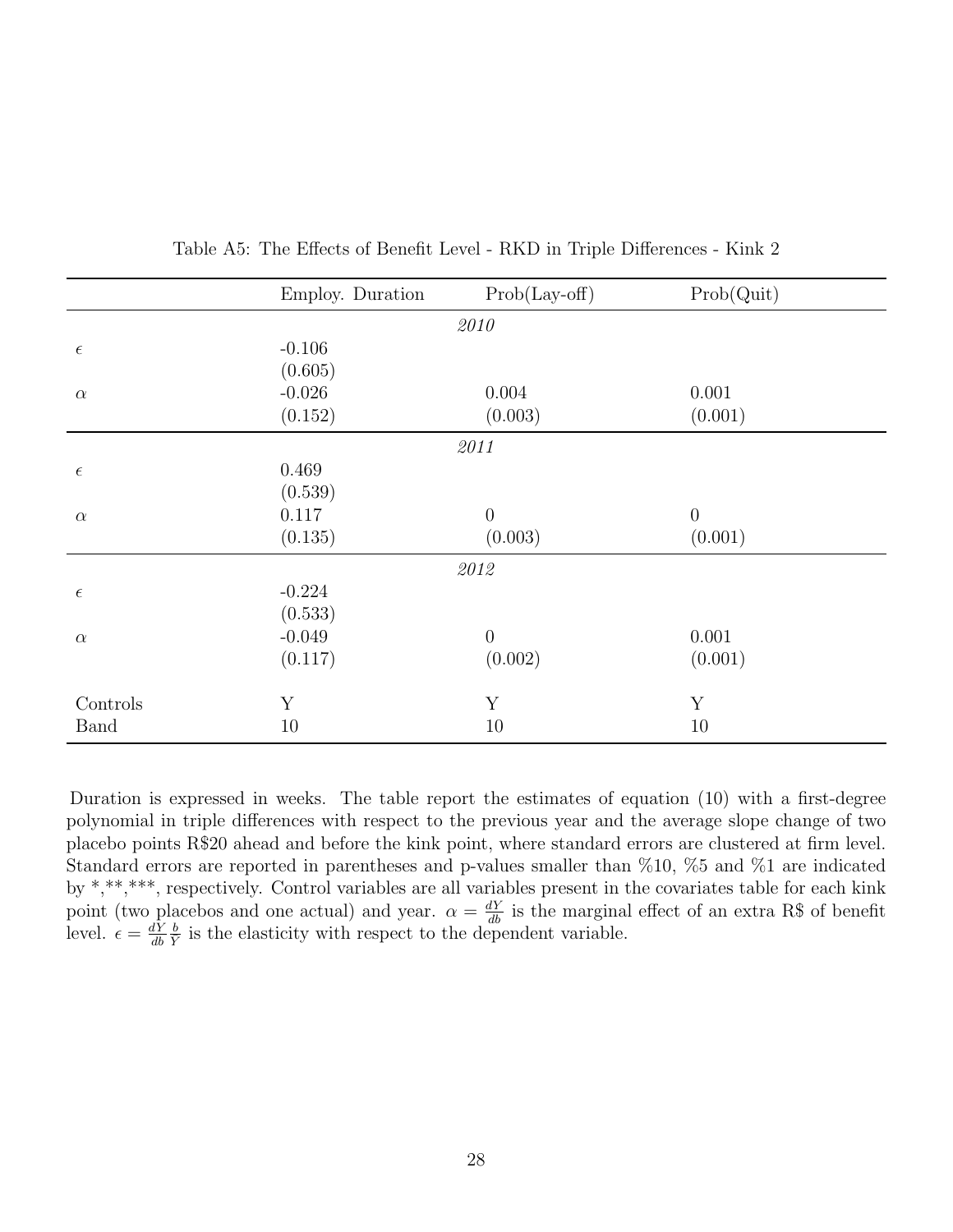Table A5: The Effects of Benefit Level - RKD in Triple Differences - Kink 2

| | Employ. Duration | Prob(Lay-off) | Prob(Quit) |
|---|---|---|---|
| | | *2010* | |
| $\epsilon$ | -0.106 | | |
| | (0.605) | | |
| $\alpha$ | -0.026 | 0.004 | 0.001 |
| | (0.152) | (0.003) | (0.001) |
| | | *2011* | |
| $\epsilon$ | 0.469 | | |
| | (0.539) | | |
| $\alpha$ | 0.117 | 0 | 0 |
| | (0.135) | (0.003) | (0.001) |
| | | *2012* | |
| $\epsilon$ | -0.224 | | |
| | (0.533) | | |
| $\alpha$ | -0.049 | 0 | 0.001 |
| | (0.117) | (0.002) | (0.001) |
| Controls | Y | Y | Y |
| Band | 10 | 10 | 10 |

Duration is expressed in weeks. The table report the estimates of equation (10) with a first-degree polynomial in triple differences with respect to the previous year and the average slope change of two placebo points R$20 ahead and before the kink point, where standard errors are clustered at firm level. Standard errors are reported in parentheses and p-values smaller than %10, %5 and %1 are indicated by *,**,***, respectively. Control variables are all variables present in the covariates table for each kink point (two placebos and one actual) and year. $\alpha = \frac{dY}{db}$ is the marginal effect of an extra R$ of benefit level. $\epsilon = \frac{dY}{db}\frac{b}{Y}$ is the elasticity with respect to the dependent variable.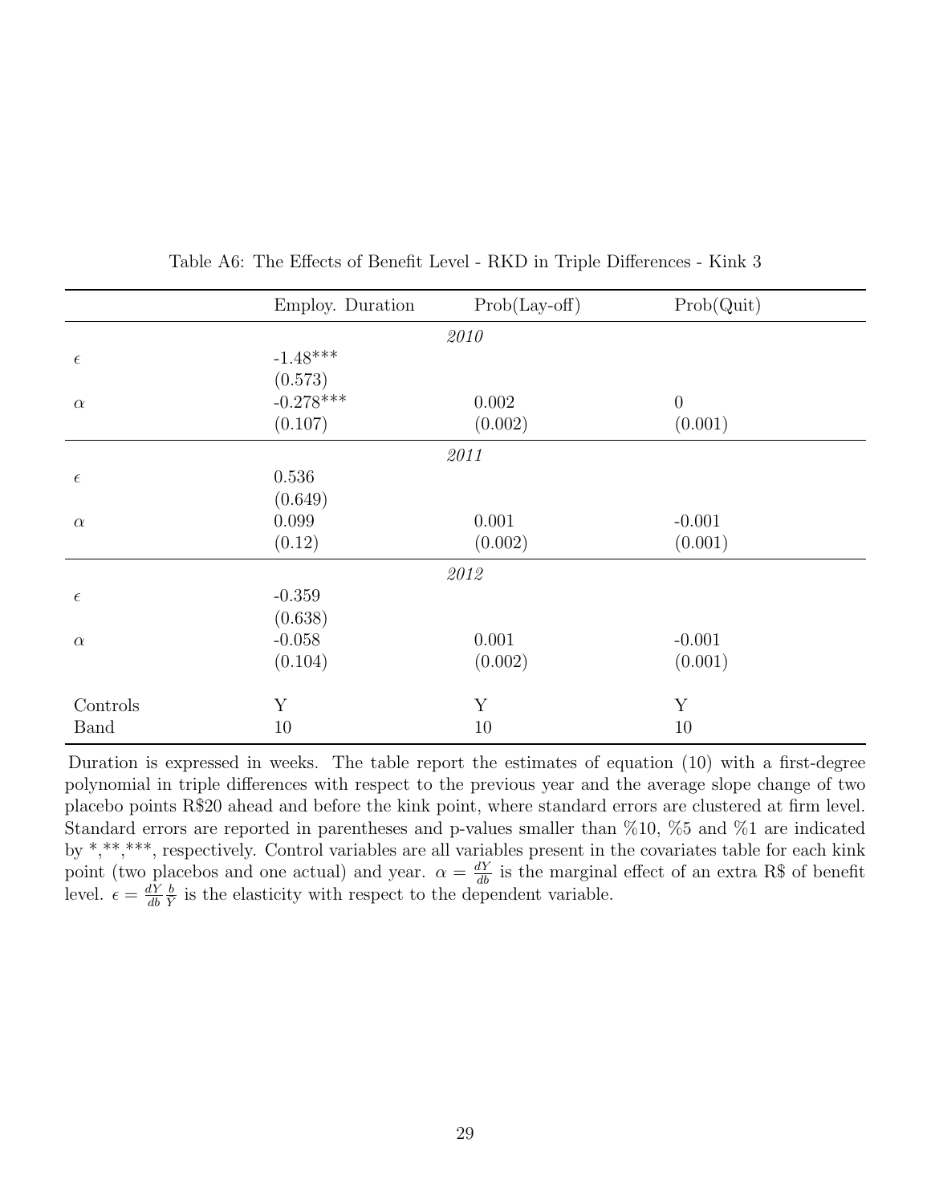Table A6: The Effects of Benefit Level - RKD in Triple Differences - Kink 3

| | Employ. Duration | Prob(Lay-off) | Prob(Quit) |
|---|---|---|---|
| | | *2010* | |
| $\epsilon$ | -1.48*** | | |
| | (0.573) | | |
| $\alpha$ | -0.278*** | 0.002 | 0 |
| | (0.107) | (0.002) | (0.001) |
| | | *2011* | |
| $\epsilon$ | 0.536 | | |
| | (0.649) | | |
| $\alpha$ | 0.099 | 0.001 | -0.001 |
| | (0.12) | (0.002) | (0.001) |
| | | *2012* | |
| $\epsilon$ | -0.359 | | |
| | (0.638) | | |
| $\alpha$ | -0.058 | 0.001 | -0.001 |
| | (0.104) | (0.002) | (0.001) |
| Controls | Y | Y | Y |
| Band | 10 | 10 | 10 |

Duration is expressed in weeks. The table report the estimates of equation (10) with a first-degree polynomial in triple differences with respect to the previous year and the average slope change of two placebo points R$20 ahead and before the kink point, where standard errors are clustered at firm level. Standard errors are reported in parentheses and p-values smaller than %10, %5 and %1 are indicated by *,**,***, respectively. Control variables are all variables present in the covariates table for each kink point (two placebos and one actual) and year. $\alpha = \frac{dY}{db}$ is the marginal effect of an extra R$ of benefit level. $\epsilon = \frac{dY}{db}\frac{b}{Y}$ is the elasticity with respect to the dependent variable.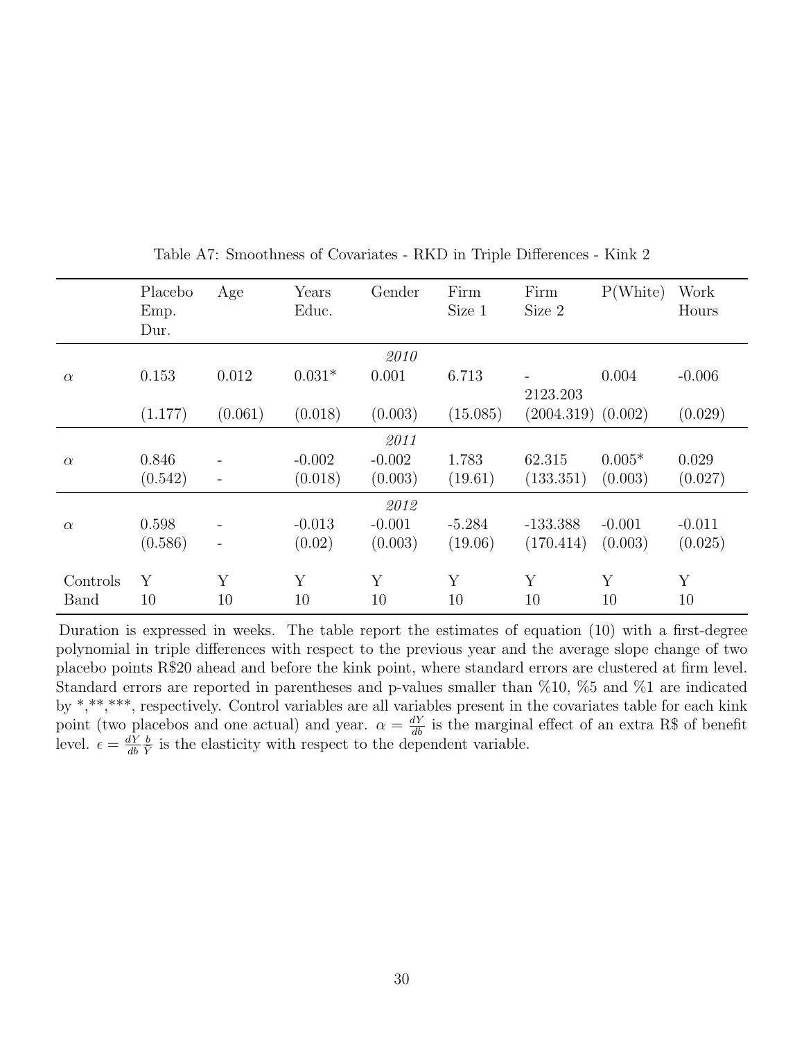Table A7: Smoothness of Covariates - RKD in Triple Differences - Kink 2

| | Placebo Emp. Dur. | Age | Years Educ. | Gender | Firm Size 1 | Firm Size 2 | P(White) | Work Hours |
|---|---|---|---|---|---|---|---|---|
| | | | | *2010* | | | | |
| $\alpha$ | 0.153 | 0.012 | 0.031* | 0.001 | 6.713 | -2123.203 | 0.004 | -0.006 |
| | (1.177) | (0.061) | (0.018) | (0.003) | (15.085) | (2004.319) | (0.002) | (0.029) |
| | | | | *2011* | | | | |
| $\alpha$ | 0.846 | - | -0.002 | -0.002 | 1.783 | 62.315 | 0.005* | 0.029 |
| | (0.542) | - | (0.018) | (0.003) | (19.61) | (133.351) | (0.003) | (0.027) |
| | | | | *2012* | | | | |
| $\alpha$ | 0.598 | - | -0.013 | -0.001 | -5.284 | -133.388 | -0.001 | -0.011 |
| | (0.586) | - | (0.02) | (0.003) | (19.06) | (170.414) | (0.003) | (0.025) |
| Controls | Y | Y | Y | Y | Y | Y | Y | Y |
| Band | 10 | 10 | 10 | 10 | 10 | 10 | 10 | 10 |

Duration is expressed in weeks. The table report the estimates of equation (10) with a first-degree polynomial in triple differences with respect to the previous year and the average slope change of two placebo points R$20 ahead and before the kink point, where standard errors are clustered at firm level. Standard errors are reported in parentheses and p-values smaller than %10, %5 and %1 are indicated by *,**,***, respectively. Control variables are all variables present in the covariates table for each kink point (two placebos and one actual) and year. $\alpha = \frac{dY}{db}$ is the marginal effect of an extra R$ of benefit level. $\epsilon = \frac{dY}{db}\frac{b}{Y}$ is the elasticity with respect to the dependent variable.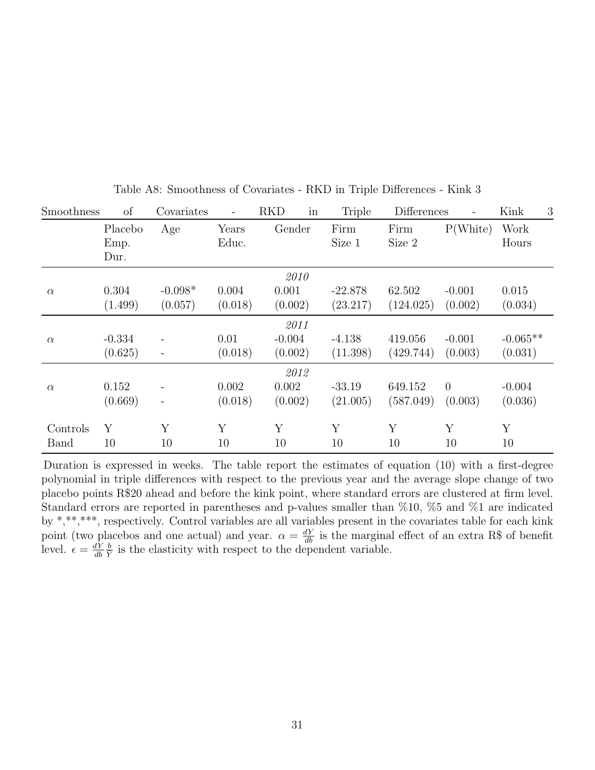Table A8: Smoothness of Covariates - RKD in Triple Differences - Kink 3

| Smoothness of Covariates - RKD in Triple Differences - Kink 3 | | | | | | | | |
|---|---|---|---|---|---|---|---|---|
| | Placebo Emp. Dur. | Age | Years Educ. | Gender | Firm Size 1 | Firm Size 2 | P(White) | Work Hours |
| | | | | *2010* | | | | |
| $\alpha$ | 0.304 | -0.098* | 0.004 | 0.001 | -22.878 | 62.502 | -0.001 | 0.015 |
| | (1.499) | (0.057) | (0.018) | (0.002) | (23.217) | (124.025) | (0.002) | (0.034) |
| | | | | *2011* | | | | |
| $\alpha$ | -0.334 | - | 0.01 | -0.004 | -4.138 | 419.056 | -0.001 | -0.065** |
| | (0.625) | - | (0.018) | (0.002) | (11.398) | (429.744) | (0.003) | (0.031) |
| | | | | *2012* | | | | |
| $\alpha$ | 0.152 | - | 0.002 | 0.002 | -33.19 | 649.152 | 0 | -0.004 |
| | (0.669) | - | (0.018) | (0.002) | (21.005) | (587.049) | (0.003) | (0.036) |
| Controls | Y | Y | Y | Y | Y | Y | Y | Y |
| Band | 10 | 10 | 10 | 10 | 10 | 10 | 10 | 10 |

Duration is expressed in weeks. The table report the estimates of equation (10) with a first-degree polynomial in triple differences with respect to the previous year and the average slope change of two placebo points R$20 ahead and before the kink point, where standard errors are clustered at firm level. Standard errors are reported in parentheses and p-values smaller than %10, %5 and %1 are indicated by *,**,***, respectively. Control variables are all variables present in the covariates table for each kink point (two placebos and one actual) and year. $\alpha = \frac{dY}{db}$ is the marginal effect of an extra R$ of benefit level. $\epsilon = \frac{dY}{db}\frac{b}{Y}$ is the elasticity with respect to the dependent variable.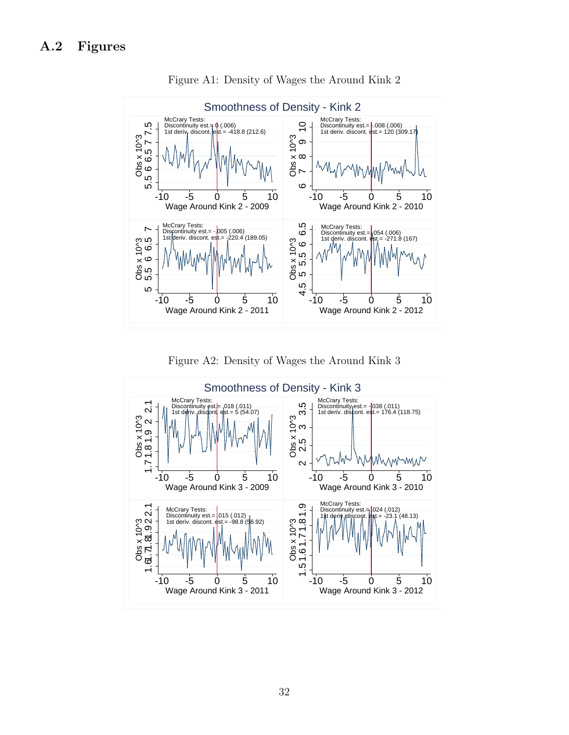## A.2 Figures

Figure A1: Density of Wages the Around Kink 2

Figure A2: Density of Wages the Around Kink 3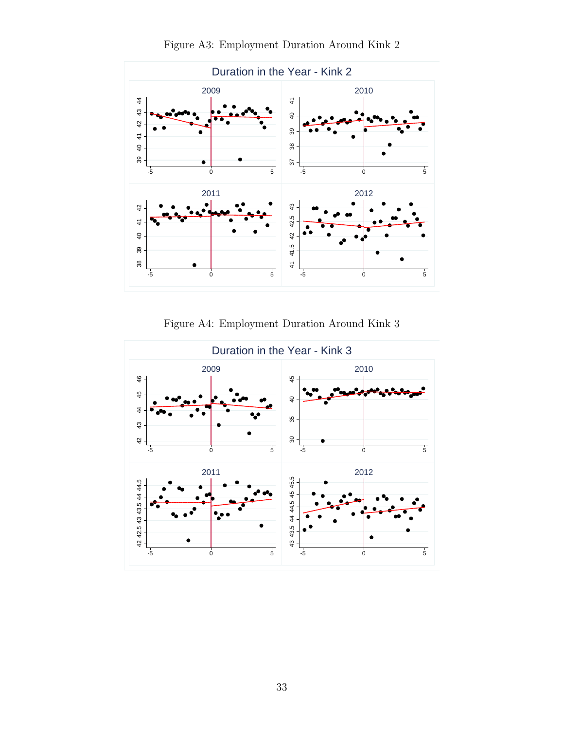Figure A3: Employment Duration Around Kink 2

Figure A4: Employment Duration Around Kink 3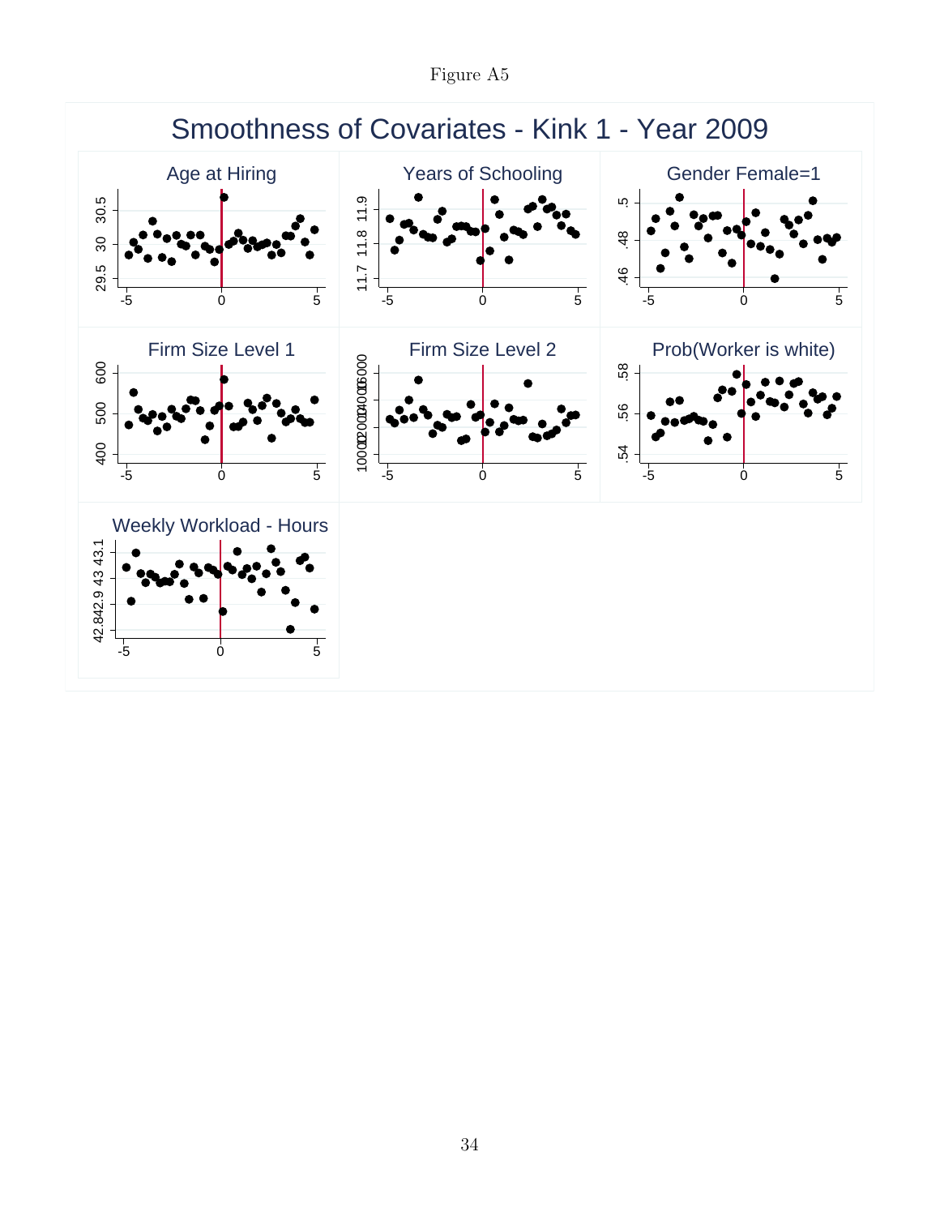Figure A5

Smoothness of Covariates - Kink 1 - Year 2009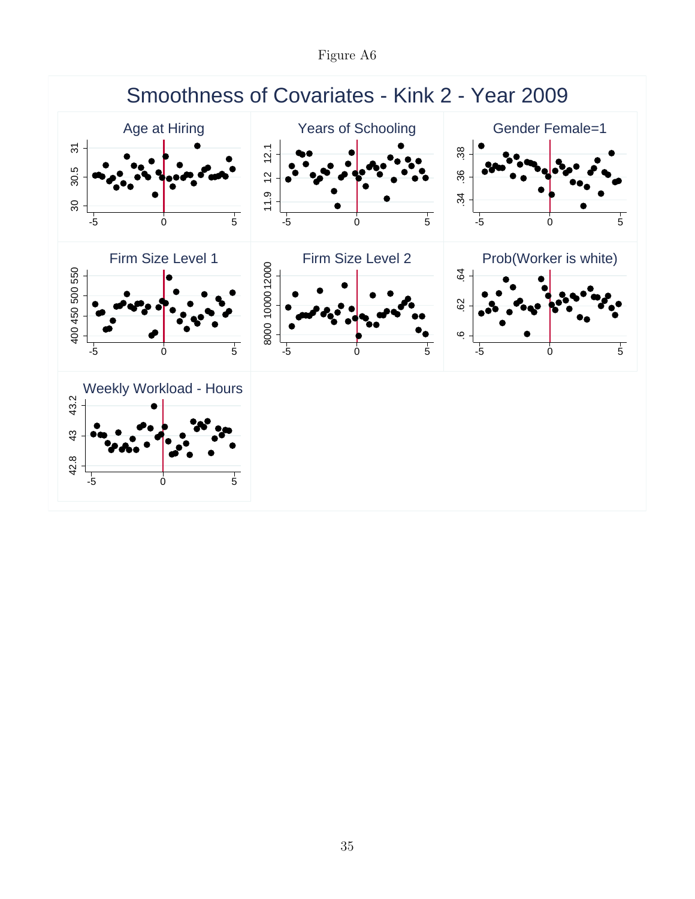Figure A6

Smoothness of Covariates - Kink 2 - Year 2009

Age at Hiring

Years of Schooling

Gender Female=1

Firm Size Level 1

Firm Size Level 2

Prob(Worker is white)

Weekly Workload - Hours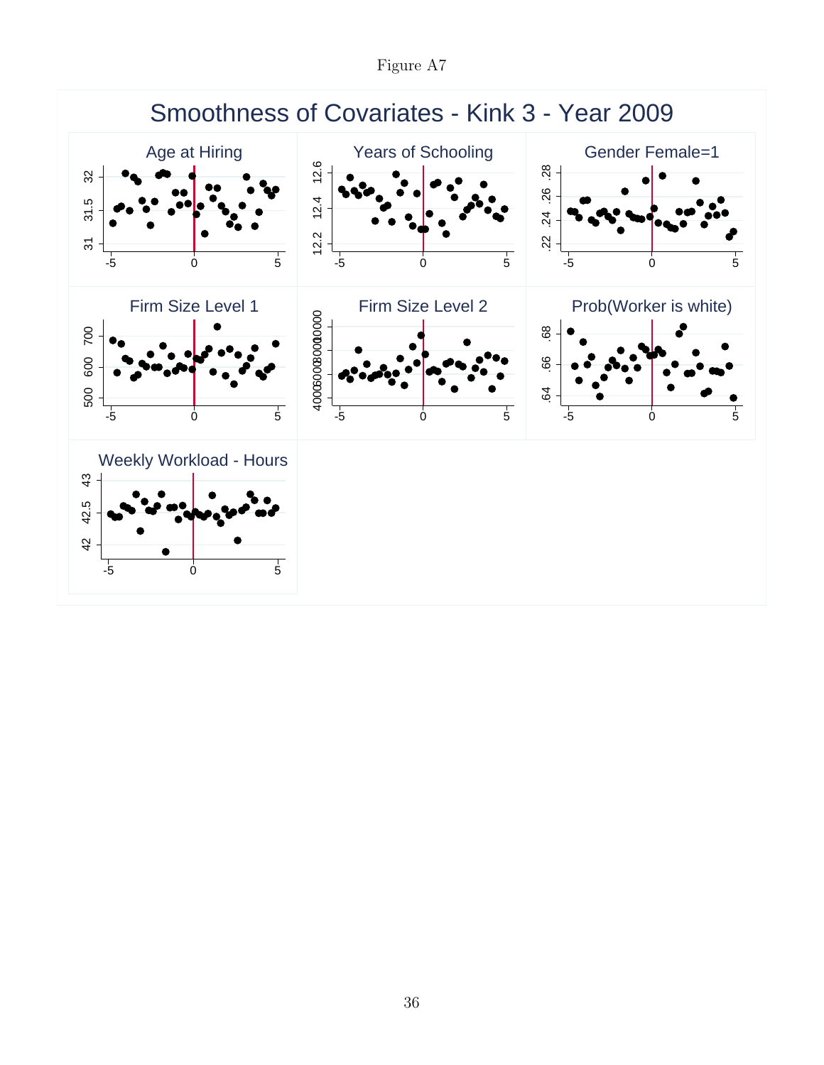Figure A7

Smoothness of Covariates - Kink 3 - Year 2009

Age at Hiring

Years of Schooling

Gender Female=1

Firm Size Level 1

Firm Size Level 2

Prob(Worker is white)

Weekly Workload - Hours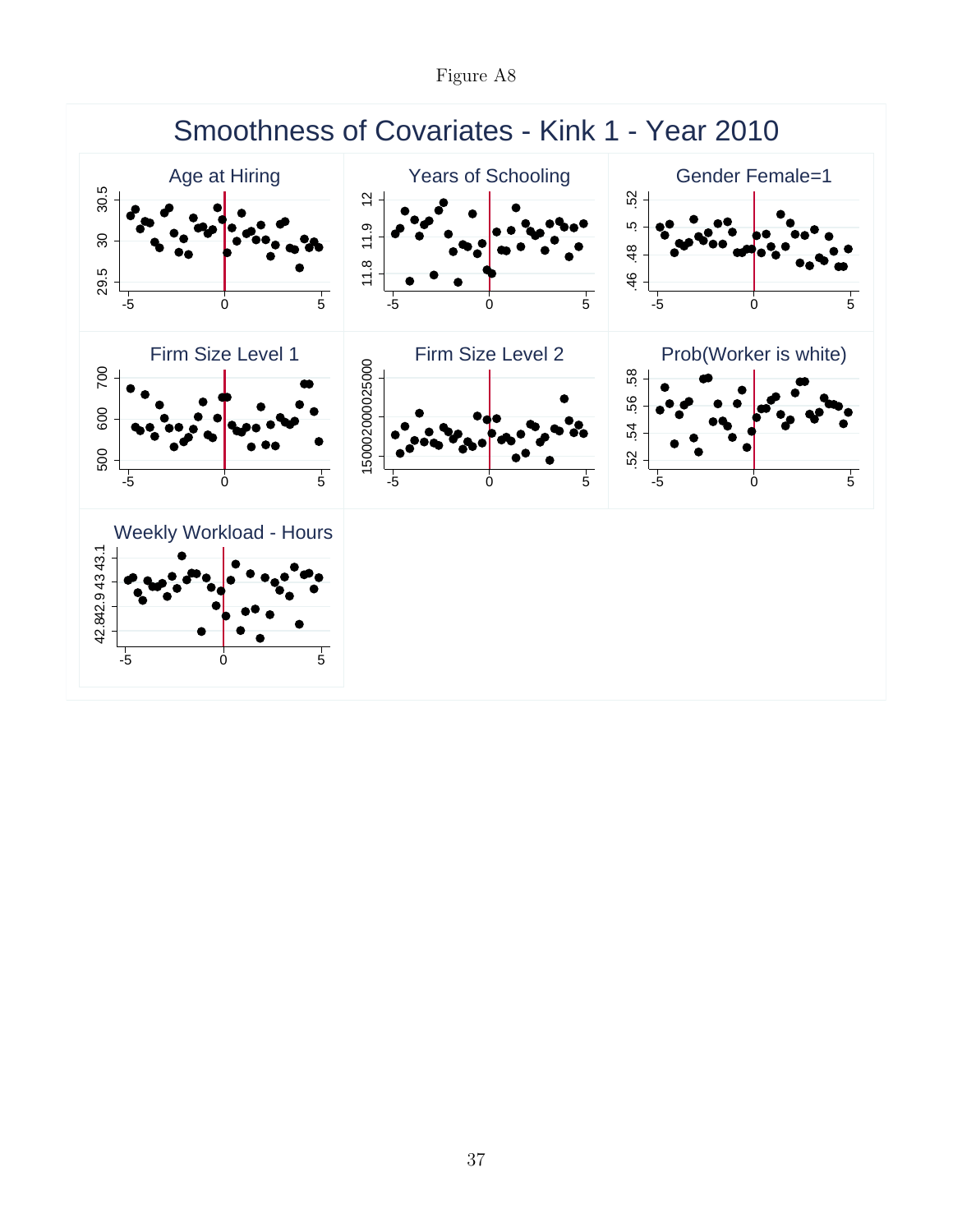Figure A8

# Smoothness of Covariates - Kink 1 - Year 2010

Age at Hiring

Years of Schooling

Gender Female=1

Firm Size Level 1

Firm Size Level 2

Prob(Worker is white)

Weekly Workload - Hours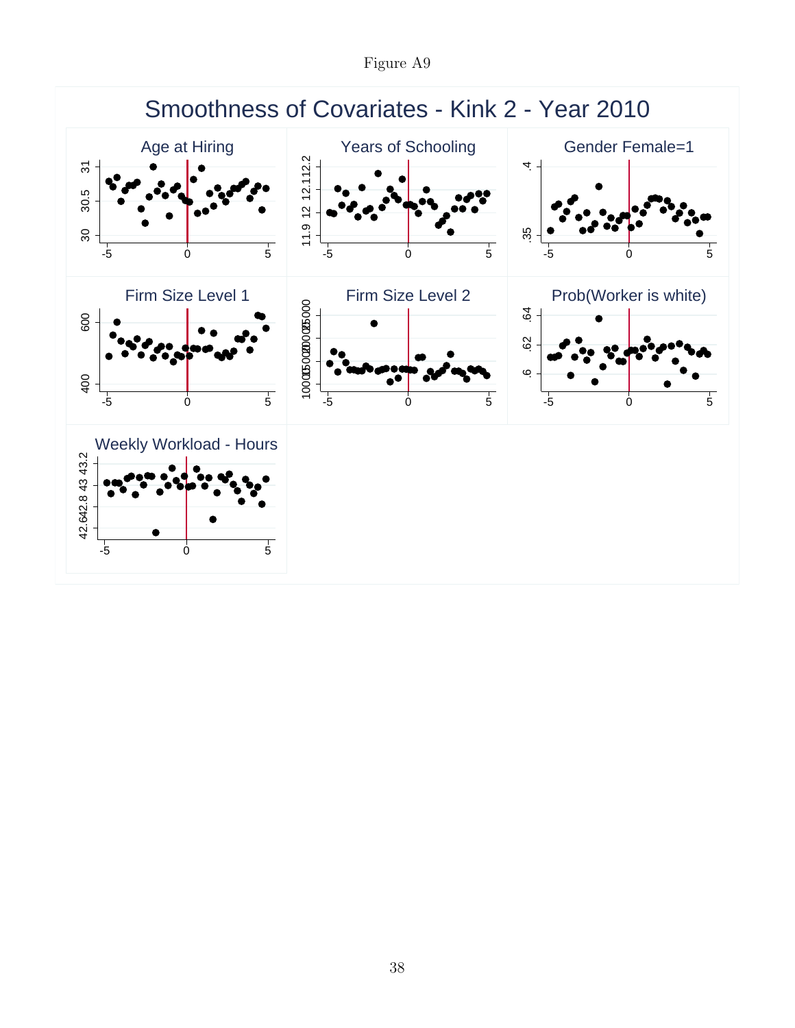Figure A9

## Smoothness of Covariates - Kink 2 - Year 2010

Age at Hiring

Years of Schooling

Gender Female=1

Firm Size Level 1

Firm Size Level 2

Prob(Worker is white)

Weekly Workload - Hours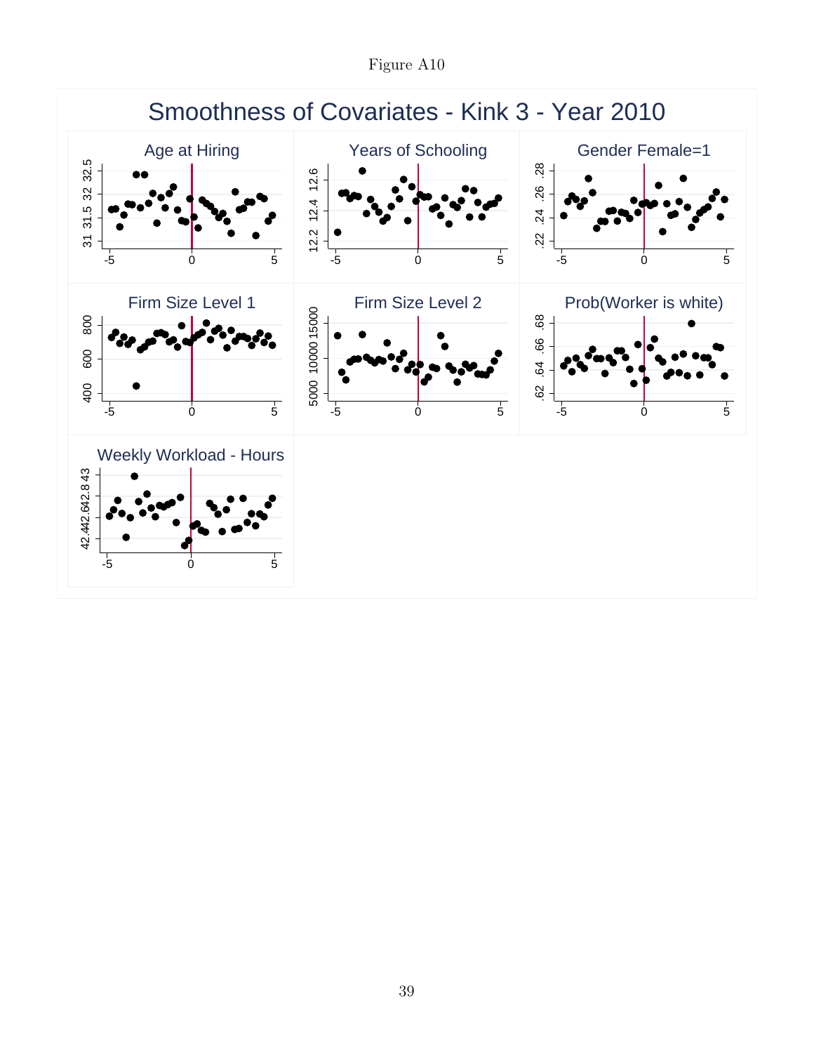Figure A10

Smoothness of Covariates - Kink 3 - Year 2010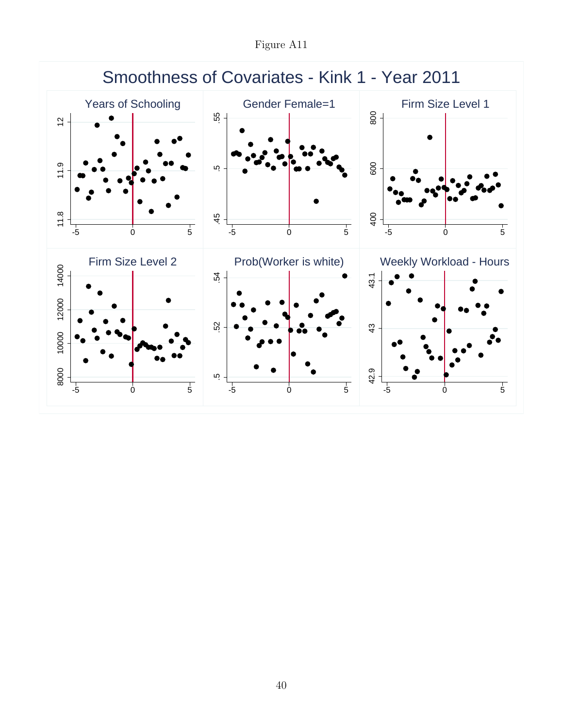Figure A11

Smoothness of Covariates - Kink 1 - Year 2011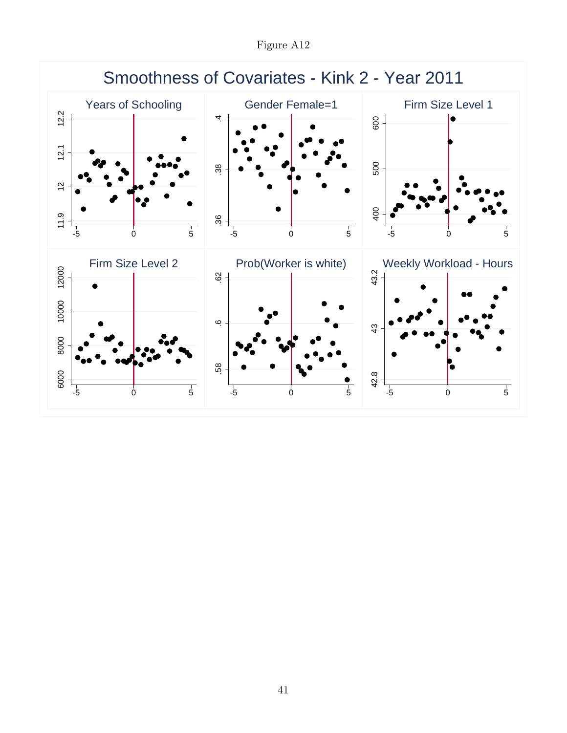Figure A12

## Smoothness of Covariates - Kink 2 - Year 2011

Years of Schooling

Gender Female=1

Firm Size Level 1

Firm Size Level 2

Prob(Worker is white)

Weekly Workload - Hours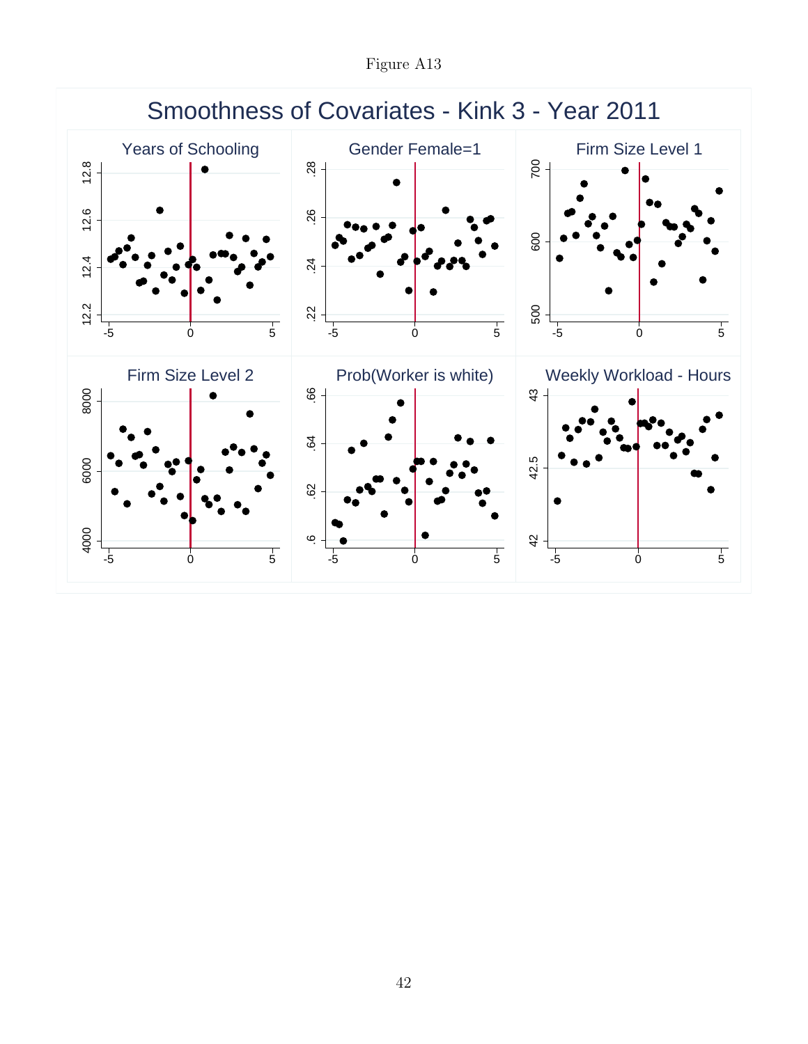Figure A13

## Smoothness of Covariates - Kink 3 - Year 2011

Years of Schooling

Gender Female=1

Firm Size Level 1

Firm Size Level 2

Prob(Worker is white)

Weekly Workload - Hours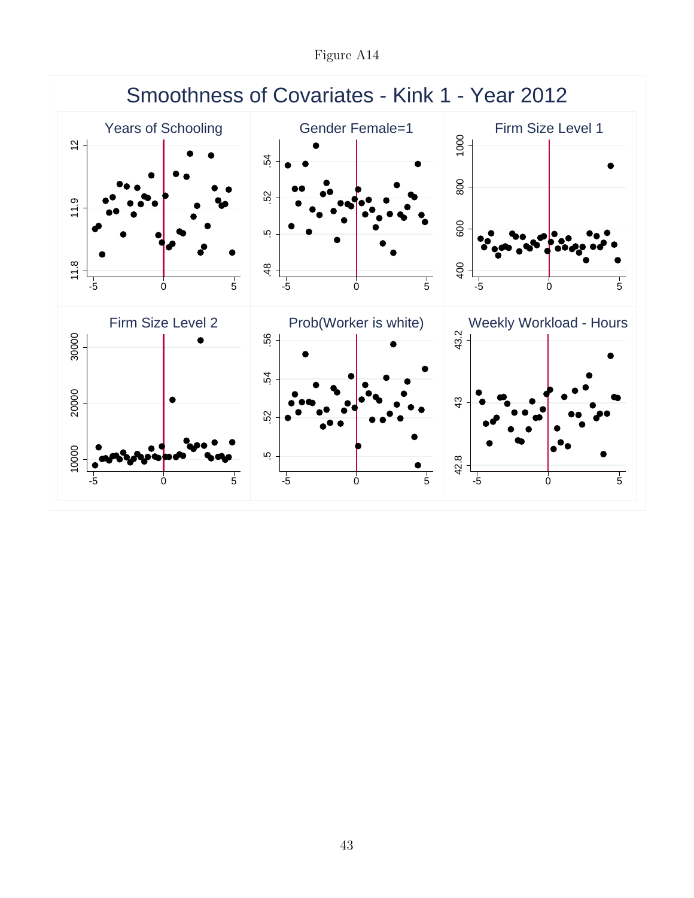Figure A14

# Smoothness of Covariates - Kink 1 - Year 2012

Years of Schooling

Gender Female=1

Firm Size Level 1

Firm Size Level 2

Prob(Worker is white)

Weekly Workload - Hours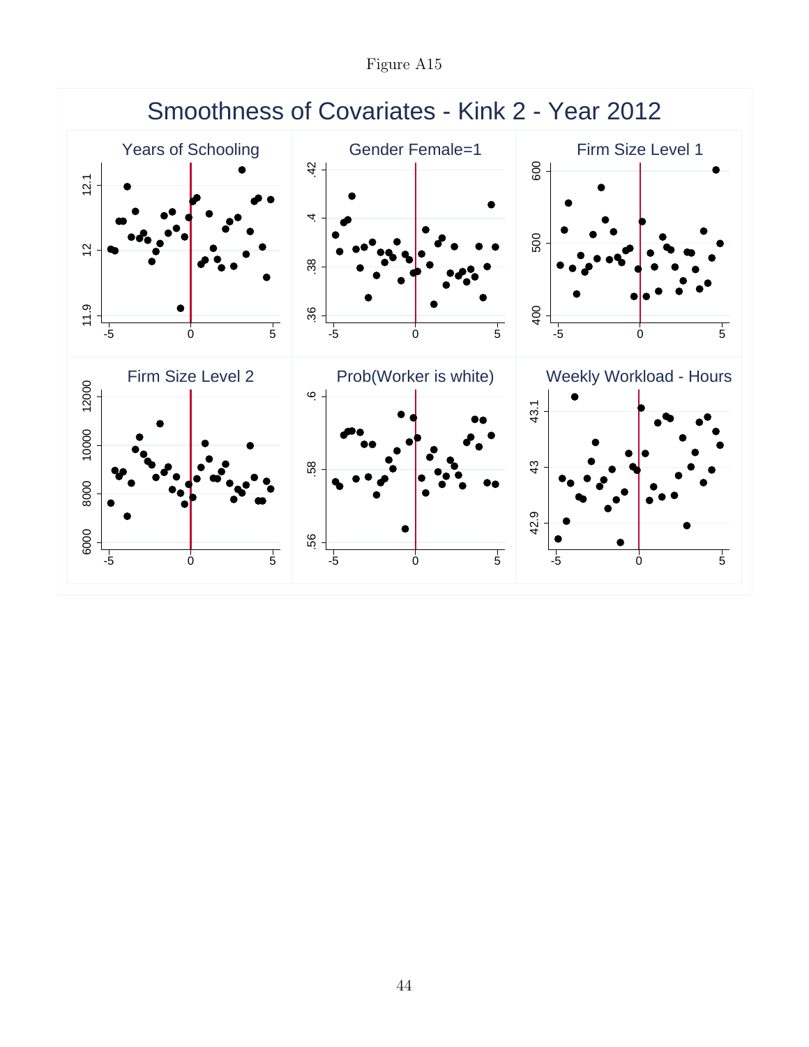Figure A15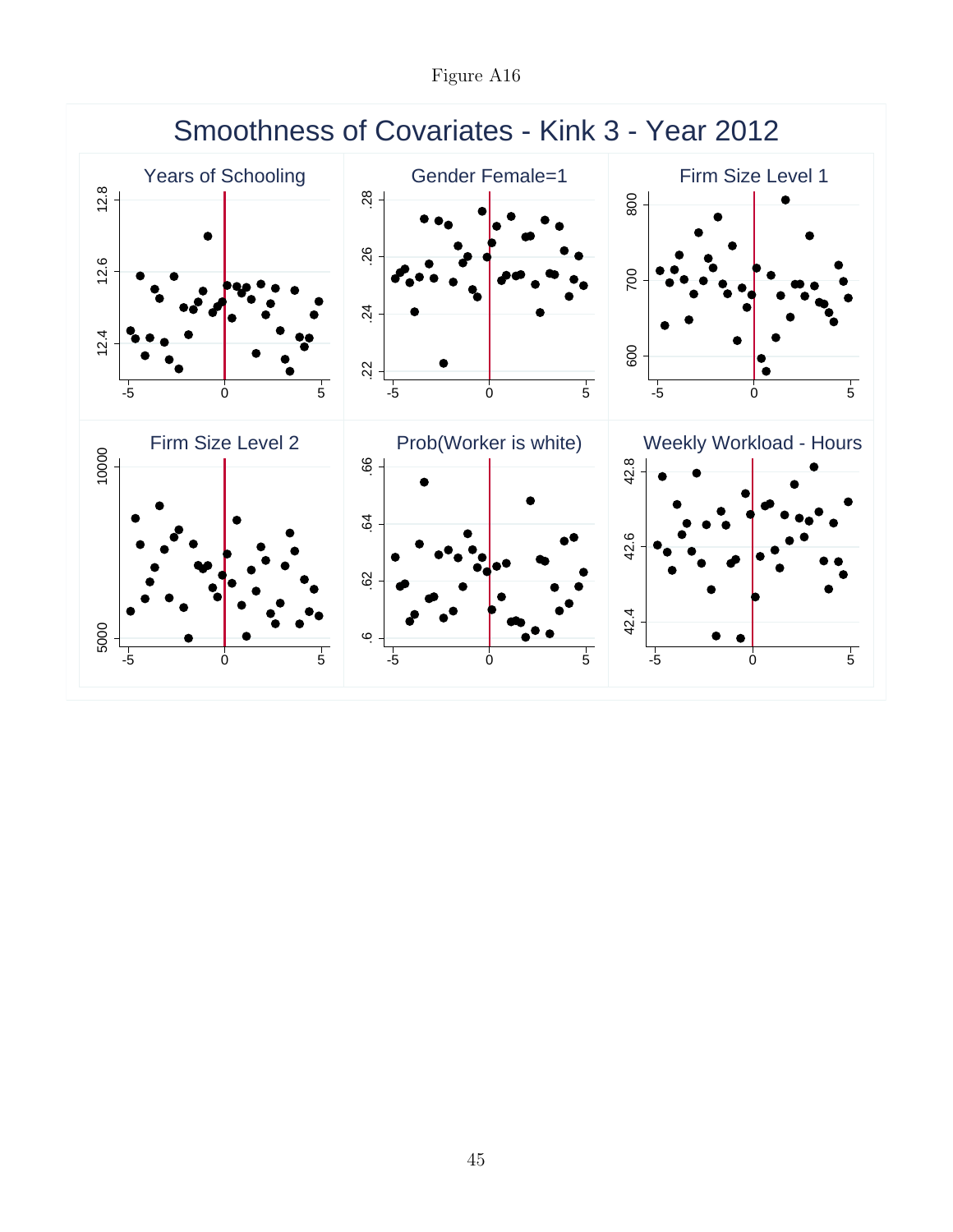Figure A16

# Smoothness of Covariates - Kink 3 - Year 2012

Years of Schooling

Gender Female=1

Firm Size Level 1

Firm Size Level 2

Prob(Worker is white)

Weekly Workload - Hours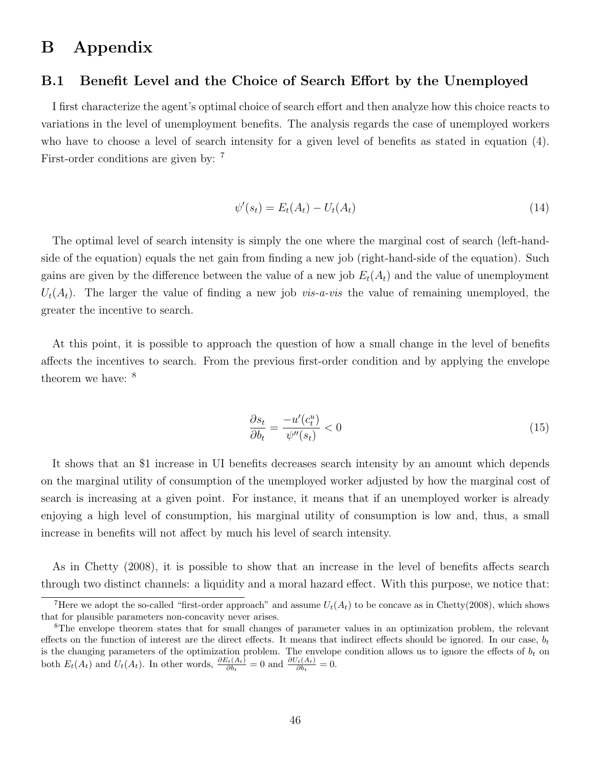# B Appendix

## B.1 Benefit Level and the Choice of Search Effort by the Unemployed

I first characterize the agent's optimal choice of search effort and then analyze how this choice reacts to variations in the level of unemployment benefits. The analysis regards the case of unemployed workers who have to choose a level of search intensity for a given level of benefits as stated in equation (4). First-order conditions are given by: [7]

$$\psi'(s_t) = E_t(A_t) - U_t(A_t) \tag{14}$$

The optimal level of search intensity is simply the one where the marginal cost of search (left-hand-side of the equation) equals the net gain from finding a new job (right-hand-side of the equation). Such gains are given by the difference between the value of a new job $E_t(A_t)$ and the value of unemployment $U_t(A_t)$. The larger the value of finding a new job *vis-a-vis* the value of remaining unemployed, the greater the incentive to search.

At this point, it is possible to approach the question of how a small change in the level of benefits affects the incentives to search. From the previous first-order condition and by applying the envelope theorem we have: [8]

$$\frac{\partial s_t}{\partial b_t} = \frac{-u'(c_t^u)}{\psi''(s_t)} < 0 \tag{15}$$

It shows that an $1 increase in UI benefits decreases search intensity by an amount which depends on the marginal utility of consumption of the unemployed worker adjusted by how the marginal cost of search is increasing at a given point. For instance, it means that if an unemployed worker is already enjoying a high level of consumption, his marginal utility of consumption is low and, thus, a small increase in benefits will not affect by much his level of search intensity.

As in Chetty (2008), it is possible to show that an increase in the level of benefits affects search through two distinct channels: a liquidity and a moral hazard effect. With this purpose, we notice that:

---

[7] Here we adopt the so-called "first-order approach" and assume $U_t(A_t)$ to be concave as in Chetty(2008), which shows that for plausible parameters non-concavity never arises.

[8] The envelope theorem states that for small changes of parameter values in an optimization problem, the relevant effects on the function of interest are the direct effects. It means that indirect effects should be ignored. In our case, $b_t$ is the changing parameters of the optimization problem. The envelope condition allows us to ignore the effects of $b_t$ on both $E_t(A_t)$ and $U_t(A_t)$. In other words, $\frac{\partial E_t(A_t)}{\partial b_t} = 0$ and $\frac{\partial U_t(A_t)}{\partial b_t} = 0$.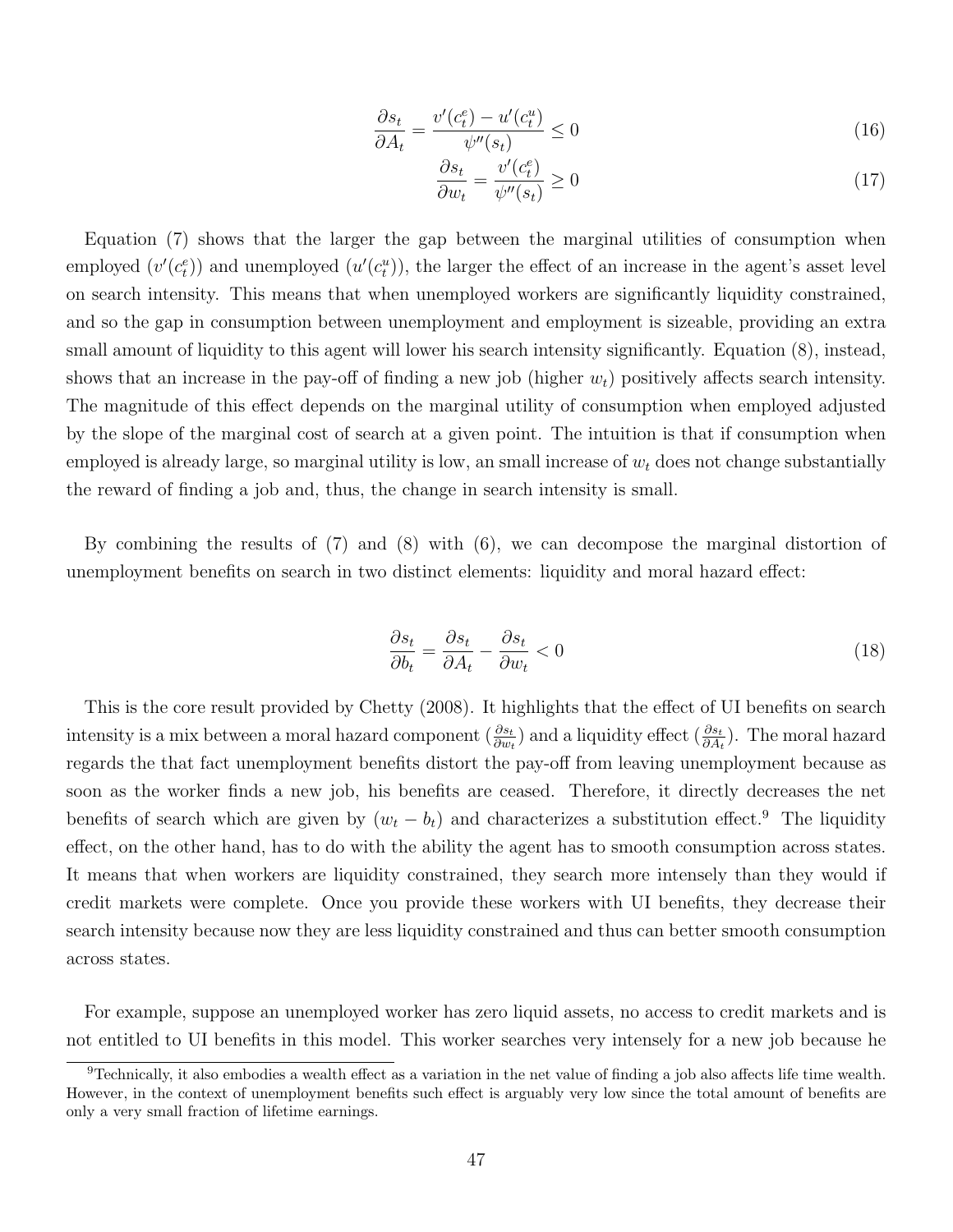$$\frac{\partial s_t}{\partial A_t} = \frac{v'(c_t^e) - u'(c_t^u)}{\psi''(s_t)} \leq 0 \tag{16}$$

$$\frac{\partial s_t}{\partial w_t} = \frac{v'(c_t^e)}{\psi''(s_t)} \geq 0 \tag{17}$$

Equation (7) shows that the larger the gap between the marginal utilities of consumption when employed ($v'(c_t^e)$) and unemployed ($u'(c_t^u)$), the larger the effect of an increase in the agent's asset level on search intensity. This means that when unemployed workers are significantly liquidity constrained, and so the gap in consumption between unemployment and employment is sizeable, providing an extra small amount of liquidity to this agent will lower his search intensity significantly. Equation (8), instead, shows that an increase in the pay-off of finding a new job (higher $w_t$) positively affects search intensity. The magnitude of this effect depends on the marginal utility of consumption when employed adjusted by the slope of the marginal cost of search at a given point. The intuition is that if consumption when employed is already large, so marginal utility is low, an small increase of $w_t$ does not change substantially the reward of finding a job and, thus, the change in search intensity is small.

By combining the results of (7) and (8) with (6), we can decompose the marginal distortion of unemployment benefits on search in two distinct elements: liquidity and moral hazard effect:

$$\frac{\partial s_t}{\partial b_t} = \frac{\partial s_t}{\partial A_t} - \frac{\partial s_t}{\partial w_t} < 0 \tag{18}$$

This is the core result provided by Chetty (2008). It highlights that the effect of UI benefits on search intensity is a mix between a moral hazard component ($\frac{\partial s_t}{\partial w_t}$) and a liquidity effect ($\frac{\partial s_t}{\partial A_t}$). The moral hazard regards the that fact unemployment benefits distort the pay-off from leaving unemployment because as soon as the worker finds a new job, his benefits are ceased. Therefore, it directly decreases the net benefits of search which are given by $(w_t - b_t)$ and characterizes a substitution effect.[9] The liquidity effect, on the other hand, has to do with the ability the agent has to smooth consumption across states. It means that when workers are liquidity constrained, they search more intensely than they would if credit markets were complete. Once you provide these workers with UI benefits, they decrease their search intensity because now they are less liquidity constrained and thus can better smooth consumption across states.

For example, suppose an unemployed worker has zero liquid assets, no access to credit markets and is not entitled to UI benefits in this model. This worker searches very intensely for a new job because he

[9]Technically, it also embodies a wealth effect as a variation in the net value of finding a job also affects life time wealth. However, in the context of unemployment benefits such effect is arguably very low since the total amount of benefits are only a very small fraction of lifetime earnings.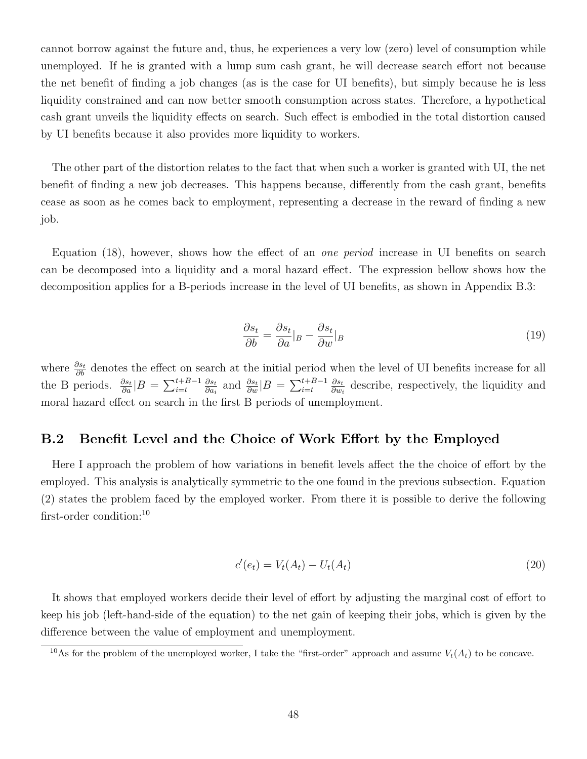cannot borrow against the future and, thus, he experiences a very low (zero) level of consumption while unemployed. If he is granted with a lump sum cash grant, he will decrease search effort not because the net benefit of finding a job changes (as is the case for UI benefits), but simply because he is less liquidity constrained and can now better smooth consumption across states. Therefore, a hypothetical cash grant unveils the liquidity effects on search. Such effect is embodied in the total distortion caused by UI benefits because it also provides more liquidity to workers.

The other part of the distortion relates to the fact that when such a worker is granted with UI, the net benefit of finding a new job decreases. This happens because, differently from the cash grant, benefits cease as soon as he comes back to employment, representing a decrease in the reward of finding a new job.

Equation (18), however, shows how the effect of an *one period* increase in UI benefits on search can be decomposed into a liquidity and a moral hazard effect. The expression bellow shows how the decomposition applies for a B-periods increase in the level of UI benefits, as shown in Appendix B.3:

$$\frac{\partial s_t}{\partial b} = \frac{\partial s_t}{\partial a}|_B - \frac{\partial s_t}{\partial w}|_B \tag{19}$$

where $\frac{\partial s_t}{\partial b}$ denotes the effect on search at the initial period when the level of UI benefits increase for all the B periods. $\frac{\partial s_t}{\partial a}|B = \sum_{i=t}^{t+B-1} \frac{\partial s_t}{\partial a_i}$ and $\frac{\partial s_t}{\partial w}|B = \sum_{i=t}^{t+B-1} \frac{\partial s_t}{\partial w_i}$ describe, respectively, the liquidity and moral hazard effect on search in the first B periods of unemployment.

## B.2 Benefit Level and the Choice of Work Effort by the Employed

Here I approach the problem of how variations in benefit levels affect the the choice of effort by the employed. This analysis is analytically symmetric to the one found in the previous subsection. Equation (2) states the problem faced by the employed worker. From there it is possible to derive the following first-order condition:[10]

$$c'(e_t) = V_t(A_t) - U_t(A_t) \tag{20}$$

It shows that employed workers decide their level of effort by adjusting the marginal cost of effort to keep his job (left-hand-side of the equation) to the net gain of keeping their jobs, which is given by the difference between the value of employment and unemployment.

[10]As for the problem of the unemployed worker, I take the "first-order" approach and assume $V_t(A_t)$ to be concave.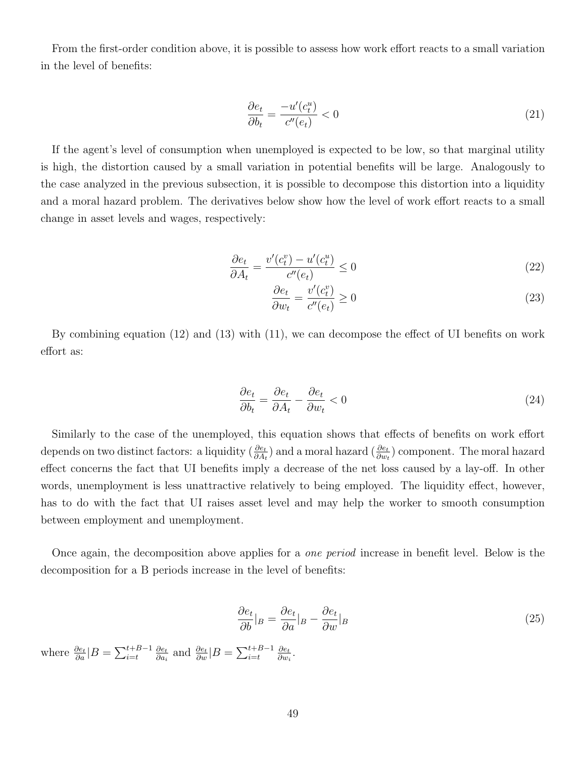From the first-order condition above, it is possible to assess how work effort reacts to a small variation in the level of benefits:

$$\frac{\partial e_t}{\partial b_t} = \frac{-u'(c_t^u)}{c''(e_t)} < 0 \tag{21}$$

If the agent's level of consumption when unemployed is expected to be low, so that marginal utility is high, the distortion caused by a small variation in potential benefits will be large. Analogously to the case analyzed in the previous subsection, it is possible to decompose this distortion into a liquidity and a moral hazard problem. The derivatives below show how the level of work effort reacts to a small change in asset levels and wages, respectively:

$$\frac{\partial e_t}{\partial A_t} = \frac{v'(c_t^v) - u'(c_t^u)}{c''(e_t)} \leq 0 \tag{22}$$

$$\frac{\partial e_t}{\partial w_t} = \frac{v'(c_t^v)}{c''(e_t)} \geq 0 \tag{23}$$

By combining equation (12) and (13) with (11), we can decompose the effect of UI benefits on work effort as:

$$\frac{\partial e_t}{\partial b_t} = \frac{\partial e_t}{\partial A_t} - \frac{\partial e_t}{\partial w_t} < 0 \tag{24}$$

Similarly to the case of the unemployed, this equation shows that effects of benefits on work effort depends on two distinct factors: a liquidity ($\frac{\partial e_t}{\partial A_t}$) and a moral hazard ($\frac{\partial e_t}{\partial w_t}$) component. The moral hazard effect concerns the fact that UI benefits imply a decrease of the net loss caused by a lay-off. In other words, unemployment is less unattractive relatively to being employed. The liquidity effect, however, has to do with the fact that UI raises asset level and may help the worker to smooth consumption between employment and unemployment.

Once again, the decomposition above applies for a *one period* increase in benefit level. Below is the decomposition for a B periods increase in the level of benefits:

$$\frac{\partial e_t}{\partial b}|_B = \frac{\partial e_t}{\partial a}|_B - \frac{\partial e_t}{\partial w}|_B \tag{25}$$

where $\frac{\partial e_t}{\partial a}|B = \sum_{i=t}^{t+B-1} \frac{\partial e_t}{\partial a_i}$ and $\frac{\partial e_t}{\partial w}|B = \sum_{i=t}^{t+B-1} \frac{\partial e_t}{\partial w_i}$.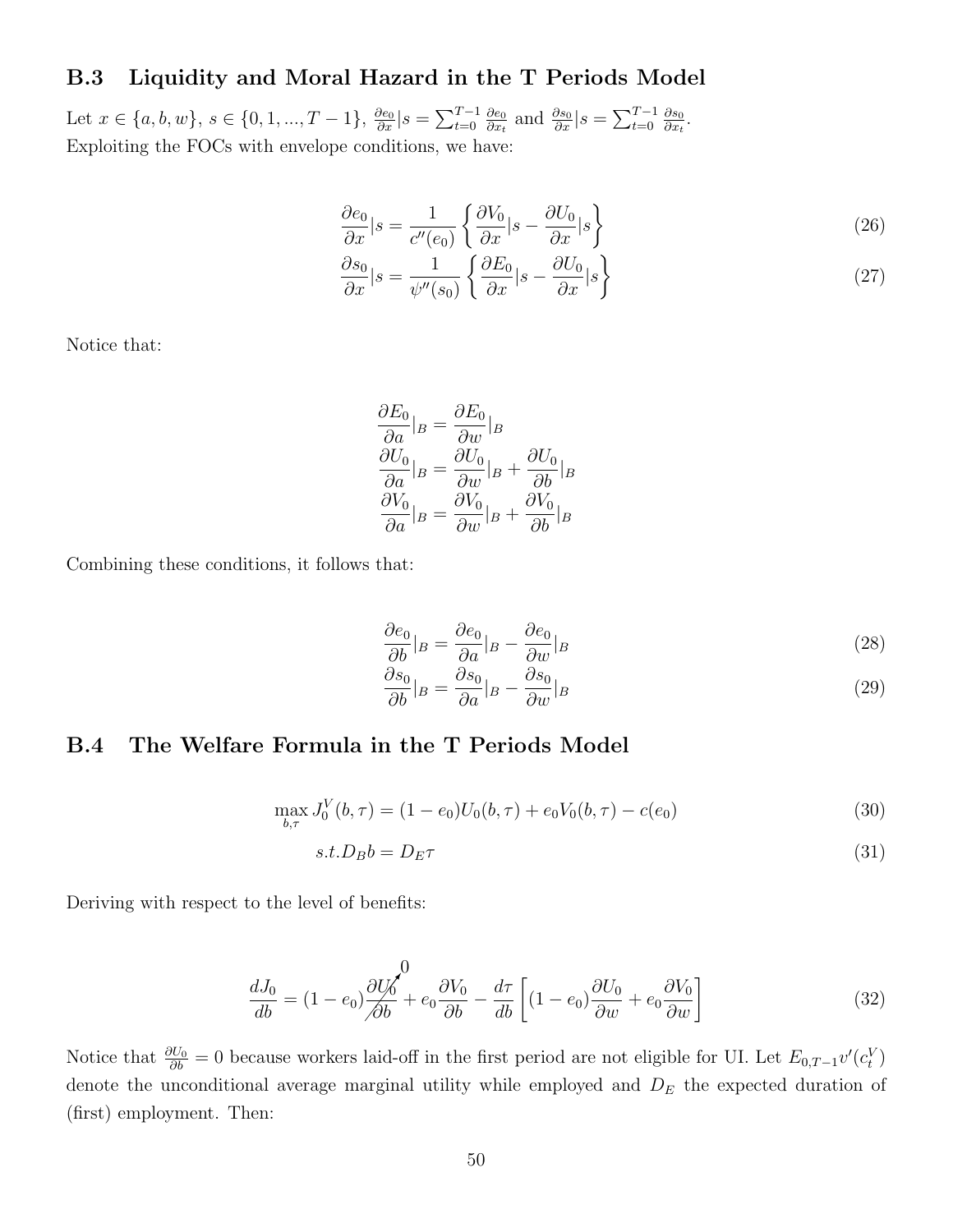### B.3 Liquidity and Moral Hazard in the T Periods Model

Let $x \in \{a, b, w\}$, $s \in \{0, 1, ..., T-1\}$, $\frac{\partial e_0}{\partial x}|s = \sum_{t=0}^{T-1} \frac{\partial e_0}{\partial x_t}$ and $\frac{\partial s_0}{\partial x}|s = \sum_{t=0}^{T-1} \frac{\partial s_0}{\partial x_t}$.
Exploiting the FOCs with envelope conditions, we have:

$$\frac{\partial e_0}{\partial x}|s = \frac{1}{c''(e_0)} \left\{ \frac{\partial V_0}{\partial x}|s - \frac{\partial U_0}{\partial x}|s \right\} \tag{26}$$

$$\frac{\partial s_0}{\partial x}|s = \frac{1}{\psi''(s_0)} \left\{ \frac{\partial E_0}{\partial x}|s - \frac{\partial U_0}{\partial x}|s \right\} \tag{27}$$

Notice that:

$$\frac{\partial E_0}{\partial a}|_B = \frac{\partial E_0}{\partial w}|_B$$
$$\frac{\partial U_0}{\partial a}|_B = \frac{\partial U_0}{\partial w}|_B + \frac{\partial U_0}{\partial b}|_B$$
$$\frac{\partial V_0}{\partial a}|_B = \frac{\partial V_0}{\partial w}|_B + \frac{\partial V_0}{\partial b}|_B$$

Combining these conditions, it follows that:

$$\frac{\partial e_0}{\partial b}|_B = \frac{\partial e_0}{\partial a}|_B - \frac{\partial e_0}{\partial w}|_B \tag{28}$$

$$\frac{\partial s_0}{\partial b}|_B = \frac{\partial s_0}{\partial a}|_B - \frac{\partial s_0}{\partial w}|_B \tag{29}$$

### B.4 The Welfare Formula in the T Periods Model

$$\max_{b,\tau} J_0^V(b, \tau) = (1 - e_0)U_0(b, \tau) + e_0 V_0(b, \tau) - c(e_0) \tag{30}$$

$$s.t. D_B b = D_E \tau \tag{31}$$

Deriving with respect to the level of benefits:

$$\frac{dJ_0}{db} = (1 - e_0)\overbrace{\frac{\partial U_0}{\partial b}}^{0} + e_0 \frac{\partial V_0}{\partial b} - \frac{d\tau}{db}\left[(1 - e_0)\frac{\partial U_0}{\partial w} + e_0 \frac{\partial V_0}{\partial w}\right] \tag{32}$$

Notice that $\frac{\partial U_0}{\partial b} = 0$ because workers laid-off in the first period are not eligible for UI. Let $E_{0,T-1}v'(c_t^V)$ denote the unconditional average marginal utility while employed and $D_E$ the expected duration of (first) employment. Then: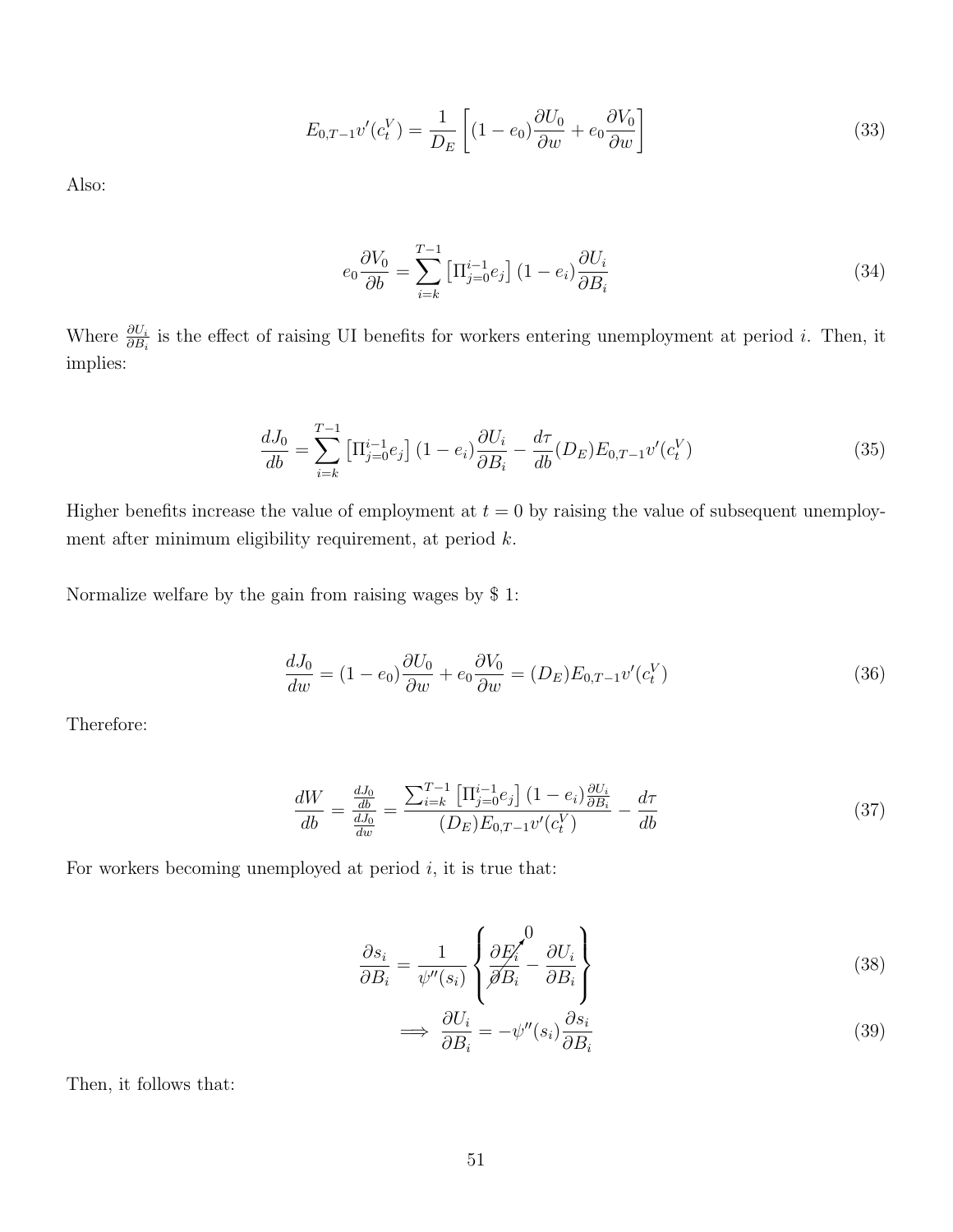$$E_{0,T-1}v'(c_t^V) = \frac{1}{D_E}\left[(1-e_0)\frac{\partial U_0}{\partial w} + e_0\frac{\partial V_0}{\partial w}\right] \tag{33}$$

Also:

$$e_0\frac{\partial V_0}{\partial b} = \sum_{i=k}^{T-1}\left[\Pi_{j=0}^{i-1}e_j\right](1-e_i)\frac{\partial U_i}{\partial B_i} \tag{34}$$

Where $\frac{\partial U_i}{\partial B_i}$ is the effect of raising UI benefits for workers entering unemployment at period $i$. Then, it implies:

$$\frac{dJ_0}{db} = \sum_{i=k}^{T-1}\left[\Pi_{j=0}^{i-1}e_j\right](1-e_i)\frac{\partial U_i}{\partial B_i} - \frac{d\tau}{db}(D_E)E_{0,T-1}v'(c_t^V) \tag{35}$$

Higher benefits increase the value of employment at $t = 0$ by raising the value of subsequent unemployment after minimum eligibility requirement, at period $k$.

Normalize welfare by the gain from raising wages by $ 1:

$$\frac{dJ_0}{dw} = (1-e_0)\frac{\partial U_0}{\partial w} + e_0\frac{\partial V_0}{\partial w} = (D_E)E_{0,T-1}v'(c_t^V) \tag{36}$$

Therefore:

$$\frac{dW}{db} = \frac{\frac{dJ_0}{db}}{\frac{dJ_0}{dw}} = \frac{\sum_{i=k}^{T-1}\left[\Pi_{j=0}^{i-1}e_j\right](1-e_i)\frac{\partial U_i}{\partial B_i}}{(D_E)E_{0,T-1}v'(c_t^V)} - \frac{d\tau}{db} \tag{37}$$

For workers becoming unemployed at period $i$, it is true that:

$$\frac{\partial s_i}{\partial B_i} = \frac{1}{\psi''(s_i)}\left\{\cancelto{0}{\frac{\partial E_i}{\partial B_i}} - \frac{\partial U_i}{\partial B_i}\right\} \tag{38}$$

$$\implies \frac{\partial U_i}{\partial B_i} = -\psi''(s_i)\frac{\partial s_i}{\partial B_i} \tag{39}$$

Then, it follows that: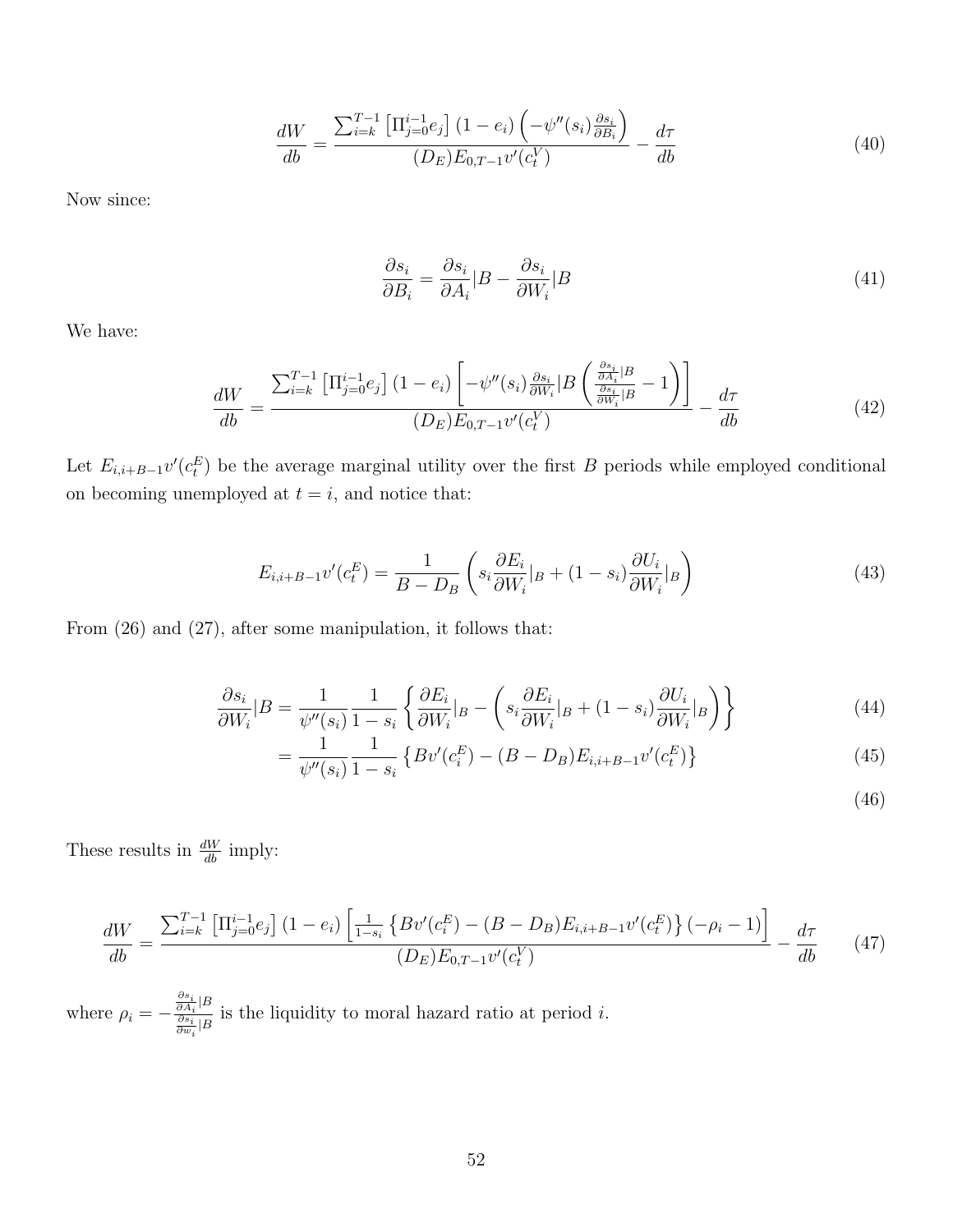$$\frac{dW}{db} = \frac{\sum_{i=k}^{T-1}\left[\Pi_{j=0}^{i-1}e_j\right](1-e_i)\left(-\psi''(s_i)\frac{\partial s_i}{\partial B_i}\right)}{(D_E)E_{0,T-1}v'(c_t^V)} - \frac{d\tau}{db} \tag{40}$$

Now since:

$$\frac{\partial s_i}{\partial B_i} = \frac{\partial s_i}{\partial A_i}|B - \frac{\partial s_i}{\partial W_i}|B \tag{41}$$

We have:

$$\frac{dW}{db} = \frac{\sum_{i=k}^{T-1}\left[\Pi_{j=0}^{i-1}e_j\right](1-e_i)\left[-\psi''(s_i)\frac{\partial s_i}{\partial W_i}|B\left(\frac{\frac{\partial s_i}{\partial A_i}|B}{\frac{\partial s_i}{\partial W_i}|B} - 1\right)\right]}{(D_E)E_{0,T-1}v'(c_t^V)} - \frac{d\tau}{db} \tag{42}$$

Let $E_{i,i+B-1}v'(c_t^E)$ be the average marginal utility over the first $B$ periods while employed conditional on becoming unemployed at $t = i$, and notice that:

$$E_{i,i+B-1}v'(c_t^E) = \frac{1}{B-D_B}\left(s_i\frac{\partial E_i}{\partial W_i}|_B + (1-s_i)\frac{\partial U_i}{\partial W_i}|_B\right) \tag{43}$$

From (26) and (27), after some manipulation, it follows that:

$$\begin{aligned}
\frac{\partial s_i}{\partial W_i}|B &= \frac{1}{\psi''(s_i)}\frac{1}{1-s_i}\left\{\frac{\partial E_i}{\partial W_i}|_B - \left(s_i\frac{\partial E_i}{\partial W_i}|_B + (1-s_i)\frac{\partial U_i}{\partial W_i}|_B\right)\right\} && (44)\\
&= \frac{1}{\psi''(s_i)}\frac{1}{1-s_i}\left\{Bv'(c_i^E) - (B-D_B)E_{i,i+B-1}v'(c_t^E)\right\} && (45)\\
& && (46)
\end{aligned}$$

These results in $\frac{dW}{db}$ imply:

$$\frac{dW}{db} = \frac{\sum_{i=k}^{T-1}\left[\Pi_{j=0}^{i-1}e_j\right](1-e_i)\left[\frac{1}{1-s_i}\left\{Bv'(c_i^E) - (B-D_B)E_{i,i+B-1}v'(c_t^E)\right\}(-\rho_i - 1)\right]}{(D_E)E_{0,T-1}v'(c_t^V)} - \frac{d\tau}{db} \tag{47}$$

where $\rho_i = -\frac{\frac{\partial s_i}{\partial A_i}|B}{\frac{\partial s_i}{\partial w_i}|B}$ is the liquidity to moral hazard ratio at period $i$.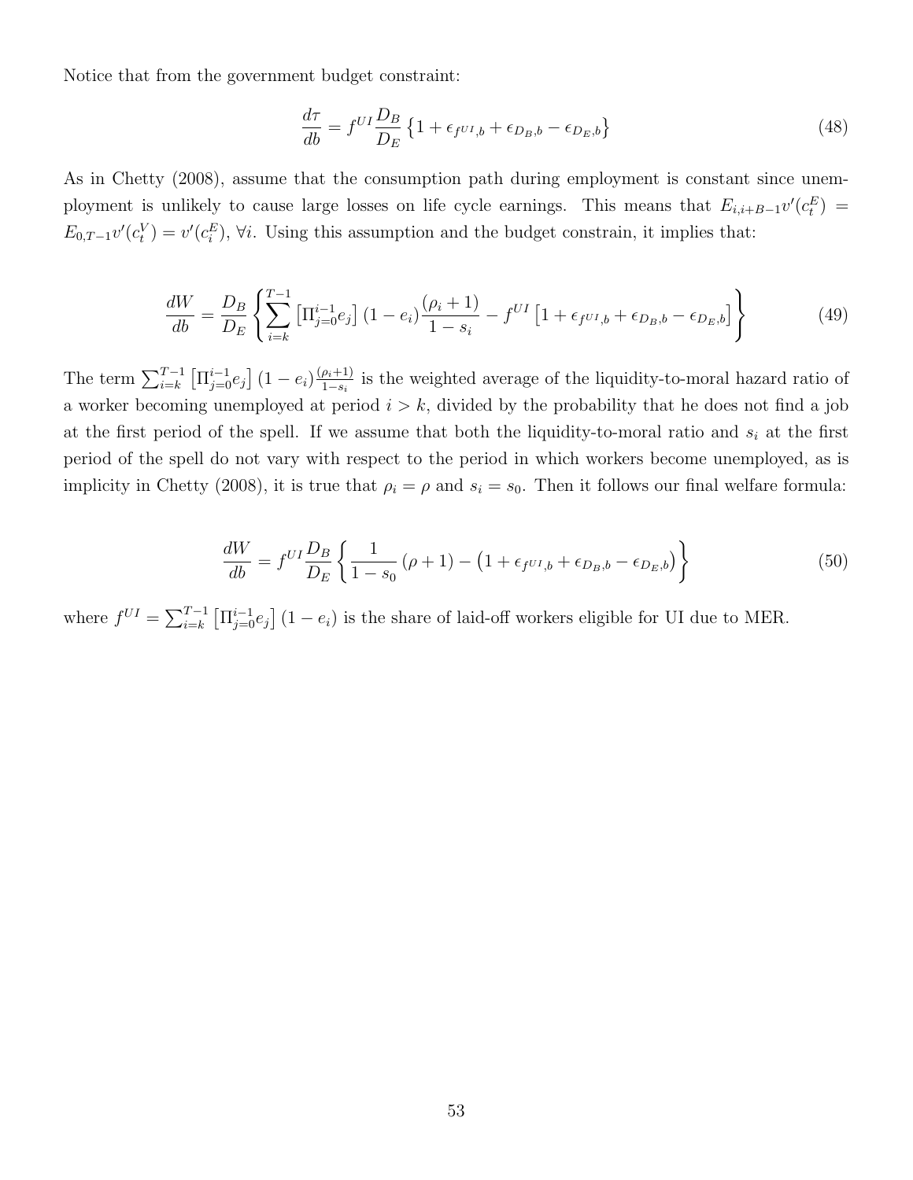Notice that from the government budget constraint:

$$\frac{d\tau}{db} = f^{UI}\frac{D_B}{D_E}\left\{1 + \epsilon_{f^{UI},b} + \epsilon_{D_B,b} - \epsilon_{D_E,b}\right\} \tag{48}$$

As in Chetty (2008), assume that the consumption path during employment is constant since unemployment is unlikely to cause large losses on life cycle earnings. This means that $E_{i,i+B-1}v'(c_t^E) = E_{0,T-1}v'(c_t^V) = v'(c_i^E)$, $\forall i$. Using this assumption and the budget constrain, it implies that:

$$\frac{dW}{db} = \frac{D_B}{D_E}\left\{\sum_{i=k}^{T-1}\left[\Pi_{j=0}^{i-1}e_j\right](1-e_i)\frac{(\rho_i+1)}{1-s_i} - f^{UI}\left[1 + \epsilon_{f^{UI},b} + \epsilon_{D_B,b} - \epsilon_{D_E,b}\right]\right\} \tag{49}$$

The term $\sum_{i=k}^{T-1}\left[\Pi_{j=0}^{i-1}e_j\right](1-e_i)\frac{(\rho_i+1)}{1-s_i}$ is the weighted average of the liquidity-to-moral hazard ratio of a worker becoming unemployed at period $i > k$, divided by the probability that he does not find a job at the first period of the spell. If we assume that both the liquidity-to-moral ratio and $s_i$ at the first period of the spell do not vary with respect to the period in which workers become unemployed, as is implicity in Chetty (2008), it is true that $\rho_i = \rho$ and $s_i = s_0$. Then it follows our final welfare formula:

$$\frac{dW}{db} = f^{UI}\frac{D_B}{D_E}\left\{\frac{1}{1-s_0}(\rho+1) - \left(1 + \epsilon_{f^{UI},b} + \epsilon_{D_B,b} - \epsilon_{D_E,b}\right)\right\} \tag{50}$$

where $f^{UI} = \sum_{i=k}^{T-1}\left[\Pi_{j=0}^{i-1}e_j\right](1-e_i)$ is the share of laid-off workers eligible for UI due to MER.